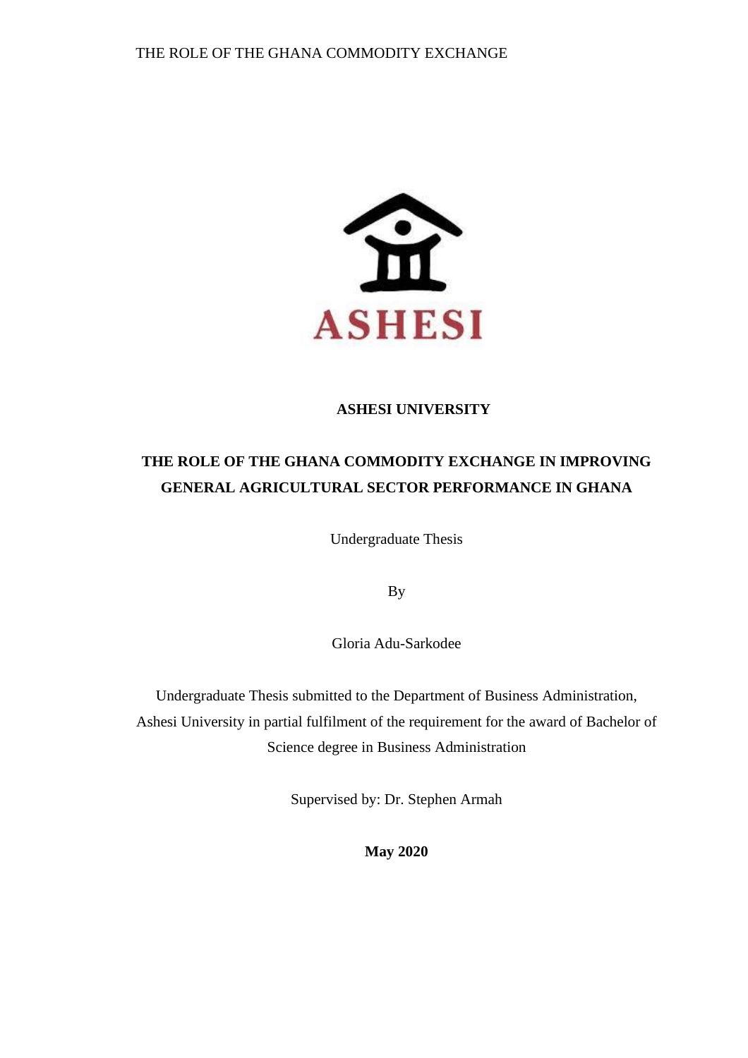ASHESI

**ASHESI UNIVERSITY**

# THE ROLE OF THE GHANA COMMODITY EXCHANGE IN IMPROVING GENERAL AGRICULTURAL SECTOR PERFORMANCE IN GHANA

Undergraduate Thesis

By

Gloria Adu-Sarkodee

Undergraduate Thesis submitted to the Department of Business Administration, Ashesi University in partial fulfilment of the requirement for the award of Bachelor of Science degree in Business Administration

Supervised by: Dr. Stephen Armah

**May 2020**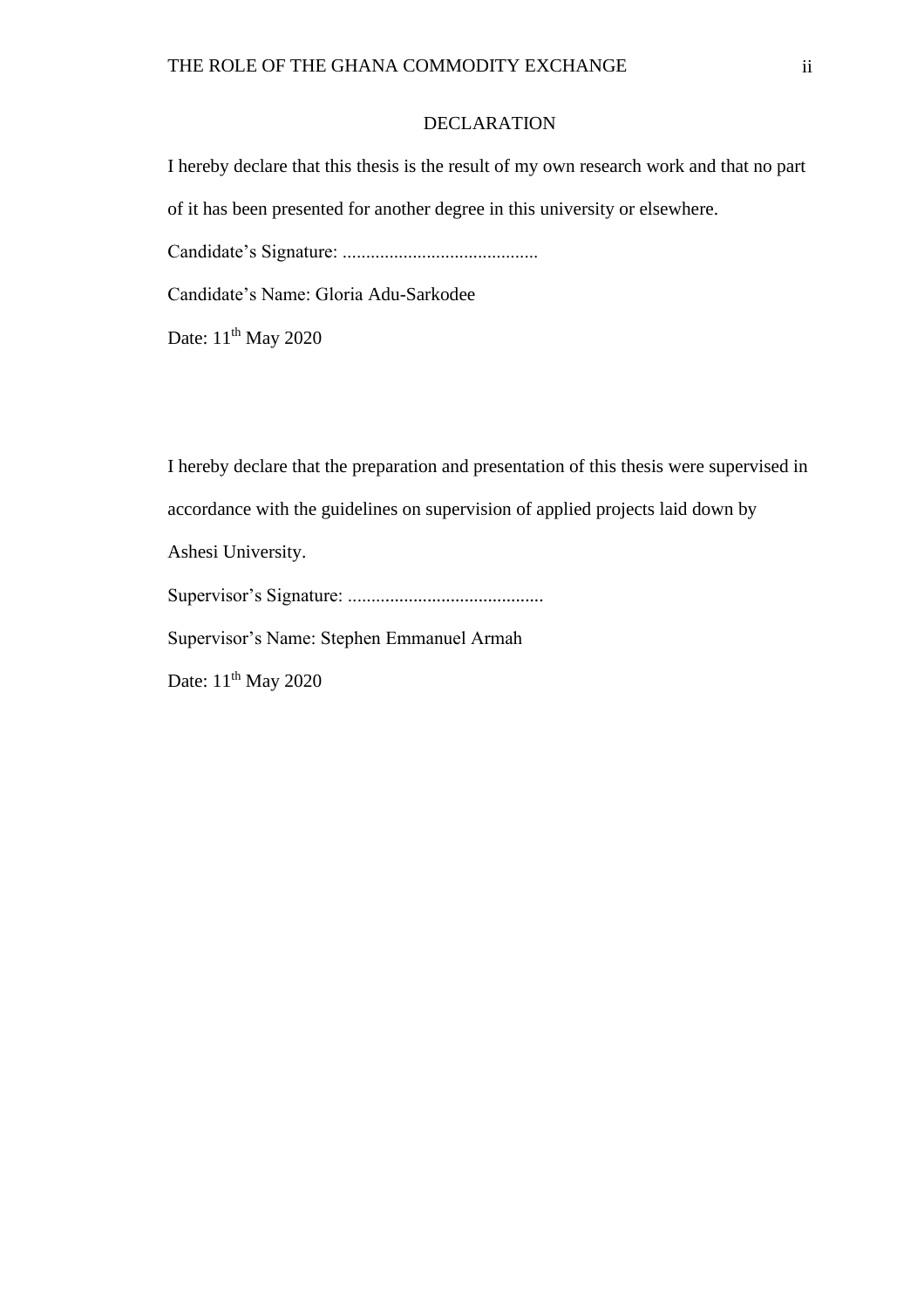# DECLARATION

I hereby declare that this thesis is the result of my own research work and that no part of it has been presented for another degree in this university or elsewhere.

Candidate's Signature: ..........................................

Candidate's Name: Gloria Adu-Sarkodee

Date: 11th May 2020

I hereby declare that the preparation and presentation of this thesis were supervised in accordance with the guidelines on supervision of applied projects laid down by Ashesi University.

Supervisor's Signature: ..........................................

Supervisor's Name: Stephen Emmanuel Armah

Date: 11th May 2020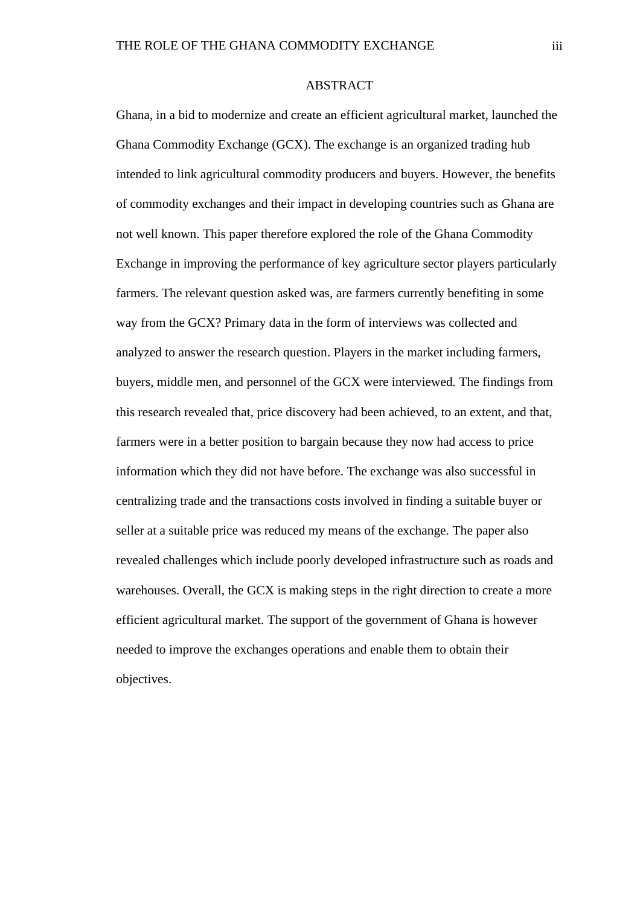# ABSTRACT

Ghana, in a bid to modernize and create an efficient agricultural market, launched the Ghana Commodity Exchange (GCX). The exchange is an organized trading hub intended to link agricultural commodity producers and buyers. However, the benefits of commodity exchanges and their impact in developing countries such as Ghana are not well known. This paper therefore explored the role of the Ghana Commodity Exchange in improving the performance of key agriculture sector players particularly farmers. The relevant question asked was, are farmers currently benefiting in some way from the GCX? Primary data in the form of interviews was collected and analyzed to answer the research question. Players in the market including farmers, buyers, middle men, and personnel of the GCX were interviewed. The findings from this research revealed that, price discovery had been achieved, to an extent, and that, farmers were in a better position to bargain because they now had access to price information which they did not have before. The exchange was also successful in centralizing trade and the transactions costs involved in finding a suitable buyer or seller at a suitable price was reduced my means of the exchange. The paper also revealed challenges which include poorly developed infrastructure such as roads and warehouses. Overall, the GCX is making steps in the right direction to create a more efficient agricultural market. The support of the government of Ghana is however needed to improve the exchanges operations and enable them to obtain their objectives.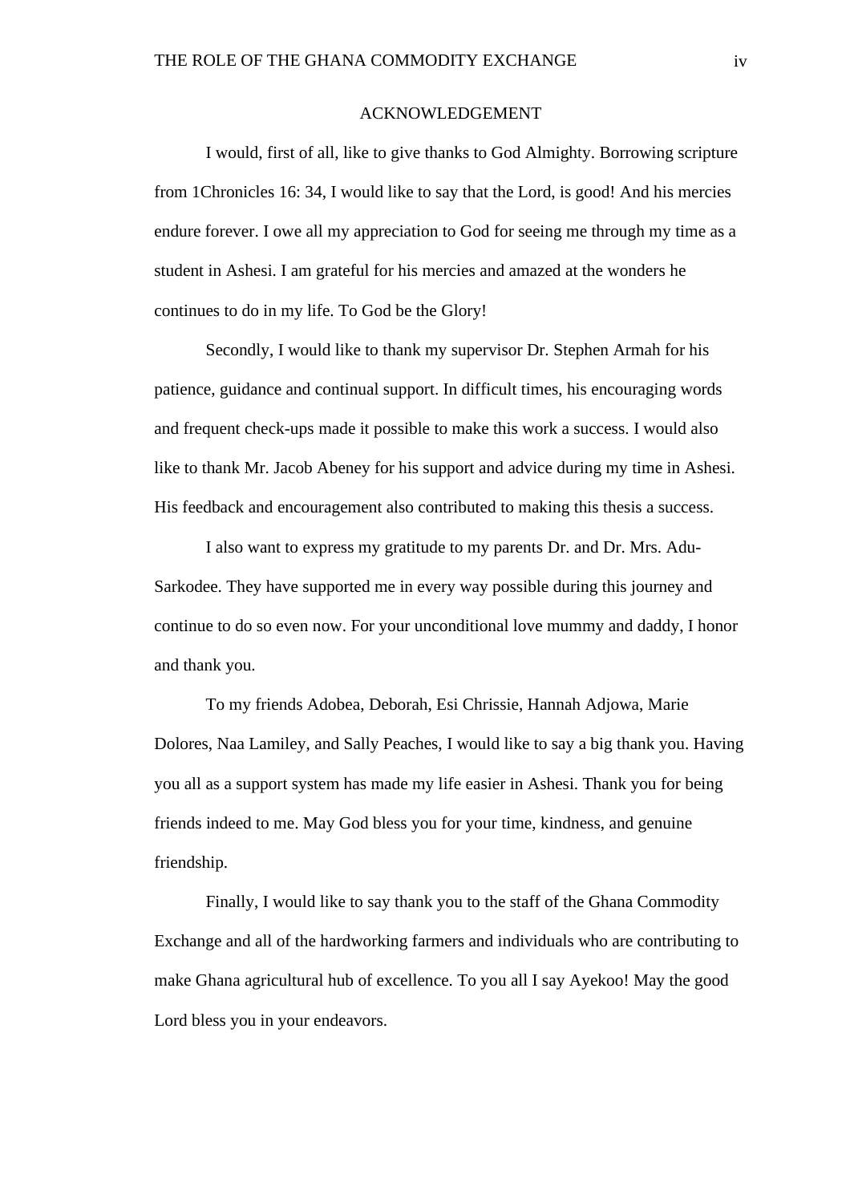## ACKNOWLEDGEMENT

I would, first of all, like to give thanks to God Almighty. Borrowing scripture from 1Chronicles 16: 34, I would like to say that the Lord, is good! And his mercies endure forever. I owe all my appreciation to God for seeing me through my time as a student in Ashesi. I am grateful for his mercies and amazed at the wonders he continues to do in my life. To God be the Glory!

Secondly, I would like to thank my supervisor Dr. Stephen Armah for his patience, guidance and continual support. In difficult times, his encouraging words and frequent check-ups made it possible to make this work a success. I would also like to thank Mr. Jacob Abeney for his support and advice during my time in Ashesi. His feedback and encouragement also contributed to making this thesis a success.

I also want to express my gratitude to my parents Dr. and Dr. Mrs. Adu-Sarkodee. They have supported me in every way possible during this journey and continue to do so even now. For your unconditional love mummy and daddy, I honor and thank you.

To my friends Adobea, Deborah, Esi Chrissie, Hannah Adjowa, Marie Dolores, Naa Lamiley, and Sally Peaches, I would like to say a big thank you. Having you all as a support system has made my life easier in Ashesi. Thank you for being friends indeed to me. May God bless you for your time, kindness, and genuine friendship.

Finally, I would like to say thank you to the staff of the Ghana Commodity Exchange and all of the hardworking farmers and individuals who are contributing to make Ghana agricultural hub of excellence. To you all I say Ayekoo! May the good Lord bless you in your endeavors.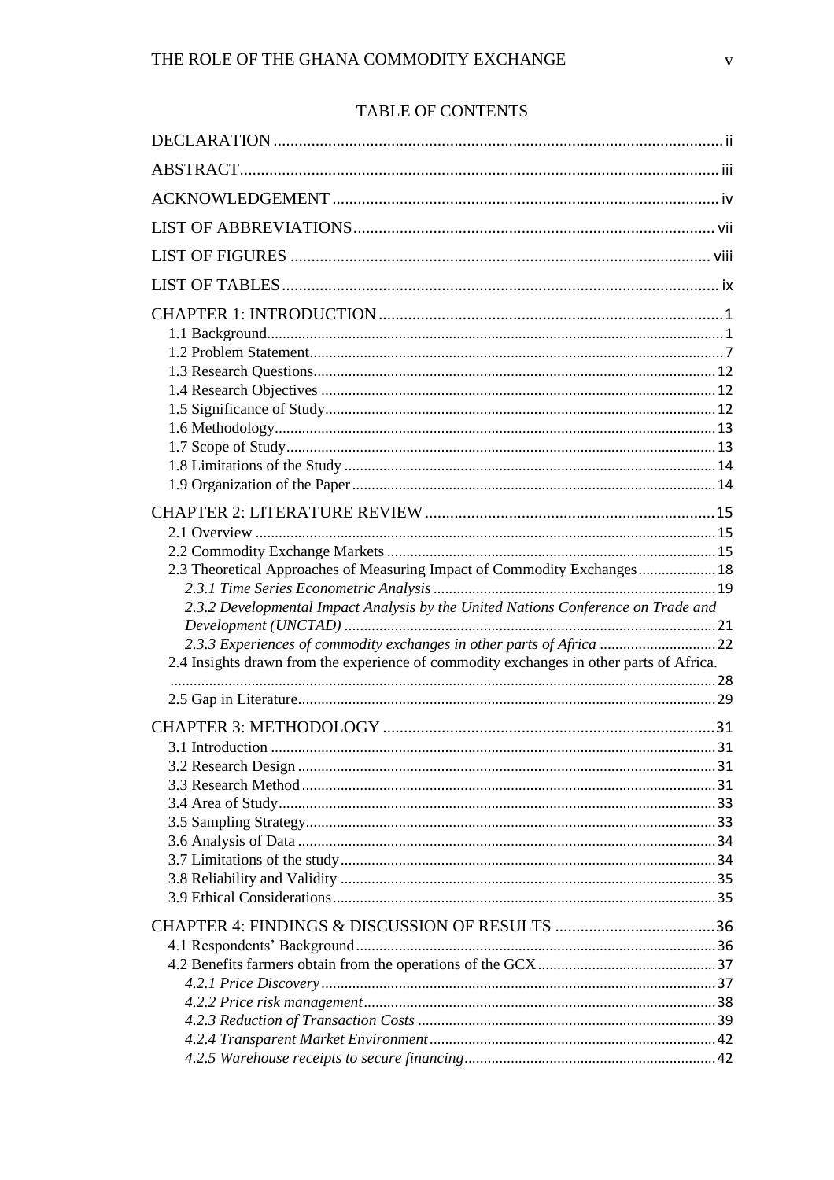## TABLE OF CONTENTS

DECLARATION ..... ii

ABSTRACT ..... iii

ACKNOWLEDGEMENT ..... iv

LIST OF ABBREVIATIONS ..... vii

LIST OF FIGURES ..... viii

LIST OF TABLES ..... ix

CHAPTER 1: INTRODUCTION ..... 1
- 1.1 Background ..... 1
- 1.2 Problem Statement ..... 7
- 1.3 Research Questions ..... 12
- 1.4 Research Objectives ..... 12
- 1.5 Significance of Study ..... 12
- 1.6 Methodology ..... 13
- 1.7 Scope of Study ..... 13
- 1.8 Limitations of the Study ..... 14
- 1.9 Organization of the Paper ..... 14

CHAPTER 2: LITERATURE REVIEW ..... 15
- 2.1 Overview ..... 15
- 2.2 Commodity Exchange Markets ..... 15
- 2.3 Theoretical Approaches of Measuring Impact of Commodity Exchanges ..... 18
  - *2.3.1 Time Series Econometric Analysis* ..... 19
  - *2.3.2 Developmental Impact Analysis by the United Nations Conference on Trade and Development (UNCTAD)* ..... 21
  - *2.3.3 Experiences of commodity exchanges in other parts of Africa* ..... 22
- 2.4 Insights drawn from the experience of commodity exchanges in other parts of Africa. ..... 28
- 2.5 Gap in Literature ..... 29

CHAPTER 3: METHODOLOGY ..... 31
- 3.1 Introduction ..... 31
- 3.2 Research Design ..... 31
- 3.3 Research Method ..... 31
- 3.4 Area of Study ..... 33
- 3.5 Sampling Strategy ..... 33
- 3.6 Analysis of Data ..... 34
- 3.7 Limitations of the study ..... 34
- 3.8 Reliability and Validity ..... 35
- 3.9 Ethical Considerations ..... 35

CHAPTER 4: FINDINGS & DISCUSSION OF RESULTS ..... 36
- 4.1 Respondents' Background ..... 36
- 4.2 Benefits farmers obtain from the operations of the GCX ..... 37
  - *4.2.1 Price Discovery* ..... 37
  - *4.2.2 Price risk management* ..... 38
  - *4.2.3 Reduction of Transaction Costs* ..... 39
  - *4.2.4 Transparent Market Environment* ..... 42
  - *4.2.5 Warehouse receipts to secure financing* ..... 42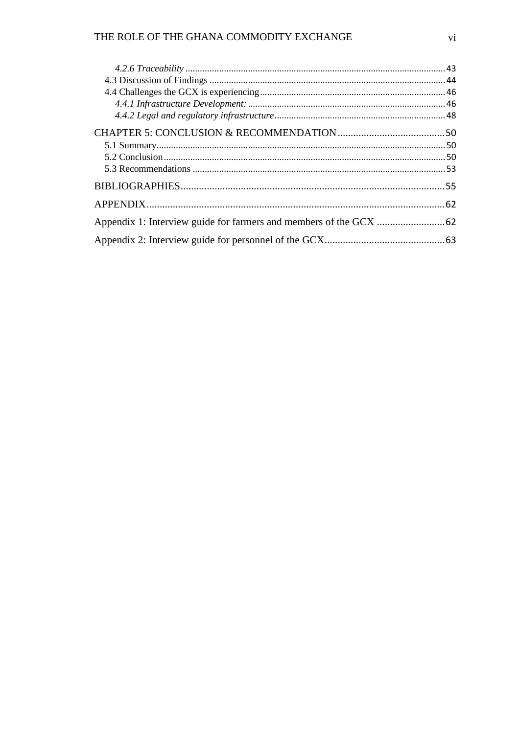*4.2.6 Traceability* ........................................................................................................ 43

4.3 Discussion of Findings ................................................................................................ 44

4.4 Challenges the GCX is experiencing ........................................................................... 46

*4.4.1 Infrastructure Development:* ................................................................................ 46

*4.4.2 Legal and regulatory infrastructure* ..................................................................... 48

CHAPTER 5: CONCLUSION & RECOMMENDATION ......................................... 50

5.1 Summary ...................................................................................................................... 50

5.2 Conclusion ................................................................................................................... 50

5.3 Recommendations ....................................................................................................... 53

BIBLIOGRAPHIES ..................................................................................................... 55

APPENDIX ................................................................................................................... 62

Appendix 1: Interview guide for farmers and members of the GCX .......................... 62

Appendix 2: Interview guide for personnel of the GCX .............................................. 63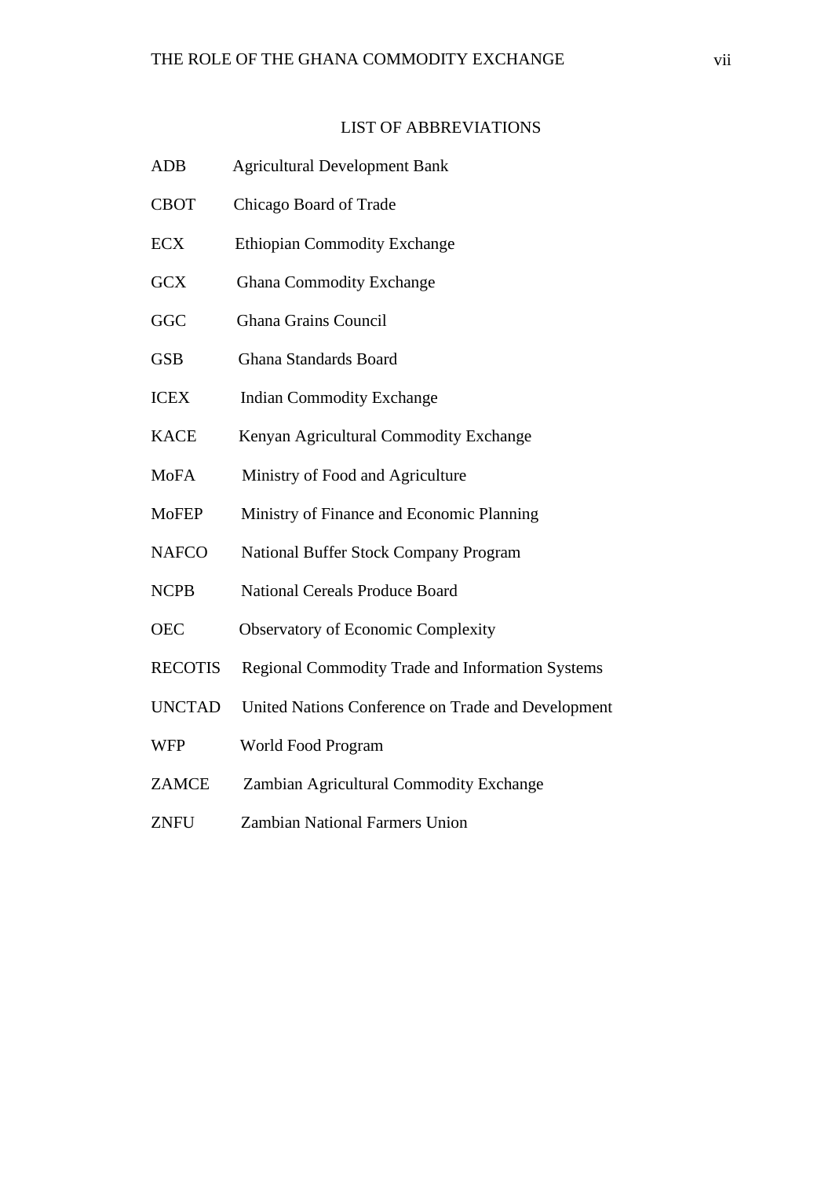## LIST OF ABBREVIATIONS

| | |
|---|---|
| ADB | Agricultural Development Bank |
| CBOT | Chicago Board of Trade |
| ECX | Ethiopian Commodity Exchange |
| GCX | Ghana Commodity Exchange |
| GGC | Ghana Grains Council |
| GSB | Ghana Standards Board |
| ICEX | Indian Commodity Exchange |
| KACE | Kenyan Agricultural Commodity Exchange |
| MoFA | Ministry of Food and Agriculture |
| MoFEP | Ministry of Finance and Economic Planning |
| NAFCO | National Buffer Stock Company Program |
| NCPB | National Cereals Produce Board |
| OEC | Observatory of Economic Complexity |
| RECOTIS | Regional Commodity Trade and Information Systems |
| UNCTAD | United Nations Conference on Trade and Development |
| WFP | World Food Program |
| ZAMCE | Zambian Agricultural Commodity Exchange |
| ZNFU | Zambian National Farmers Union |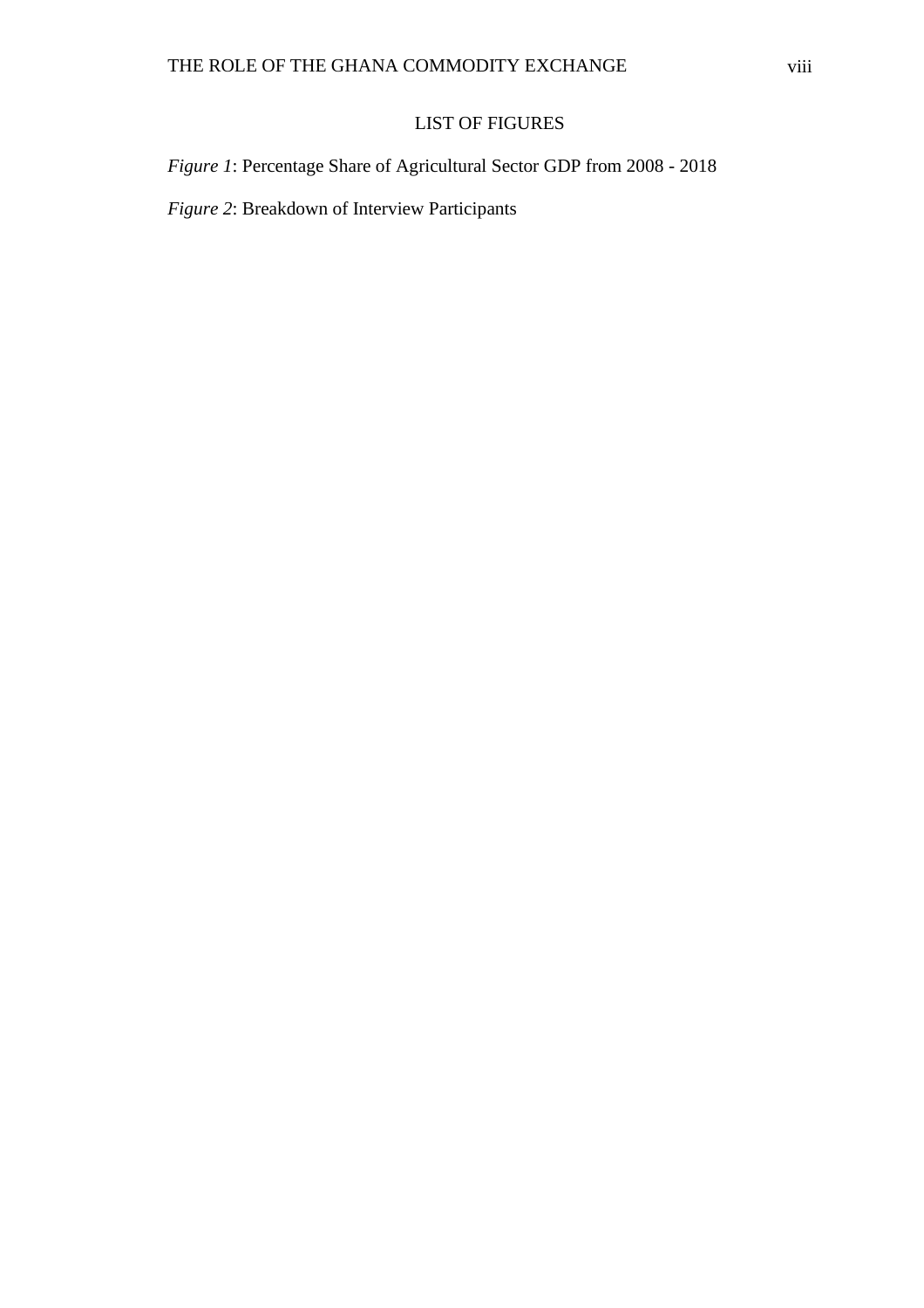# LIST OF FIGURES

*Figure 1*: Percentage Share of Agricultural Sector GDP from 2008 - 2018

*Figure 2*: Breakdown of Interview Participants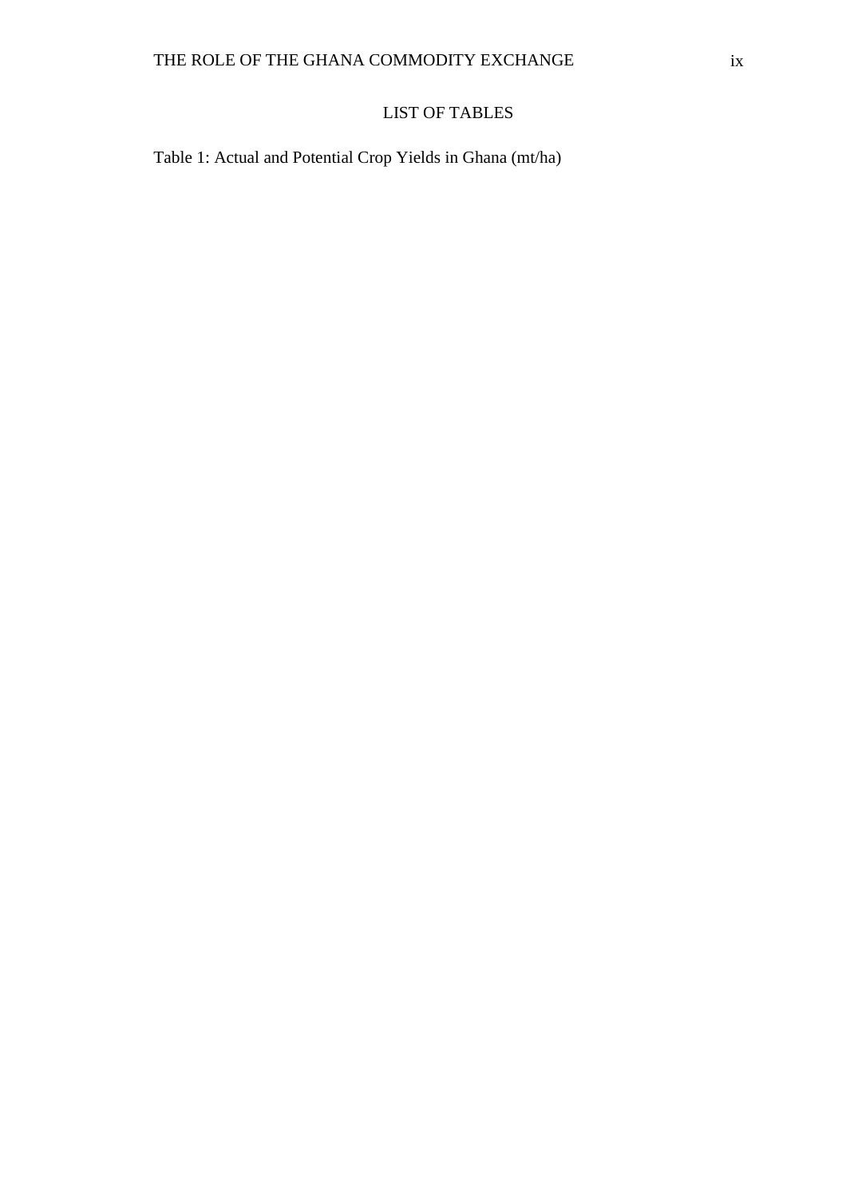# LIST OF TABLES

Table 1: Actual and Potential Crop Yields in Ghana (mt/ha)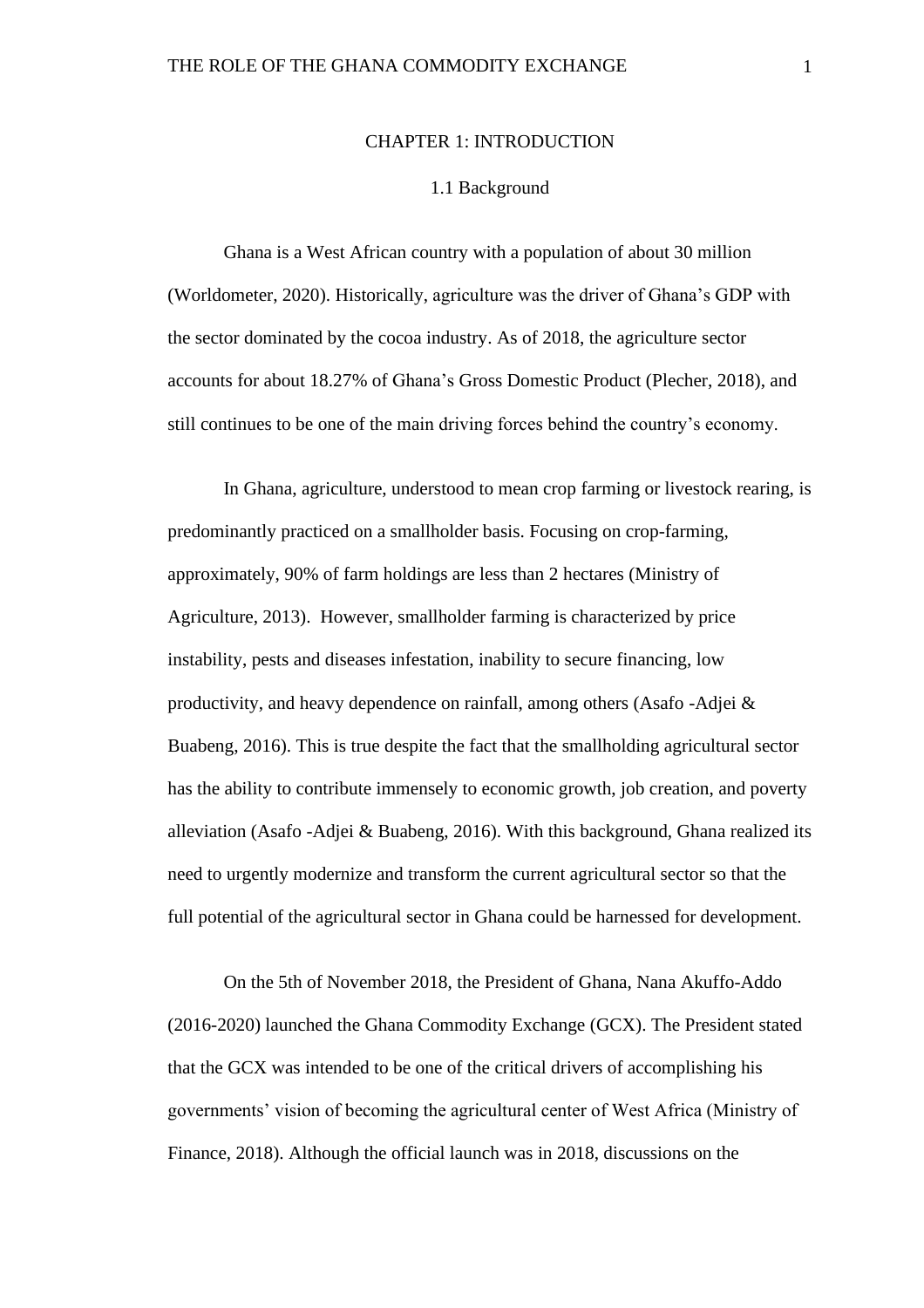# CHAPTER 1: INTRODUCTION

## 1.1 Background

Ghana is a West African country with a population of about 30 million (Worldometer, 2020). Historically, agriculture was the driver of Ghana's GDP with the sector dominated by the cocoa industry. As of 2018, the agriculture sector accounts for about 18.27% of Ghana's Gross Domestic Product (Plecher, 2018), and still continues to be one of the main driving forces behind the country's economy.

In Ghana, agriculture, understood to mean crop farming or livestock rearing, is predominantly practiced on a smallholder basis. Focusing on crop-farming, approximately, 90% of farm holdings are less than 2 hectares (Ministry of Agriculture, 2013). However, smallholder farming is characterized by price instability, pests and diseases infestation, inability to secure financing, low productivity, and heavy dependence on rainfall, among others (Asafo -Adjei & Buabeng, 2016). This is true despite the fact that the smallholding agricultural sector has the ability to contribute immensely to economic growth, job creation, and poverty alleviation (Asafo -Adjei & Buabeng, 2016). With this background, Ghana realized its need to urgently modernize and transform the current agricultural sector so that the full potential of the agricultural sector in Ghana could be harnessed for development.

On the 5th of November 2018, the President of Ghana, Nana Akuffo-Addo (2016-2020) launched the Ghana Commodity Exchange (GCX). The President stated that the GCX was intended to be one of the critical drivers of accomplishing his governments' vision of becoming the agricultural center of West Africa (Ministry of Finance, 2018). Although the official launch was in 2018, discussions on the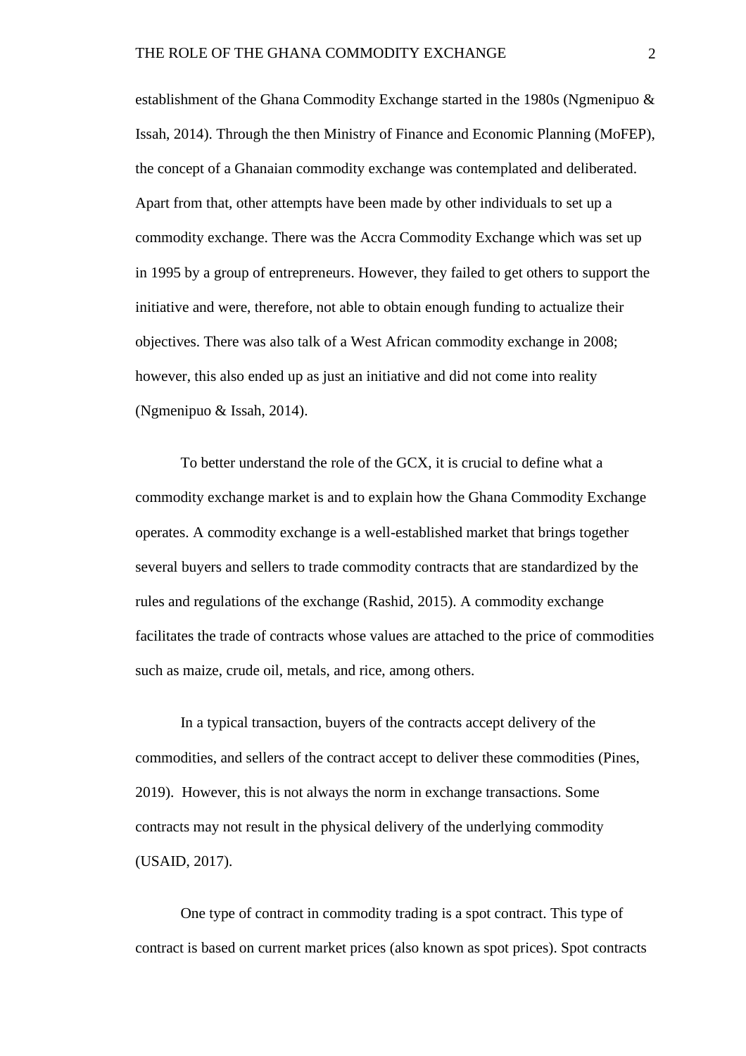establishment of the Ghana Commodity Exchange started in the 1980s (Ngmenipuo & Issah, 2014). Through the then Ministry of Finance and Economic Planning (MoFEP), the concept of a Ghanaian commodity exchange was contemplated and deliberated. Apart from that, other attempts have been made by other individuals to set up a commodity exchange. There was the Accra Commodity Exchange which was set up in 1995 by a group of entrepreneurs. However, they failed to get others to support the initiative and were, therefore, not able to obtain enough funding to actualize their objectives. There was also talk of a West African commodity exchange in 2008; however, this also ended up as just an initiative and did not come into reality (Ngmenipuo & Issah, 2014).

To better understand the role of the GCX, it is crucial to define what a commodity exchange market is and to explain how the Ghana Commodity Exchange operates. A commodity exchange is a well-established market that brings together several buyers and sellers to trade commodity contracts that are standardized by the rules and regulations of the exchange (Rashid, 2015). A commodity exchange facilitates the trade of contracts whose values are attached to the price of commodities such as maize, crude oil, metals, and rice, among others.

In a typical transaction, buyers of the contracts accept delivery of the commodities, and sellers of the contract accept to deliver these commodities (Pines, 2019). However, this is not always the norm in exchange transactions. Some contracts may not result in the physical delivery of the underlying commodity (USAID, 2017).

One type of contract in commodity trading is a spot contract. This type of contract is based on current market prices (also known as spot prices). Spot contracts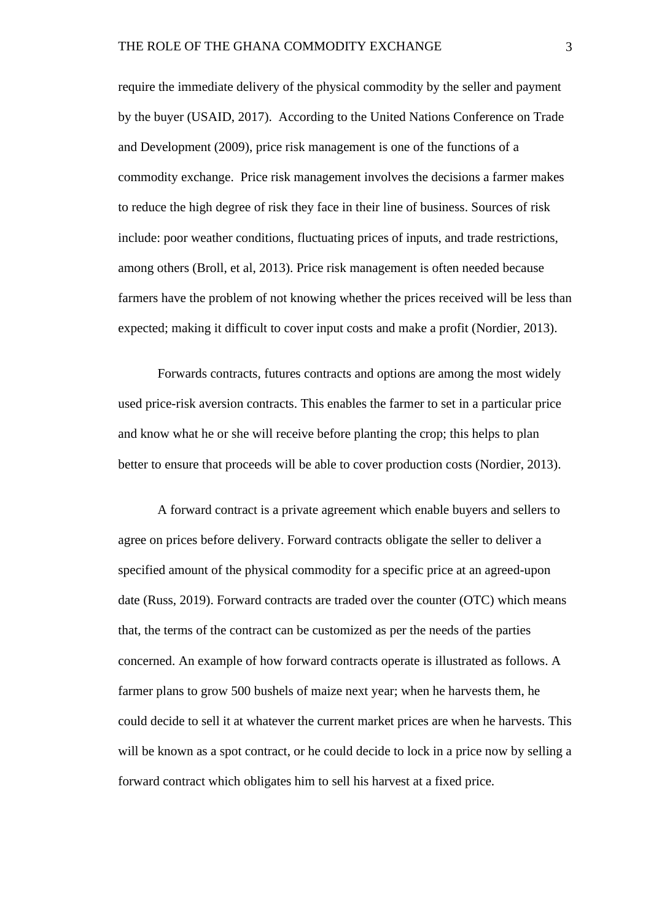require the immediate delivery of the physical commodity by the seller and payment by the buyer (USAID, 2017). According to the United Nations Conference on Trade and Development (2009), price risk management is one of the functions of a commodity exchange. Price risk management involves the decisions a farmer makes to reduce the high degree of risk they face in their line of business. Sources of risk include: poor weather conditions, fluctuating prices of inputs, and trade restrictions, among others (Broll, et al, 2013). Price risk management is often needed because farmers have the problem of not knowing whether the prices received will be less than expected; making it difficult to cover input costs and make a profit (Nordier, 2013).

Forwards contracts, futures contracts and options are among the most widely used price-risk aversion contracts. This enables the farmer to set in a particular price and know what he or she will receive before planting the crop; this helps to plan better to ensure that proceeds will be able to cover production costs (Nordier, 2013).

A forward contract is a private agreement which enable buyers and sellers to agree on prices before delivery. Forward contracts obligate the seller to deliver a specified amount of the physical commodity for a specific price at an agreed-upon date (Russ, 2019). Forward contracts are traded over the counter (OTC) which means that, the terms of the contract can be customized as per the needs of the parties concerned. An example of how forward contracts operate is illustrated as follows. A farmer plans to grow 500 bushels of maize next year; when he harvests them, he could decide to sell it at whatever the current market prices are when he harvests. This will be known as a spot contract, or he could decide to lock in a price now by selling a forward contract which obligates him to sell his harvest at a fixed price.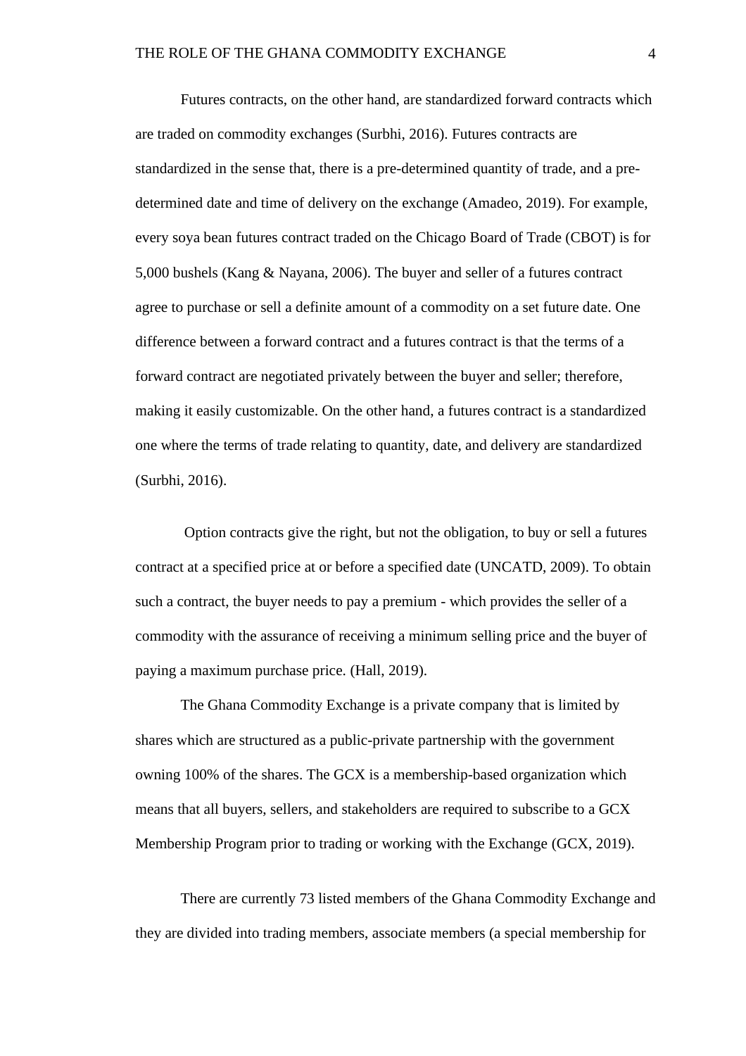Futures contracts, on the other hand, are standardized forward contracts which are traded on commodity exchanges (Surbhi, 2016). Futures contracts are standardized in the sense that, there is a pre-determined quantity of trade, and a pre-determined date and time of delivery on the exchange (Amadeo, 2019). For example, every soya bean futures contract traded on the Chicago Board of Trade (CBOT) is for 5,000 bushels (Kang & Nayana, 2006). The buyer and seller of a futures contract agree to purchase or sell a definite amount of a commodity on a set future date. One difference between a forward contract and a futures contract is that the terms of a forward contract are negotiated privately between the buyer and seller; therefore, making it easily customizable. On the other hand, a futures contract is a standardized one where the terms of trade relating to quantity, date, and delivery are standardized (Surbhi, 2016).

Option contracts give the right, but not the obligation, to buy or sell a futures contract at a specified price at or before a specified date (UNCATD, 2009). To obtain such a contract, the buyer needs to pay a premium - which provides the seller of a commodity with the assurance of receiving a minimum selling price and the buyer of paying a maximum purchase price. (Hall, 2019).

The Ghana Commodity Exchange is a private company that is limited by shares which are structured as a public-private partnership with the government owning 100% of the shares. The GCX is a membership-based organization which means that all buyers, sellers, and stakeholders are required to subscribe to a GCX Membership Program prior to trading or working with the Exchange (GCX, 2019).

There are currently 73 listed members of the Ghana Commodity Exchange and they are divided into trading members, associate members (a special membership for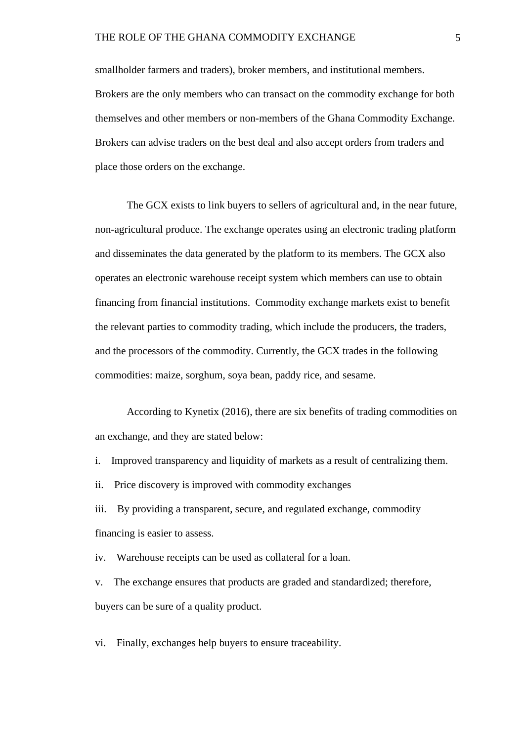smallholder farmers and traders), broker members, and institutional members. Brokers are the only members who can transact on the commodity exchange for both themselves and other members or non-members of the Ghana Commodity Exchange. Brokers can advise traders on the best deal and also accept orders from traders and place those orders on the exchange.

The GCX exists to link buyers to sellers of agricultural and, in the near future, non-agricultural produce. The exchange operates using an electronic trading platform and disseminates the data generated by the platform to its members. The GCX also operates an electronic warehouse receipt system which members can use to obtain financing from financial institutions. Commodity exchange markets exist to benefit the relevant parties to commodity trading, which include the producers, the traders, and the processors of the commodity. Currently, the GCX trades in the following commodities: maize, sorghum, soya bean, paddy rice, and sesame.

According to Kynetix (2016), there are six benefits of trading commodities on an exchange, and they are stated below:

i. Improved transparency and liquidity of markets as a result of centralizing them.

ii. Price discovery is improved with commodity exchanges

iii. By providing a transparent, secure, and regulated exchange, commodity financing is easier to assess.

iv. Warehouse receipts can be used as collateral for a loan.

v. The exchange ensures that products are graded and standardized; therefore, buyers can be sure of a quality product.

vi. Finally, exchanges help buyers to ensure traceability.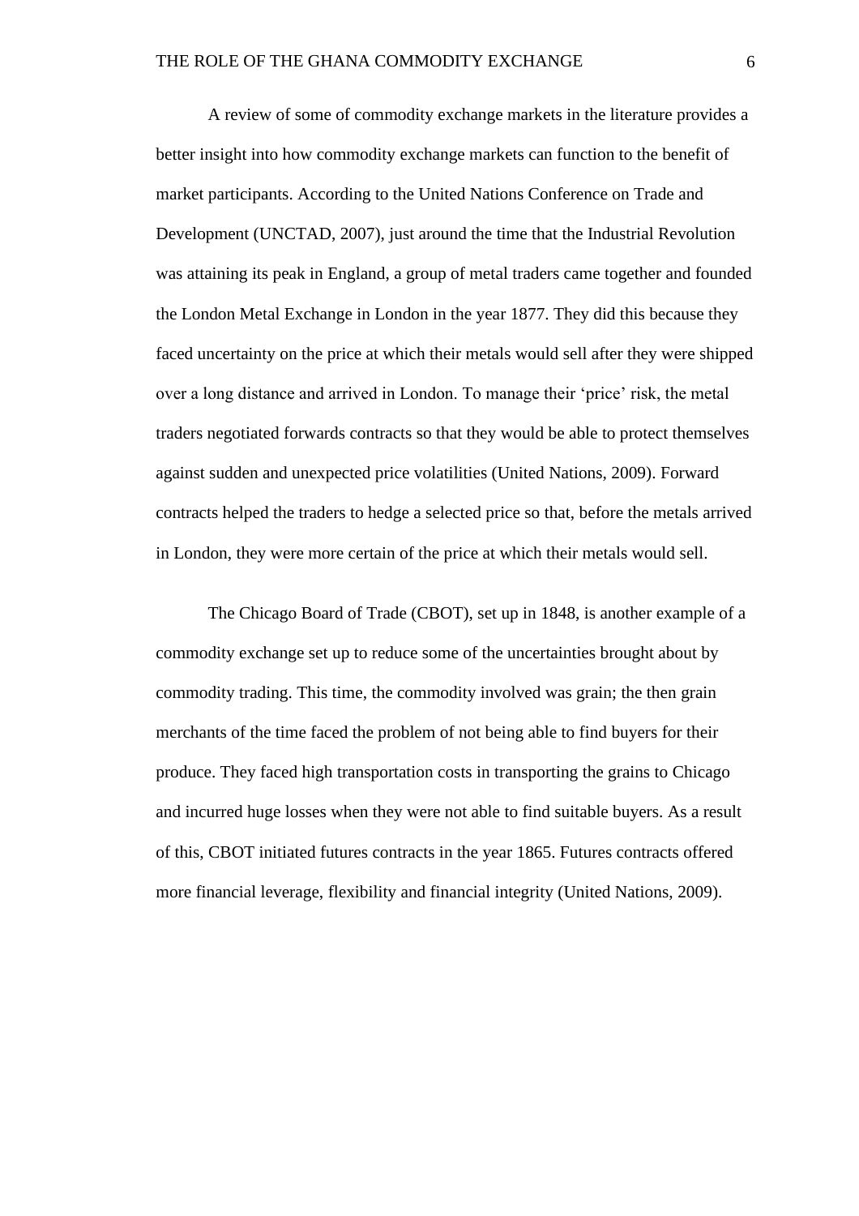A review of some of commodity exchange markets in the literature provides a better insight into how commodity exchange markets can function to the benefit of market participants. According to the United Nations Conference on Trade and Development (UNCTAD, 2007), just around the time that the Industrial Revolution was attaining its peak in England, a group of metal traders came together and founded the London Metal Exchange in London in the year 1877. They did this because they faced uncertainty on the price at which their metals would sell after they were shipped over a long distance and arrived in London. To manage their 'price' risk, the metal traders negotiated forwards contracts so that they would be able to protect themselves against sudden and unexpected price volatilities (United Nations, 2009). Forward contracts helped the traders to hedge a selected price so that, before the metals arrived in London, they were more certain of the price at which their metals would sell.

The Chicago Board of Trade (CBOT), set up in 1848, is another example of a commodity exchange set up to reduce some of the uncertainties brought about by commodity trading. This time, the commodity involved was grain; the then grain merchants of the time faced the problem of not being able to find buyers for their produce. They faced high transportation costs in transporting the grains to Chicago and incurred huge losses when they were not able to find suitable buyers. As a result of this, CBOT initiated futures contracts in the year 1865. Futures contracts offered more financial leverage, flexibility and financial integrity (United Nations, 2009).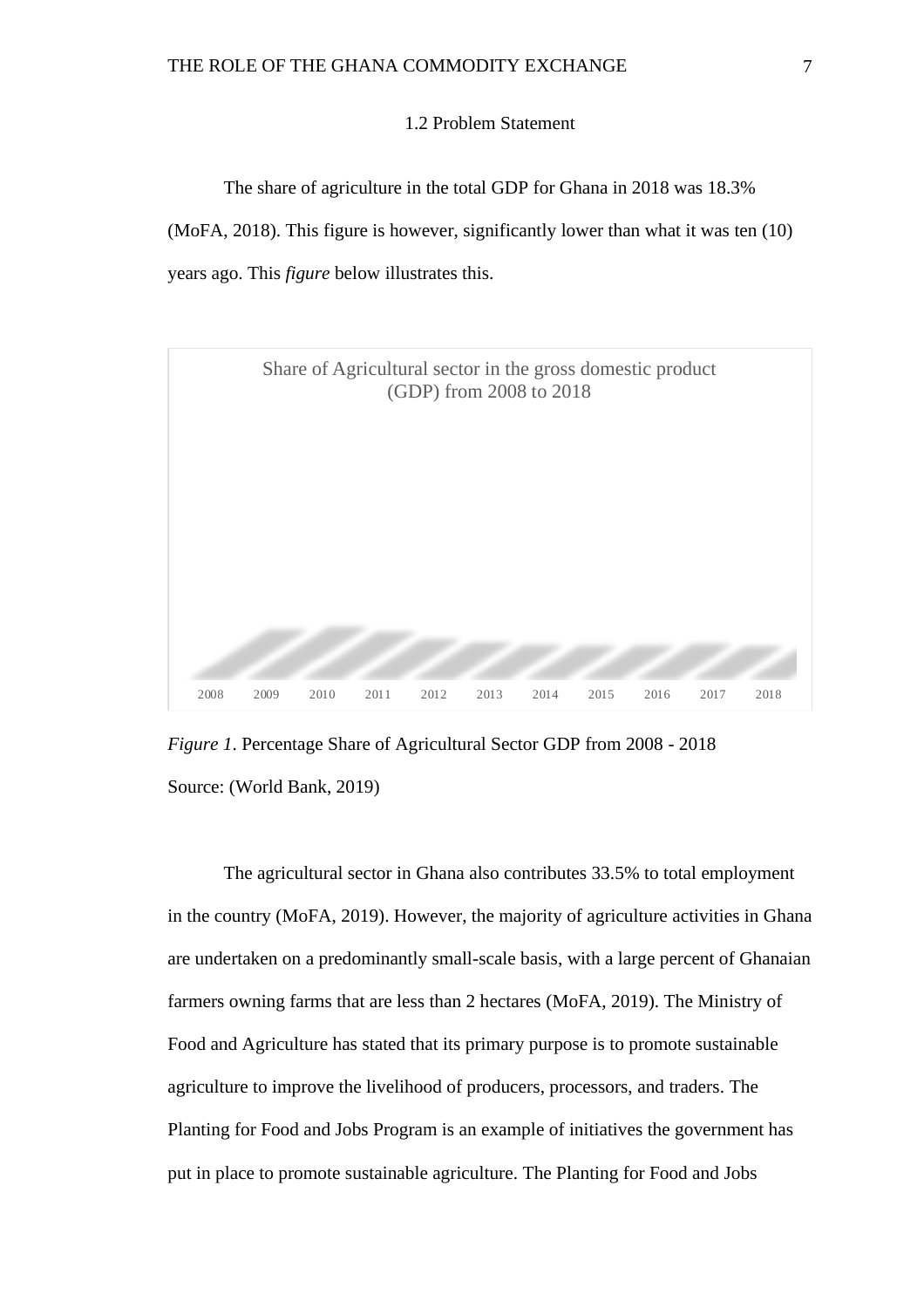## 1.2 Problem Statement

The share of agriculture in the total GDP for Ghana in 2018 was 18.3% (MoFA, 2018). This figure is however, significantly lower than what it was ten (10) years ago. This *figure* below illustrates this.

Share of Agricultural sector in the gross domestic product (GDP) from 2008 to 2018

2008 2009 2010 2011 2012 2013 2014 2015 2016 2017 2018

*Figure 1*. Percentage Share of Agricultural Sector GDP from 2008 - 2018

Source: (World Bank, 2019)

The agricultural sector in Ghana also contributes 33.5% to total employment in the country (MoFA, 2019). However, the majority of agriculture activities in Ghana are undertaken on a predominantly small-scale basis, with a large percent of Ghanaian farmers owning farms that are less than 2 hectares (MoFA, 2019). The Ministry of Food and Agriculture has stated that its primary purpose is to promote sustainable agriculture to improve the livelihood of producers, processors, and traders. The Planting for Food and Jobs Program is an example of initiatives the government has put in place to promote sustainable agriculture. The Planting for Food and Jobs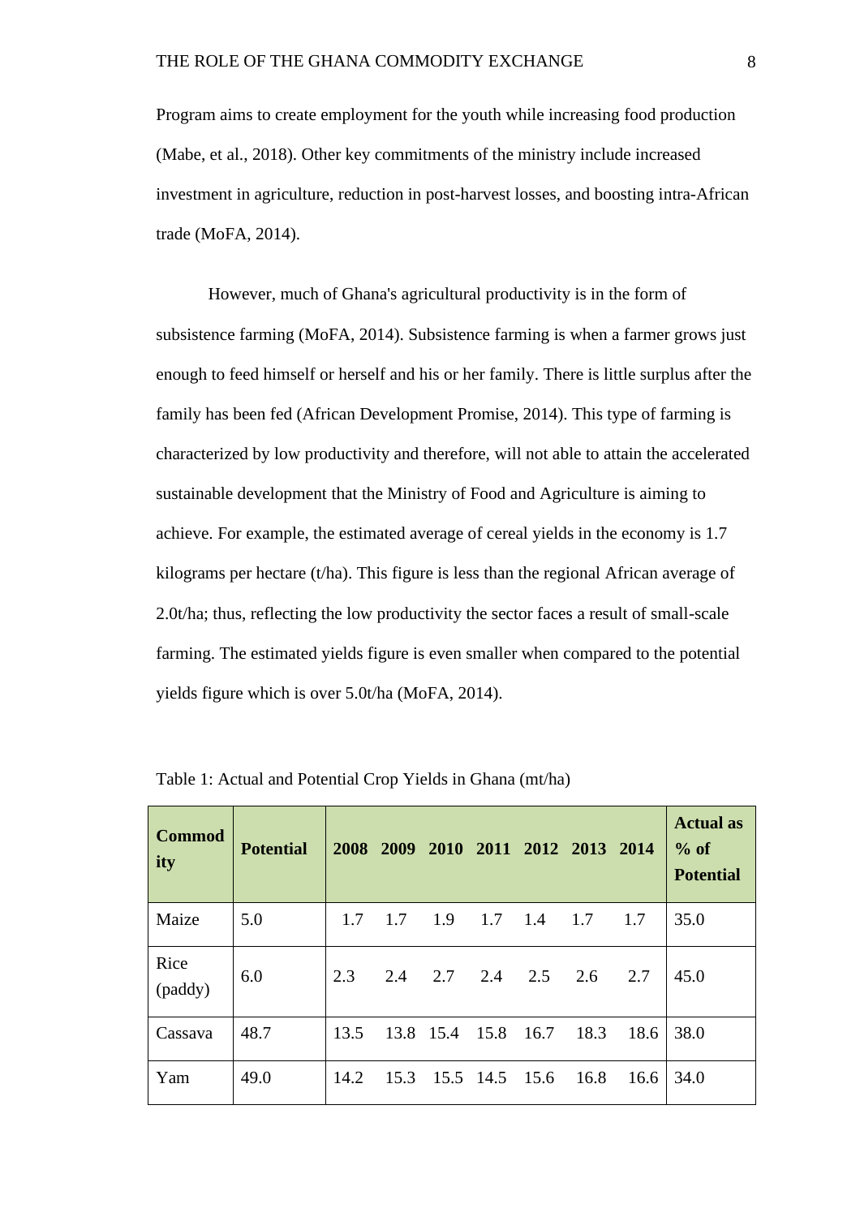Program aims to create employment for the youth while increasing food production (Mabe, et al., 2018). Other key commitments of the ministry include increased investment in agriculture, reduction in post-harvest losses, and boosting intra-African trade (MoFA, 2014).

However, much of Ghana's agricultural productivity is in the form of subsistence farming (MoFA, 2014). Subsistence farming is when a farmer grows just enough to feed himself or herself and his or her family. There is little surplus after the family has been fed (African Development Promise, 2014). This type of farming is characterized by low productivity and therefore, will not able to attain the accelerated sustainable development that the Ministry of Food and Agriculture is aiming to achieve. For example, the estimated average of cereal yields in the economy is 1.7 kilograms per hectare (t/ha). This figure is less than the regional African average of 2.0t/ha; thus, reflecting the low productivity the sector faces a result of small-scale farming. The estimated yields figure is even smaller when compared to the potential yields figure which is over 5.0t/ha (MoFA, 2014).

Table 1: Actual and Potential Crop Yields in Ghana (mt/ha)

| **Commodity** | **Potential** | **2008** | **2009** | **2010** | **2011** | **2012** | **2013** | **2014** | **Actual as % of Potential** |
|---|---|---|---|---|---|---|---|---|---|
| Maize | 5.0 | 1.7 | 1.7 | 1.9 | 1.7 | 1.4 | 1.7 | 1.7 | 35.0 |
| Rice (paddy) | 6.0 | 2.3 | 2.4 | 2.7 | 2.4 | 2.5 | 2.6 | 2.7 | 45.0 |
| Cassava | 48.7 | 13.5 | 13.8 | 15.4 | 15.8 | 16.7 | 18.3 | 18.6 | 38.0 |
| Yam | 49.0 | 14.2 | 15.3 | 15.5 | 14.5 | 15.6 | 16.8 | 16.6 | 34.0 |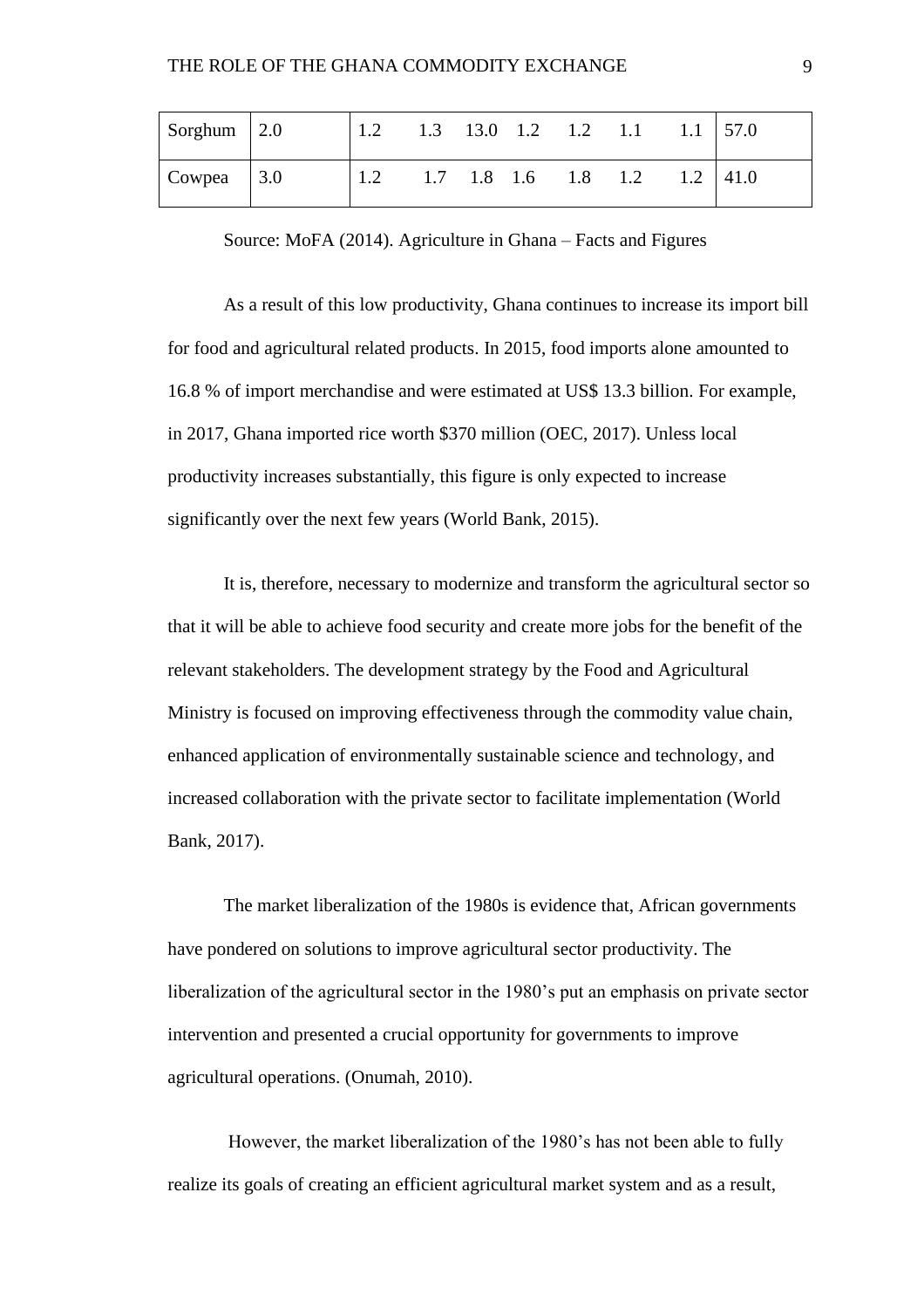| Sorghum | 2.0 | 1.2 | 1.3 | 13.0 | 1.2 | 1.2 | 1.1 | 1.1 | 57.0 |
|---|---|---|---|---|---|---|---|---|---|
| Cowpea | 3.0 | 1.2 | 1.7 | 1.8 | 1.6 | 1.8 | 1.2 | 1.2 | 41.0 |

Source: MoFA (2014). Agriculture in Ghana – Facts and Figures

As a result of this low productivity, Ghana continues to increase its import bill for food and agricultural related products. In 2015, food imports alone amounted to 16.8 % of import merchandise and were estimated at US$ 13.3 billion. For example, in 2017, Ghana imported rice worth $370 million (OEC, 2017). Unless local productivity increases substantially, this figure is only expected to increase significantly over the next few years (World Bank, 2015).

It is, therefore, necessary to modernize and transform the agricultural sector so that it will be able to achieve food security and create more jobs for the benefit of the relevant stakeholders. The development strategy by the Food and Agricultural Ministry is focused on improving effectiveness through the commodity value chain, enhanced application of environmentally sustainable science and technology, and increased collaboration with the private sector to facilitate implementation (World Bank, 2017).

The market liberalization of the 1980s is evidence that, African governments have pondered on solutions to improve agricultural sector productivity. The liberalization of the agricultural sector in the 1980's put an emphasis on private sector intervention and presented a crucial opportunity for governments to improve agricultural operations. (Onumah, 2010).

However, the market liberalization of the 1980's has not been able to fully realize its goals of creating an efficient agricultural market system and as a result,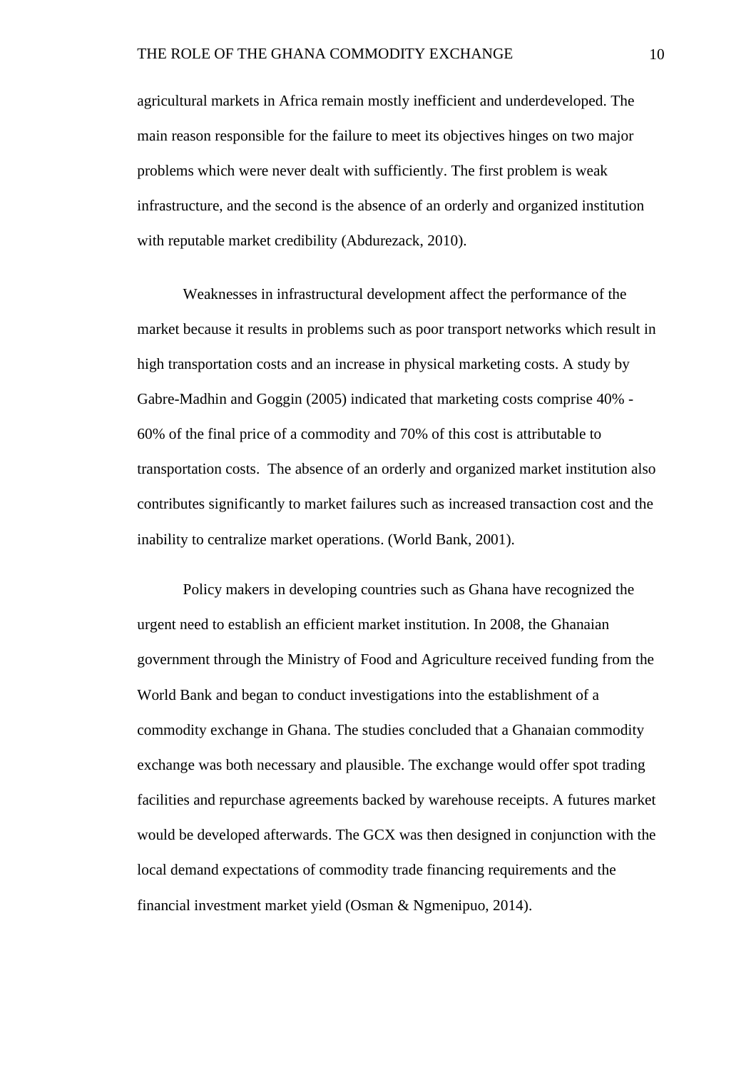agricultural markets in Africa remain mostly inefficient and underdeveloped. The main reason responsible for the failure to meet its objectives hinges on two major problems which were never dealt with sufficiently. The first problem is weak infrastructure, and the second is the absence of an orderly and organized institution with reputable market credibility (Abdurezack, 2010).

Weaknesses in infrastructural development affect the performance of the market because it results in problems such as poor transport networks which result in high transportation costs and an increase in physical marketing costs. A study by Gabre-Madhin and Goggin (2005) indicated that marketing costs comprise 40% - 60% of the final price of a commodity and 70% of this cost is attributable to transportation costs. The absence of an orderly and organized market institution also contributes significantly to market failures such as increased transaction cost and the inability to centralize market operations. (World Bank, 2001).

Policy makers in developing countries such as Ghana have recognized the urgent need to establish an efficient market institution. In 2008, the Ghanaian government through the Ministry of Food and Agriculture received funding from the World Bank and began to conduct investigations into the establishment of a commodity exchange in Ghana. The studies concluded that a Ghanaian commodity exchange was both necessary and plausible. The exchange would offer spot trading facilities and repurchase agreements backed by warehouse receipts. A futures market would be developed afterwards. The GCX was then designed in conjunction with the local demand expectations of commodity trade financing requirements and the financial investment market yield (Osman & Ngmenipuo, 2014).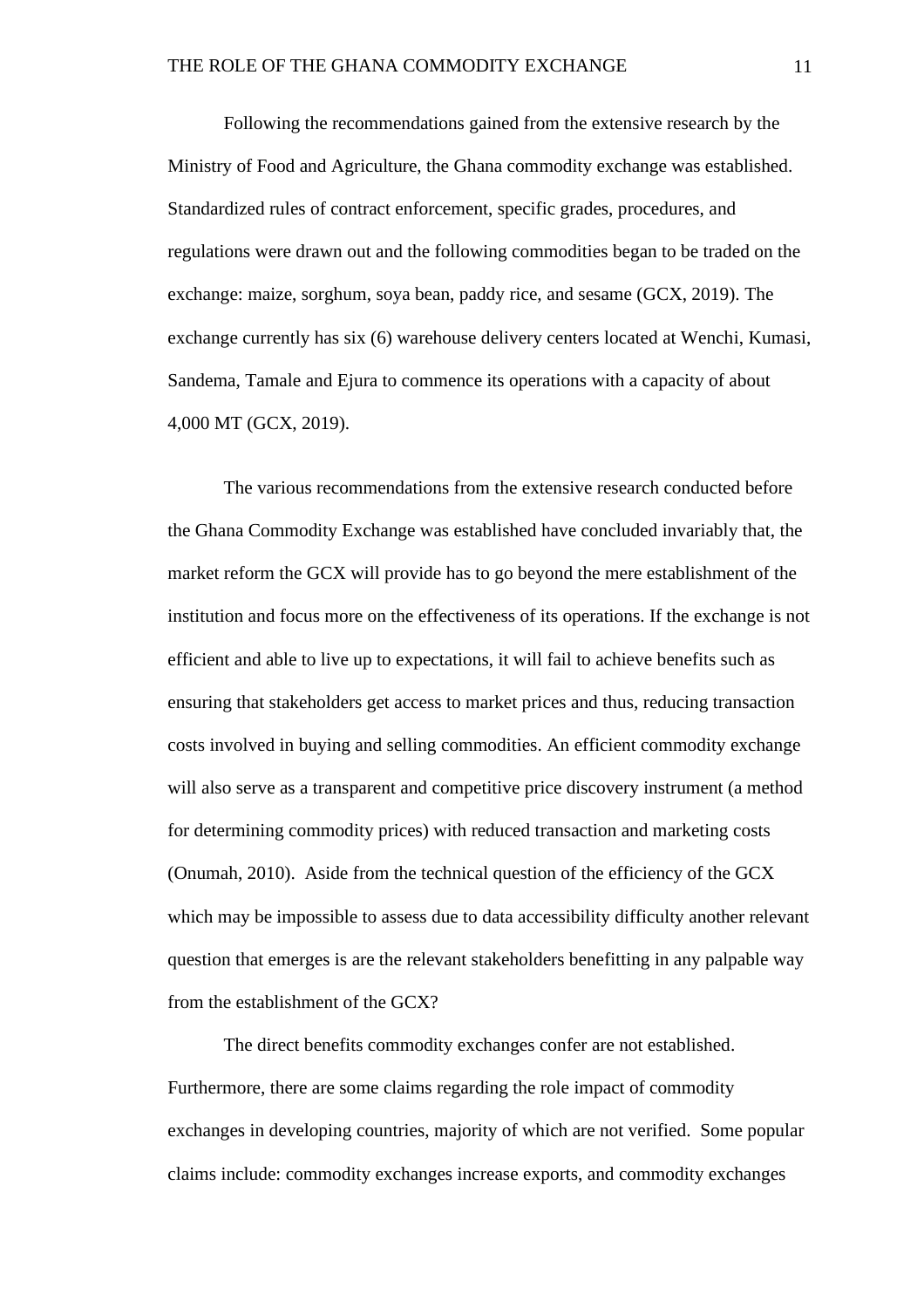Following the recommendations gained from the extensive research by the Ministry of Food and Agriculture, the Ghana commodity exchange was established. Standardized rules of contract enforcement, specific grades, procedures, and regulations were drawn out and the following commodities began to be traded on the exchange: maize, sorghum, soya bean, paddy rice, and sesame (GCX, 2019). The exchange currently has six (6) warehouse delivery centers located at Wenchi, Kumasi, Sandema, Tamale and Ejura to commence its operations with a capacity of about 4,000 MT (GCX, 2019).

The various recommendations from the extensive research conducted before the Ghana Commodity Exchange was established have concluded invariably that, the market reform the GCX will provide has to go beyond the mere establishment of the institution and focus more on the effectiveness of its operations. If the exchange is not efficient and able to live up to expectations, it will fail to achieve benefits such as ensuring that stakeholders get access to market prices and thus, reducing transaction costs involved in buying and selling commodities. An efficient commodity exchange will also serve as a transparent and competitive price discovery instrument (a method for determining commodity prices) with reduced transaction and marketing costs (Onumah, 2010). Aside from the technical question of the efficiency of the GCX which may be impossible to assess due to data accessibility difficulty another relevant question that emerges is are the relevant stakeholders benefitting in any palpable way from the establishment of the GCX?

The direct benefits commodity exchanges confer are not established. Furthermore, there are some claims regarding the role impact of commodity exchanges in developing countries, majority of which are not verified. Some popular claims include: commodity exchanges increase exports, and commodity exchanges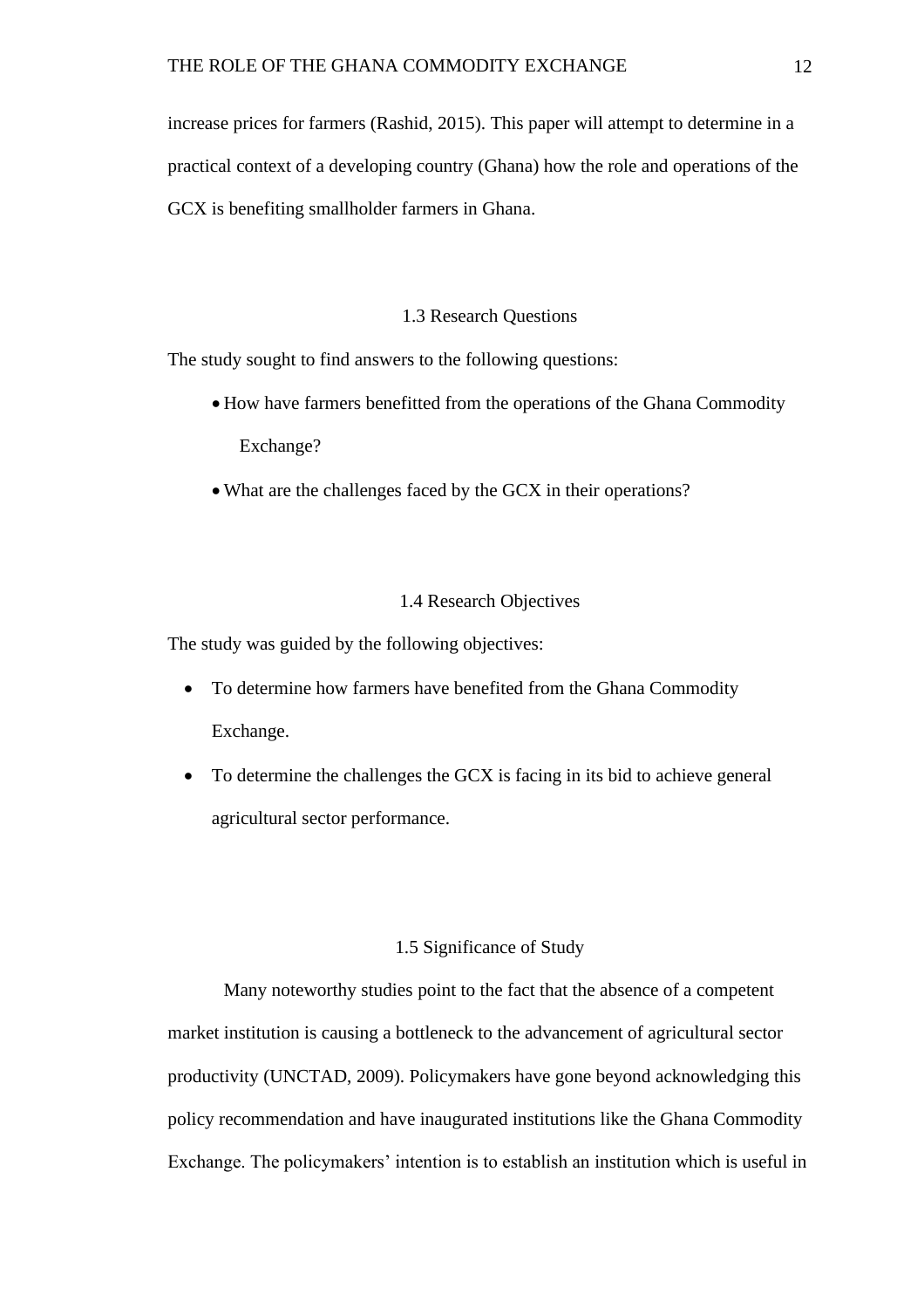increase prices for farmers (Rashid, 2015). This paper will attempt to determine in a practical context of a developing country (Ghana) how the role and operations of the GCX is benefiting smallholder farmers in Ghana.

## 1.3 Research Questions

The study sought to find answers to the following questions:

- How have farmers benefitted from the operations of the Ghana Commodity Exchange?
- What are the challenges faced by the GCX in their operations?

## 1.4 Research Objectives

The study was guided by the following objectives:

- To determine how farmers have benefited from the Ghana Commodity Exchange.
- To determine the challenges the GCX is facing in its bid to achieve general agricultural sector performance.

## 1.5 Significance of Study

Many noteworthy studies point to the fact that the absence of a competent market institution is causing a bottleneck to the advancement of agricultural sector productivity (UNCTAD, 2009). Policymakers have gone beyond acknowledging this policy recommendation and have inaugurated institutions like the Ghana Commodity Exchange. The policymakers' intention is to establish an institution which is useful in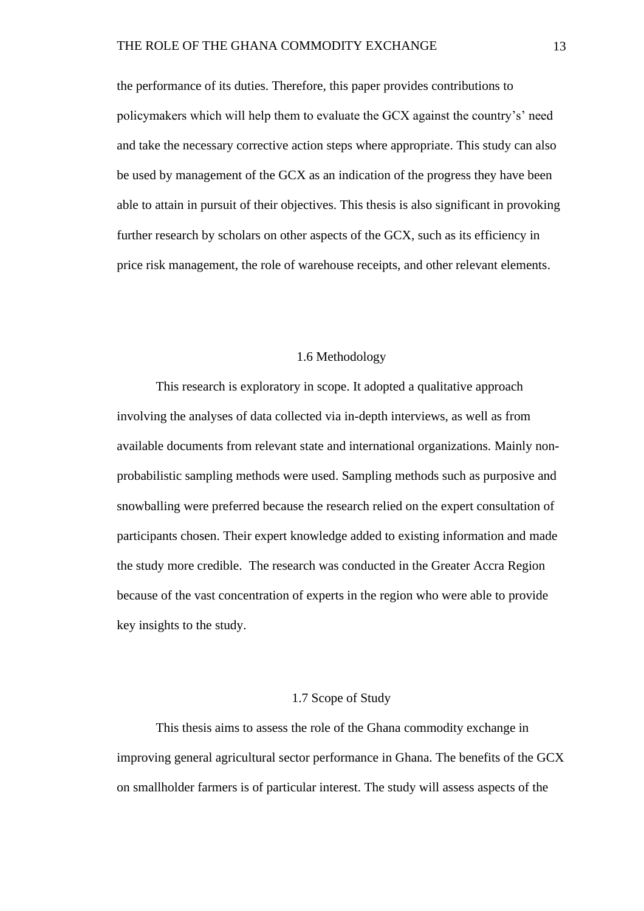the performance of its duties. Therefore, this paper provides contributions to policymakers which will help them to evaluate the GCX against the country's' need and take the necessary corrective action steps where appropriate. This study can also be used by management of the GCX as an indication of the progress they have been able to attain in pursuit of their objectives. This thesis is also significant in provoking further research by scholars on other aspects of the GCX, such as its efficiency in price risk management, the role of warehouse receipts, and other relevant elements.

## 1.6 Methodology

This research is exploratory in scope. It adopted a qualitative approach involving the analyses of data collected via in-depth interviews, as well as from available documents from relevant state and international organizations. Mainly non-probabilistic sampling methods were used. Sampling methods such as purposive and snowballing were preferred because the research relied on the expert consultation of participants chosen. Their expert knowledge added to existing information and made the study more credible. The research was conducted in the Greater Accra Region because of the vast concentration of experts in the region who were able to provide key insights to the study.

## 1.7 Scope of Study

This thesis aims to assess the role of the Ghana commodity exchange in improving general agricultural sector performance in Ghana. The benefits of the GCX on smallholder farmers is of particular interest. The study will assess aspects of the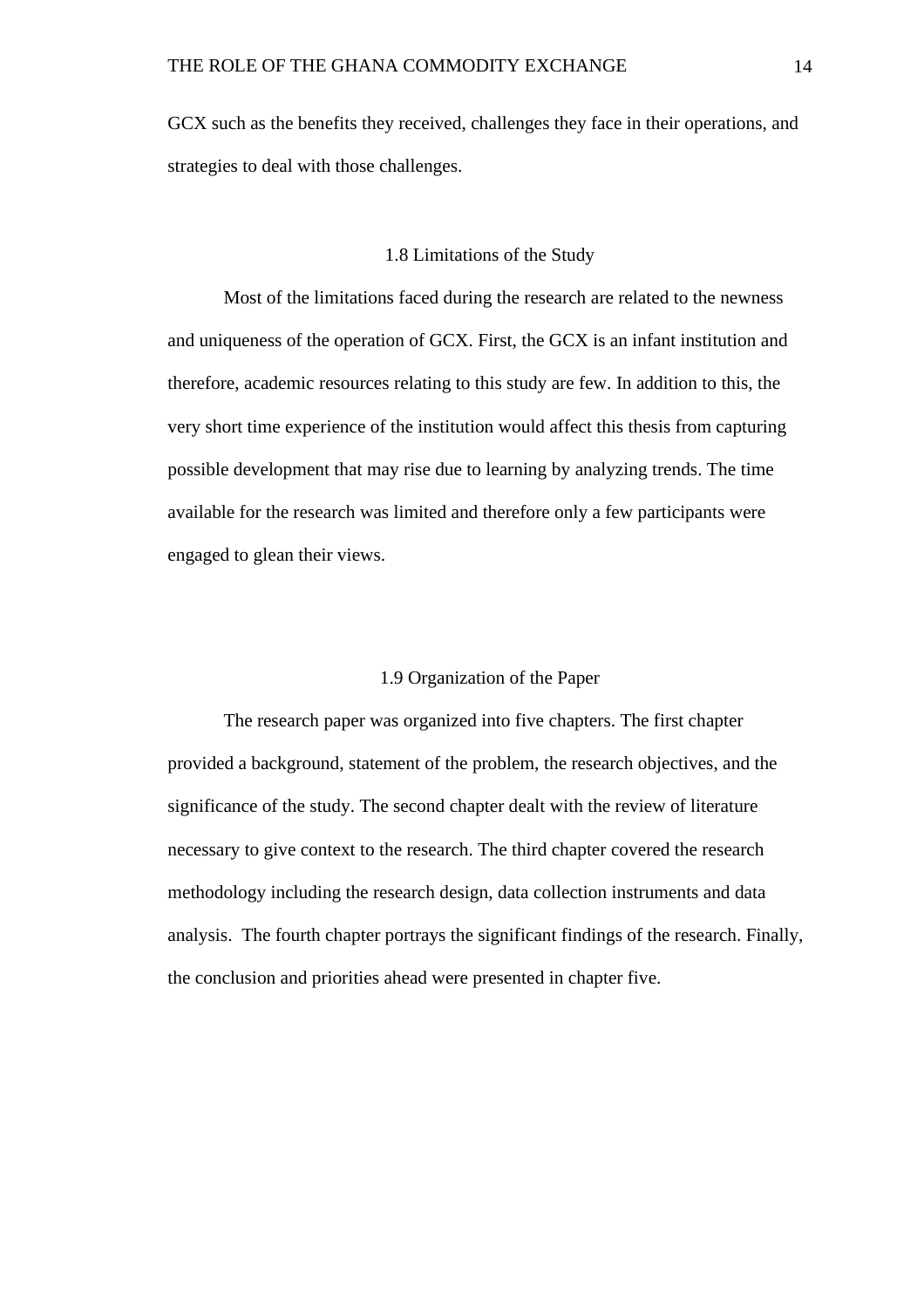GCX such as the benefits they received, challenges they face in their operations, and strategies to deal with those challenges.

## 1.8 Limitations of the Study

Most of the limitations faced during the research are related to the newness and uniqueness of the operation of GCX. First, the GCX is an infant institution and therefore, academic resources relating to this study are few. In addition to this, the very short time experience of the institution would affect this thesis from capturing possible development that may rise due to learning by analyzing trends. The time available for the research was limited and therefore only a few participants were engaged to glean their views.

## 1.9 Organization of the Paper

The research paper was organized into five chapters. The first chapter provided a background, statement of the problem, the research objectives, and the significance of the study. The second chapter dealt with the review of literature necessary to give context to the research. The third chapter covered the research methodology including the research design, data collection instruments and data analysis. The fourth chapter portrays the significant findings of the research. Finally, the conclusion and priorities ahead were presented in chapter five.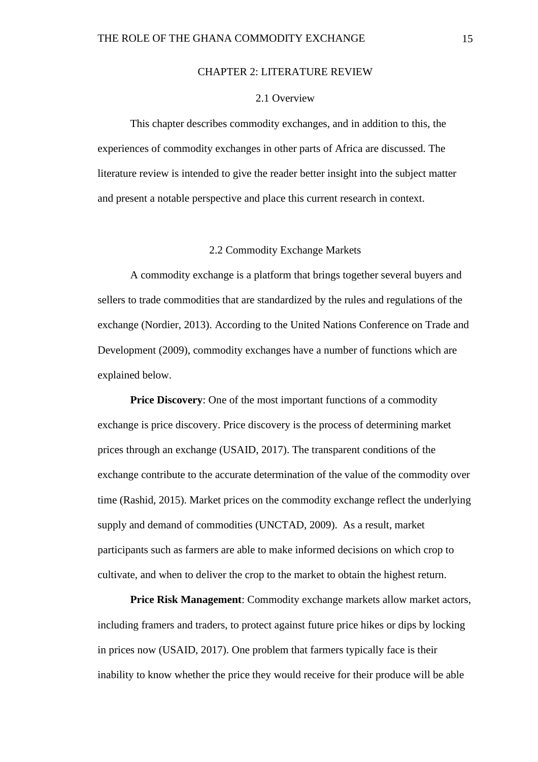# CHAPTER 2: LITERATURE REVIEW

## 2.1 Overview

This chapter describes commodity exchanges, and in addition to this, the experiences of commodity exchanges in other parts of Africa are discussed. The literature review is intended to give the reader better insight into the subject matter and present a notable perspective and place this current research in context.

## 2.2 Commodity Exchange Markets

A commodity exchange is a platform that brings together several buyers and sellers to trade commodities that are standardized by the rules and regulations of the exchange (Nordier, 2013). According to the United Nations Conference on Trade and Development (2009), commodity exchanges have a number of functions which are explained below.

**Price Discovery**: One of the most important functions of a commodity exchange is price discovery. Price discovery is the process of determining market prices through an exchange (USAID, 2017). The transparent conditions of the exchange contribute to the accurate determination of the value of the commodity over time (Rashid, 2015). Market prices on the commodity exchange reflect the underlying supply and demand of commodities (UNCTAD, 2009). As a result, market participants such as farmers are able to make informed decisions on which crop to cultivate, and when to deliver the crop to the market to obtain the highest return.

**Price Risk Management**: Commodity exchange markets allow market actors, including framers and traders, to protect against future price hikes or dips by locking in prices now (USAID, 2017). One problem that farmers typically face is their inability to know whether the price they would receive for their produce will be able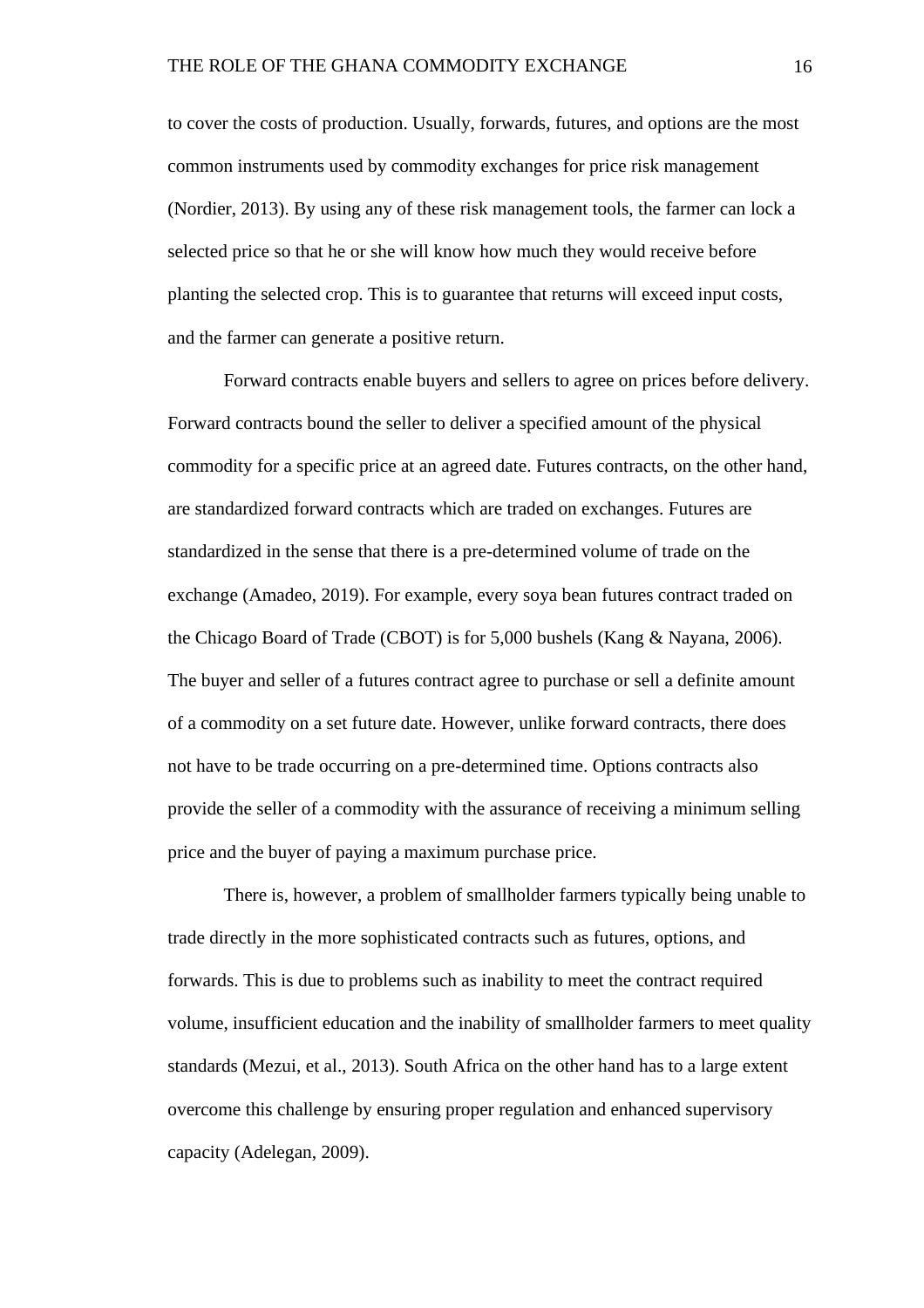to cover the costs of production. Usually, forwards, futures, and options are the most common instruments used by commodity exchanges for price risk management (Nordier, 2013). By using any of these risk management tools, the farmer can lock a selected price so that he or she will know how much they would receive before planting the selected crop. This is to guarantee that returns will exceed input costs, and the farmer can generate a positive return.

Forward contracts enable buyers and sellers to agree on prices before delivery. Forward contracts bound the seller to deliver a specified amount of the physical commodity for a specific price at an agreed date. Futures contracts, on the other hand, are standardized forward contracts which are traded on exchanges. Futures are standardized in the sense that there is a pre-determined volume of trade on the exchange (Amadeo, 2019). For example, every soya bean futures contract traded on the Chicago Board of Trade (CBOT) is for 5,000 bushels (Kang & Nayana, 2006). The buyer and seller of a futures contract agree to purchase or sell a definite amount of a commodity on a set future date. However, unlike forward contracts, there does not have to be trade occurring on a pre-determined time. Options contracts also provide the seller of a commodity with the assurance of receiving a minimum selling price and the buyer of paying a maximum purchase price.

There is, however, a problem of smallholder farmers typically being unable to trade directly in the more sophisticated contracts such as futures, options, and forwards. This is due to problems such as inability to meet the contract required volume, insufficient education and the inability of smallholder farmers to meet quality standards (Mezui, et al., 2013). South Africa on the other hand has to a large extent overcome this challenge by ensuring proper regulation and enhanced supervisory capacity (Adelegan, 2009).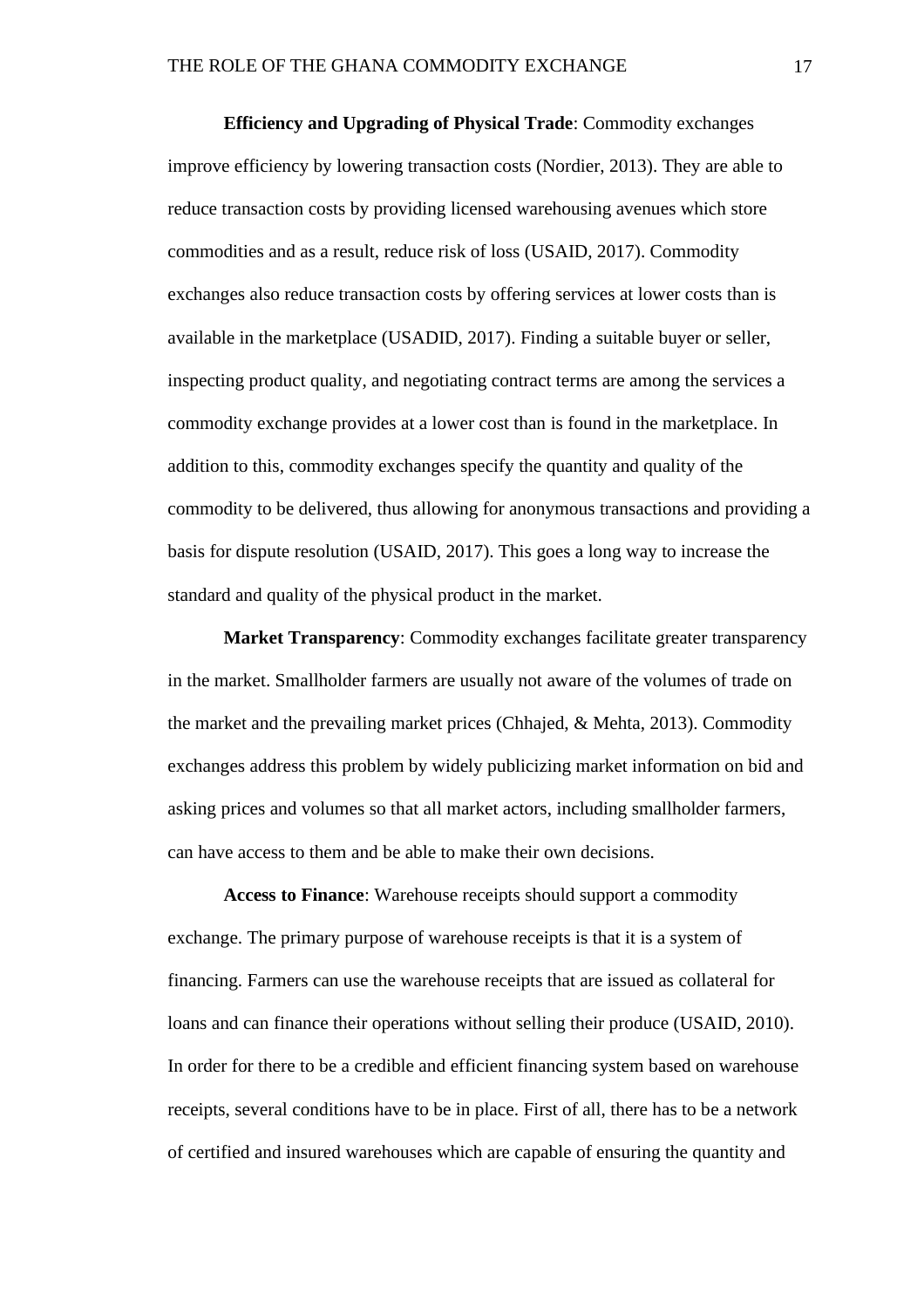**Efficiency and Upgrading of Physical Trade**: Commodity exchanges improve efficiency by lowering transaction costs (Nordier, 2013). They are able to reduce transaction costs by providing licensed warehousing avenues which store commodities and as a result, reduce risk of loss (USAID, 2017). Commodity exchanges also reduce transaction costs by offering services at lower costs than is available in the marketplace (USADID, 2017). Finding a suitable buyer or seller, inspecting product quality, and negotiating contract terms are among the services a commodity exchange provides at a lower cost than is found in the marketplace. In addition to this, commodity exchanges specify the quantity and quality of the commodity to be delivered, thus allowing for anonymous transactions and providing a basis for dispute resolution (USAID, 2017). This goes a long way to increase the standard and quality of the physical product in the market.

**Market Transparency**: Commodity exchanges facilitate greater transparency in the market. Smallholder farmers are usually not aware of the volumes of trade on the market and the prevailing market prices (Chhajed, & Mehta, 2013). Commodity exchanges address this problem by widely publicizing market information on bid and asking prices and volumes so that all market actors, including smallholder farmers, can have access to them and be able to make their own decisions.

**Access to Finance**: Warehouse receipts should support a commodity exchange. The primary purpose of warehouse receipts is that it is a system of financing. Farmers can use the warehouse receipts that are issued as collateral for loans and can finance their operations without selling their produce (USAID, 2010). In order for there to be a credible and efficient financing system based on warehouse receipts, several conditions have to be in place. First of all, there has to be a network of certified and insured warehouses which are capable of ensuring the quantity and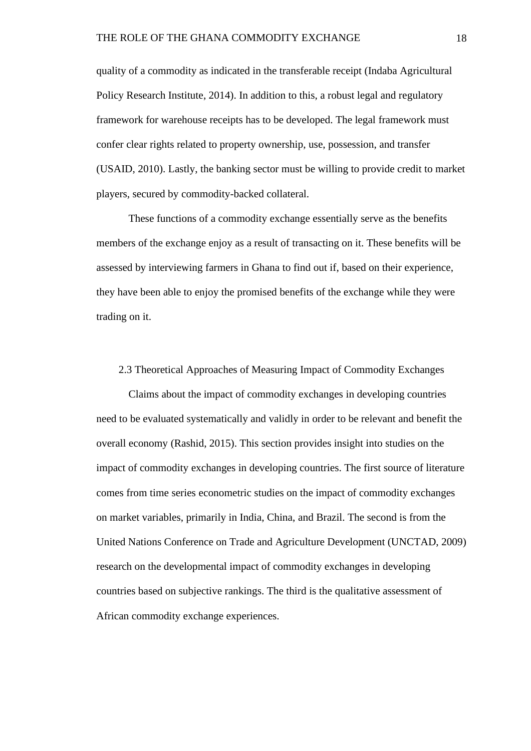quality of a commodity as indicated in the transferable receipt (Indaba Agricultural Policy Research Institute, 2014). In addition to this, a robust legal and regulatory framework for warehouse receipts has to be developed. The legal framework must confer clear rights related to property ownership, use, possession, and transfer (USAID, 2010). Lastly, the banking sector must be willing to provide credit to market players, secured by commodity-backed collateral.

These functions of a commodity exchange essentially serve as the benefits members of the exchange enjoy as a result of transacting on it. These benefits will be assessed by interviewing farmers in Ghana to find out if, based on their experience, they have been able to enjoy the promised benefits of the exchange while they were trading on it.

## 2.3 Theoretical Approaches of Measuring Impact of Commodity Exchanges

Claims about the impact of commodity exchanges in developing countries need to be evaluated systematically and validly in order to be relevant and benefit the overall economy (Rashid, 2015). This section provides insight into studies on the impact of commodity exchanges in developing countries. The first source of literature comes from time series econometric studies on the impact of commodity exchanges on market variables, primarily in India, China, and Brazil. The second is from the United Nations Conference on Trade and Agriculture Development (UNCTAD, 2009) research on the developmental impact of commodity exchanges in developing countries based on subjective rankings. The third is the qualitative assessment of African commodity exchange experiences.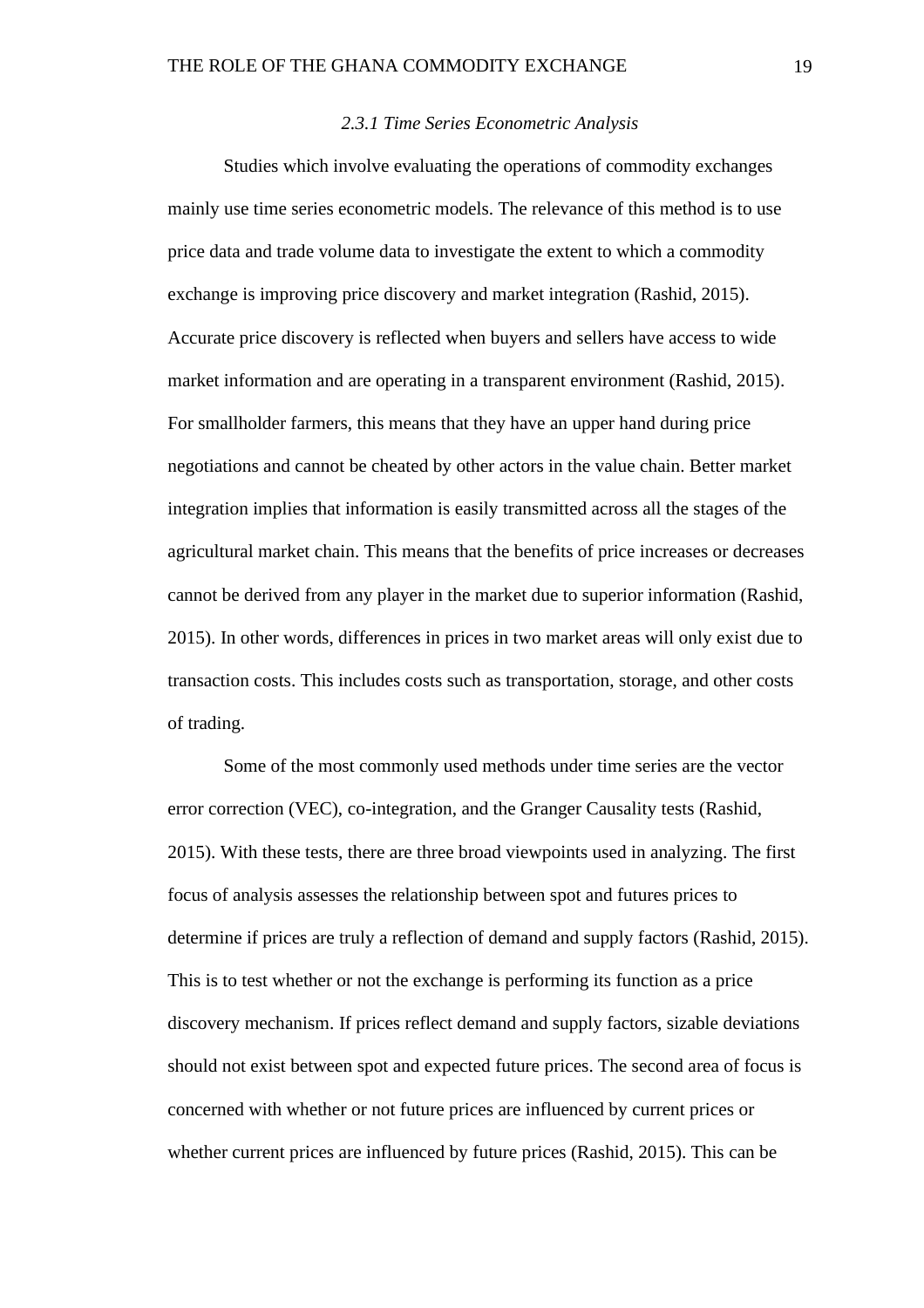### *2.3.1 Time Series Econometric Analysis*

Studies which involve evaluating the operations of commodity exchanges mainly use time series econometric models. The relevance of this method is to use price data and trade volume data to investigate the extent to which a commodity exchange is improving price discovery and market integration (Rashid, 2015). Accurate price discovery is reflected when buyers and sellers have access to wide market information and are operating in a transparent environment (Rashid, 2015). For smallholder farmers, this means that they have an upper hand during price negotiations and cannot be cheated by other actors in the value chain. Better market integration implies that information is easily transmitted across all the stages of the agricultural market chain. This means that the benefits of price increases or decreases cannot be derived from any player in the market due to superior information (Rashid, 2015). In other words, differences in prices in two market areas will only exist due to transaction costs. This includes costs such as transportation, storage, and other costs of trading.

Some of the most commonly used methods under time series are the vector error correction (VEC), co-integration, and the Granger Causality tests (Rashid, 2015). With these tests, there are three broad viewpoints used in analyzing. The first focus of analysis assesses the relationship between spot and futures prices to determine if prices are truly a reflection of demand and supply factors (Rashid, 2015). This is to test whether or not the exchange is performing its function as a price discovery mechanism. If prices reflect demand and supply factors, sizable deviations should not exist between spot and expected future prices. The second area of focus is concerned with whether or not future prices are influenced by current prices or whether current prices are influenced by future prices (Rashid, 2015). This can be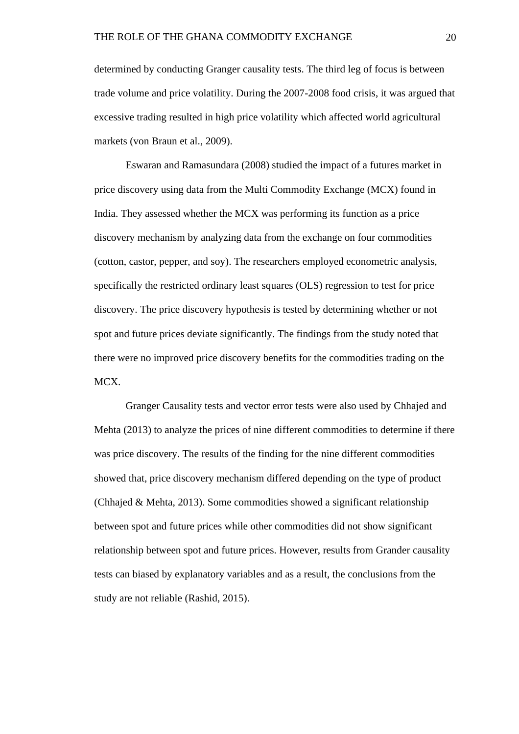determined by conducting Granger causality tests. The third leg of focus is between trade volume and price volatility. During the 2007-2008 food crisis, it was argued that excessive trading resulted in high price volatility which affected world agricultural markets (von Braun et al., 2009).

Eswaran and Ramasundara (2008) studied the impact of a futures market in price discovery using data from the Multi Commodity Exchange (MCX) found in India. They assessed whether the MCX was performing its function as a price discovery mechanism by analyzing data from the exchange on four commodities (cotton, castor, pepper, and soy). The researchers employed econometric analysis, specifically the restricted ordinary least squares (OLS) regression to test for price discovery. The price discovery hypothesis is tested by determining whether or not spot and future prices deviate significantly. The findings from the study noted that there were no improved price discovery benefits for the commodities trading on the MCX.

Granger Causality tests and vector error tests were also used by Chhajed and Mehta (2013) to analyze the prices of nine different commodities to determine if there was price discovery. The results of the finding for the nine different commodities showed that, price discovery mechanism differed depending on the type of product (Chhajed & Mehta, 2013). Some commodities showed a significant relationship between spot and future prices while other commodities did not show significant relationship between spot and future prices. However, results from Grander causality tests can biased by explanatory variables and as a result, the conclusions from the study are not reliable (Rashid, 2015).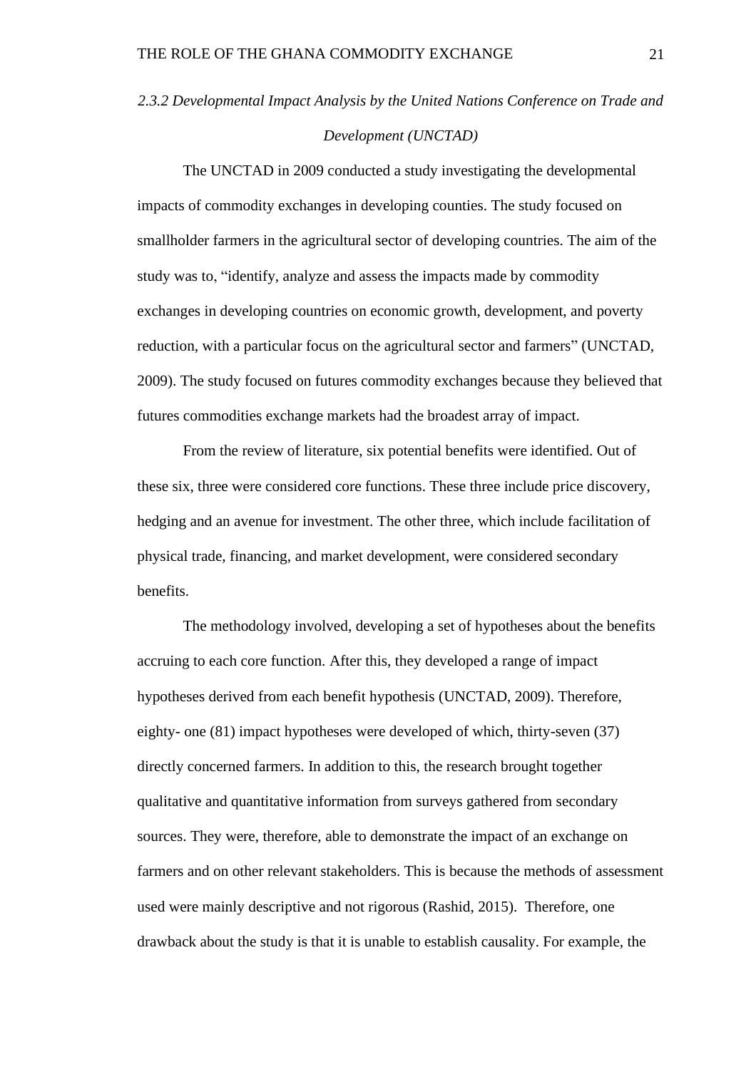*2.3.2 Developmental Impact Analysis by the United Nations Conference on Trade and Development (UNCTAD)*

The UNCTAD in 2009 conducted a study investigating the developmental impacts of commodity exchanges in developing counties. The study focused on smallholder farmers in the agricultural sector of developing countries. The aim of the study was to, "identify, analyze and assess the impacts made by commodity exchanges in developing countries on economic growth, development, and poverty reduction, with a particular focus on the agricultural sector and farmers" (UNCTAD, 2009). The study focused on futures commodity exchanges because they believed that futures commodities exchange markets had the broadest array of impact.

From the review of literature, six potential benefits were identified. Out of these six, three were considered core functions. These three include price discovery, hedging and an avenue for investment. The other three, which include facilitation of physical trade, financing, and market development, were considered secondary benefits.

The methodology involved, developing a set of hypotheses about the benefits accruing to each core function. After this, they developed a range of impact hypotheses derived from each benefit hypothesis (UNCTAD, 2009). Therefore, eighty- one (81) impact hypotheses were developed of which, thirty-seven (37) directly concerned farmers. In addition to this, the research brought together qualitative and quantitative information from surveys gathered from secondary sources. They were, therefore, able to demonstrate the impact of an exchange on farmers and on other relevant stakeholders. This is because the methods of assessment used were mainly descriptive and not rigorous (Rashid, 2015). Therefore, one drawback about the study is that it is unable to establish causality. For example, the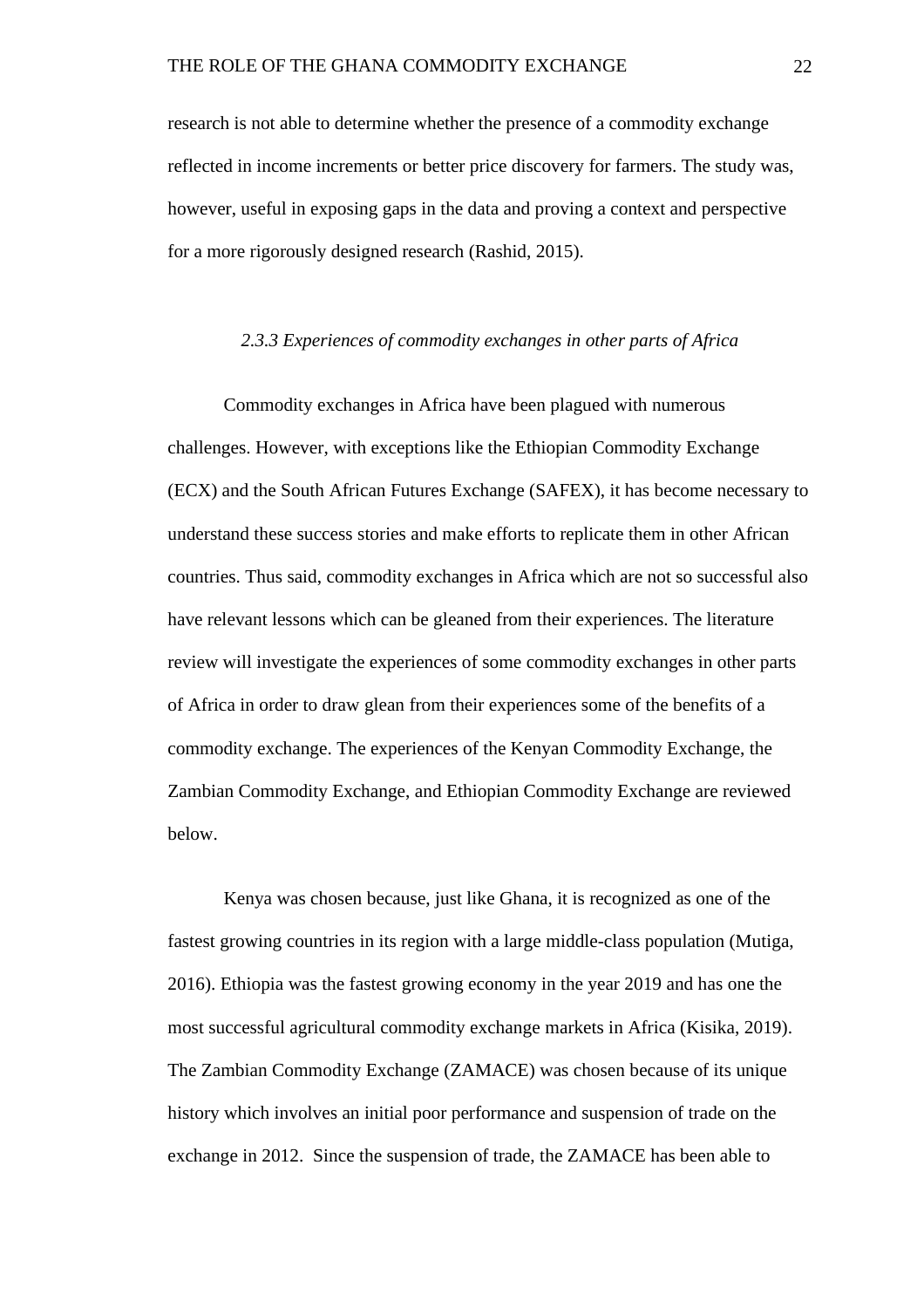research is not able to determine whether the presence of a commodity exchange reflected in income increments or better price discovery for farmers. The study was, however, useful in exposing gaps in the data and proving a context and perspective for a more rigorously designed research (Rashid, 2015).

### *2.3.3 Experiences of commodity exchanges in other parts of Africa*

Commodity exchanges in Africa have been plagued with numerous challenges. However, with exceptions like the Ethiopian Commodity Exchange (ECX) and the South African Futures Exchange (SAFEX), it has become necessary to understand these success stories and make efforts to replicate them in other African countries. Thus said, commodity exchanges in Africa which are not so successful also have relevant lessons which can be gleaned from their experiences. The literature review will investigate the experiences of some commodity exchanges in other parts of Africa in order to draw glean from their experiences some of the benefits of a commodity exchange. The experiences of the Kenyan Commodity Exchange, the Zambian Commodity Exchange, and Ethiopian Commodity Exchange are reviewed below.

Kenya was chosen because, just like Ghana, it is recognized as one of the fastest growing countries in its region with a large middle-class population (Mutiga, 2016). Ethiopia was the fastest growing economy in the year 2019 and has one the most successful agricultural commodity exchange markets in Africa (Kisika, 2019). The Zambian Commodity Exchange (ZAMACE) was chosen because of its unique history which involves an initial poor performance and suspension of trade on the exchange in 2012. Since the suspension of trade, the ZAMACE has been able to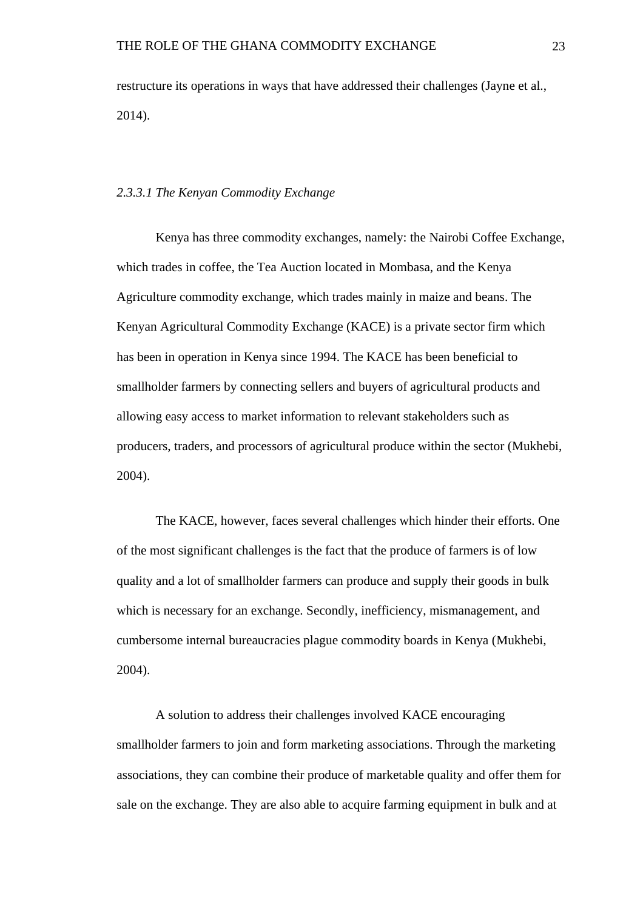restructure its operations in ways that have addressed their challenges (Jayne et al., 2014).

#### *2.3.3.1 The Kenyan Commodity Exchange*

Kenya has three commodity exchanges, namely: the Nairobi Coffee Exchange, which trades in coffee, the Tea Auction located in Mombasa, and the Kenya Agriculture commodity exchange, which trades mainly in maize and beans. The Kenyan Agricultural Commodity Exchange (KACE) is a private sector firm which has been in operation in Kenya since 1994. The KACE has been beneficial to smallholder farmers by connecting sellers and buyers of agricultural products and allowing easy access to market information to relevant stakeholders such as producers, traders, and processors of agricultural produce within the sector (Mukhebi, 2004).

The KACE, however, faces several challenges which hinder their efforts. One of the most significant challenges is the fact that the produce of farmers is of low quality and a lot of smallholder farmers can produce and supply their goods in bulk which is necessary for an exchange. Secondly, inefficiency, mismanagement, and cumbersome internal bureaucracies plague commodity boards in Kenya (Mukhebi, 2004).

A solution to address their challenges involved KACE encouraging smallholder farmers to join and form marketing associations. Through the marketing associations, they can combine their produce of marketable quality and offer them for sale on the exchange. They are also able to acquire farming equipment in bulk and at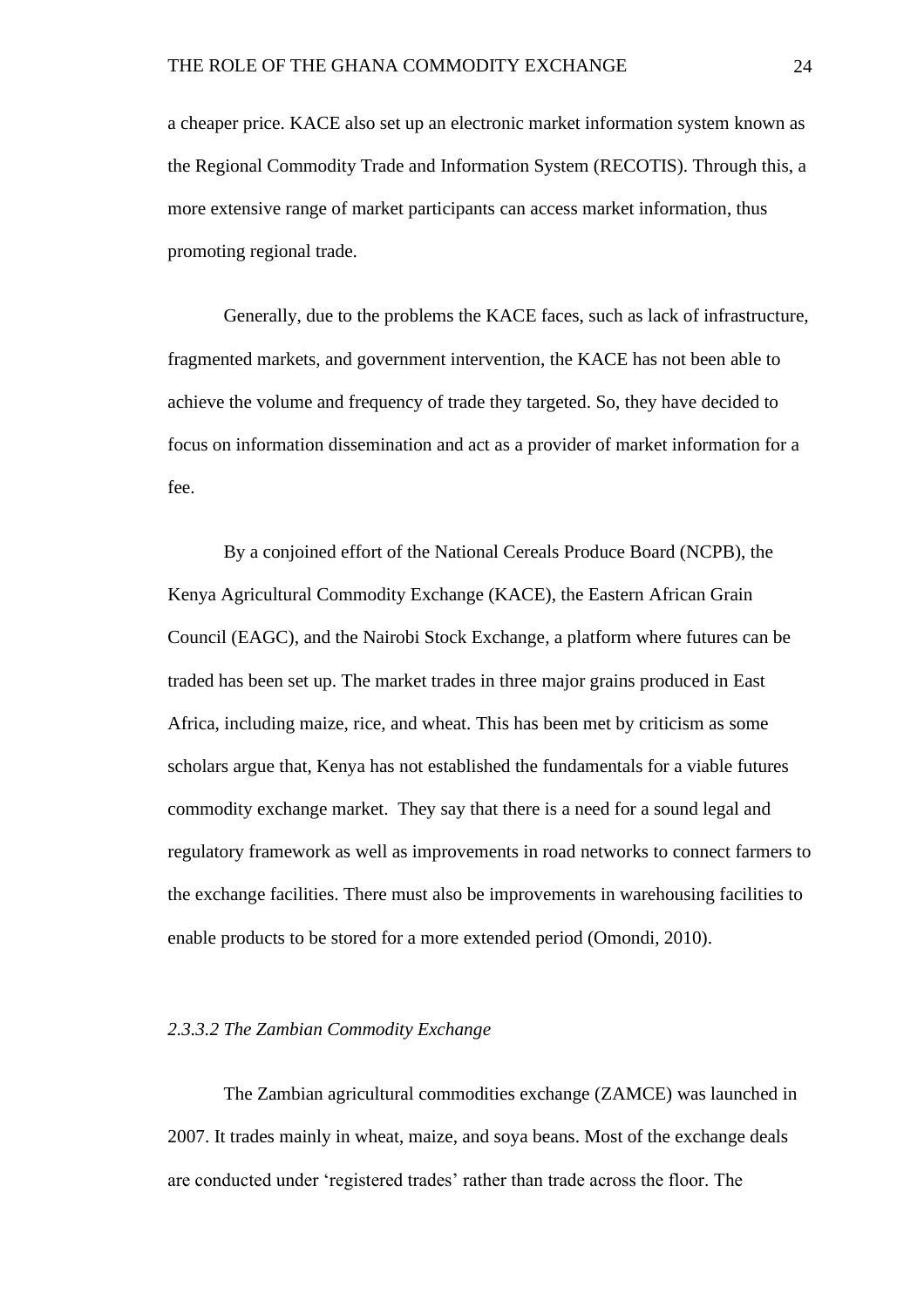a cheaper price. KACE also set up an electronic market information system known as the Regional Commodity Trade and Information System (RECOTIS). Through this, a more extensive range of market participants can access market information, thus promoting regional trade.

Generally, due to the problems the KACE faces, such as lack of infrastructure, fragmented markets, and government intervention, the KACE has not been able to achieve the volume and frequency of trade they targeted. So, they have decided to focus on information dissemination and act as a provider of market information for a fee.

By a conjoined effort of the National Cereals Produce Board (NCPB), the Kenya Agricultural Commodity Exchange (KACE), the Eastern African Grain Council (EAGC), and the Nairobi Stock Exchange, a platform where futures can be traded has been set up. The market trades in three major grains produced in East Africa, including maize, rice, and wheat. This has been met by criticism as some scholars argue that, Kenya has not established the fundamentals for a viable futures commodity exchange market. They say that there is a need for a sound legal and regulatory framework as well as improvements in road networks to connect farmers to the exchange facilities. There must also be improvements in warehousing facilities to enable products to be stored for a more extended period (Omondi, 2010).

#### *2.3.3.2 The Zambian Commodity Exchange*

The Zambian agricultural commodities exchange (ZAMCE) was launched in 2007. It trades mainly in wheat, maize, and soya beans. Most of the exchange deals are conducted under ‘registered trades’ rather than trade across the floor. The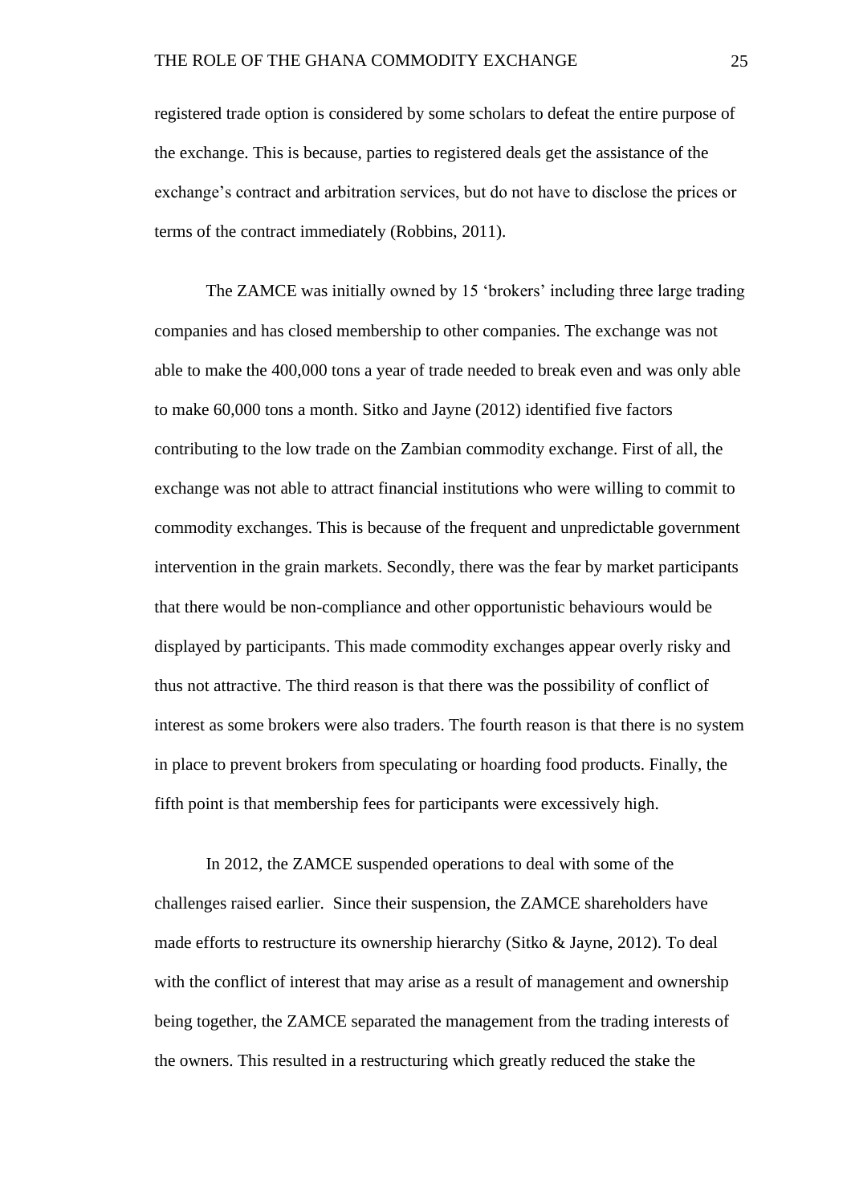registered trade option is considered by some scholars to defeat the entire purpose of the exchange. This is because, parties to registered deals get the assistance of the exchange's contract and arbitration services, but do not have to disclose the prices or terms of the contract immediately (Robbins, 2011).

The ZAMCE was initially owned by 15 'brokers' including three large trading companies and has closed membership to other companies. The exchange was not able to make the 400,000 tons a year of trade needed to break even and was only able to make 60,000 tons a month. Sitko and Jayne (2012) identified five factors contributing to the low trade on the Zambian commodity exchange. First of all, the exchange was not able to attract financial institutions who were willing to commit to commodity exchanges. This is because of the frequent and unpredictable government intervention in the grain markets. Secondly, there was the fear by market participants that there would be non-compliance and other opportunistic behaviours would be displayed by participants. This made commodity exchanges appear overly risky and thus not attractive. The third reason is that there was the possibility of conflict of interest as some brokers were also traders. The fourth reason is that there is no system in place to prevent brokers from speculating or hoarding food products. Finally, the fifth point is that membership fees for participants were excessively high.

In 2012, the ZAMCE suspended operations to deal with some of the challenges raised earlier. Since their suspension, the ZAMCE shareholders have made efforts to restructure its ownership hierarchy (Sitko & Jayne, 2012). To deal with the conflict of interest that may arise as a result of management and ownership being together, the ZAMCE separated the management from the trading interests of the owners. This resulted in a restructuring which greatly reduced the stake the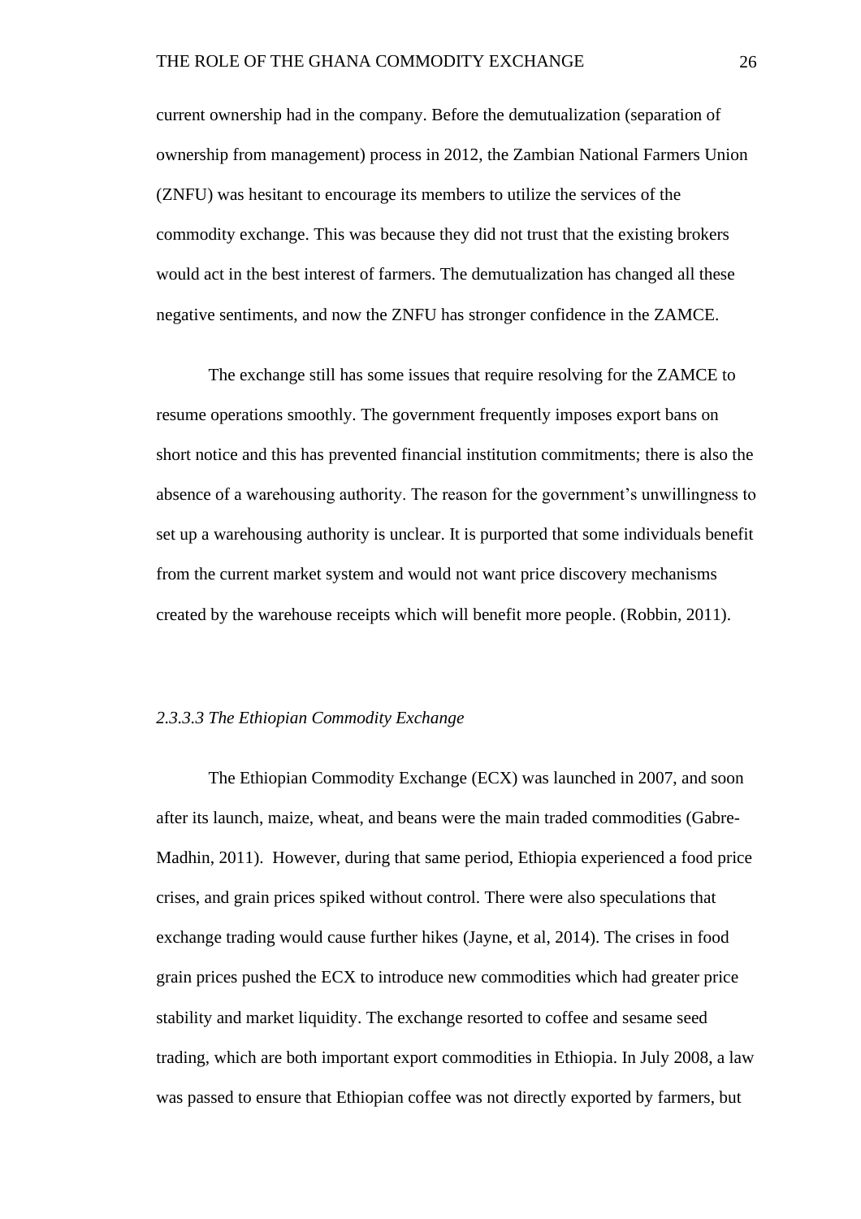current ownership had in the company. Before the demutualization (separation of ownership from management) process in 2012, the Zambian National Farmers Union (ZNFU) was hesitant to encourage its members to utilize the services of the commodity exchange. This was because they did not trust that the existing brokers would act in the best interest of farmers. The demutualization has changed all these negative sentiments, and now the ZNFU has stronger confidence in the ZAMCE.

The exchange still has some issues that require resolving for the ZAMCE to resume operations smoothly. The government frequently imposes export bans on short notice and this has prevented financial institution commitments; there is also the absence of a warehousing authority. The reason for the government's unwillingness to set up a warehousing authority is unclear. It is purported that some individuals benefit from the current market system and would not want price discovery mechanisms created by the warehouse receipts which will benefit more people. (Robbin, 2011).

#### *2.3.3.3 The Ethiopian Commodity Exchange*

The Ethiopian Commodity Exchange (ECX) was launched in 2007, and soon after its launch, maize, wheat, and beans were the main traded commodities (Gabre-Madhin, 2011). However, during that same period, Ethiopia experienced a food price crises, and grain prices spiked without control. There were also speculations that exchange trading would cause further hikes (Jayne, et al, 2014). The crises in food grain prices pushed the ECX to introduce new commodities which had greater price stability and market liquidity. The exchange resorted to coffee and sesame seed trading, which are both important export commodities in Ethiopia. In July 2008, a law was passed to ensure that Ethiopian coffee was not directly exported by farmers, but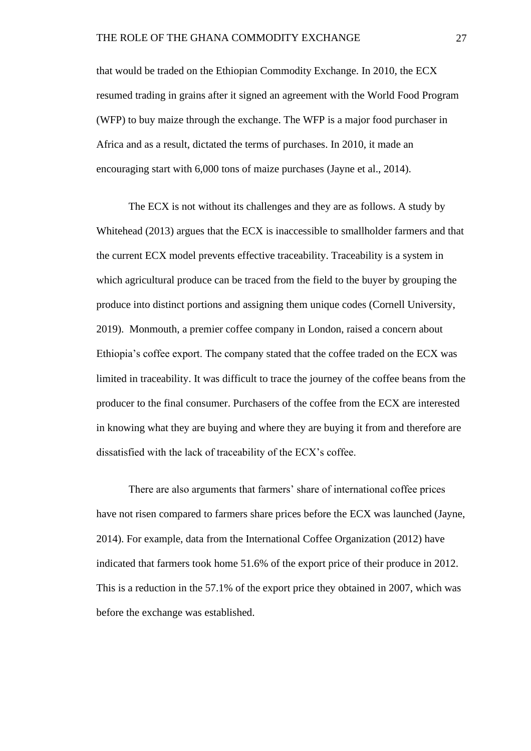that would be traded on the Ethiopian Commodity Exchange. In 2010, the ECX resumed trading in grains after it signed an agreement with the World Food Program (WFP) to buy maize through the exchange. The WFP is a major food purchaser in Africa and as a result, dictated the terms of purchases. In 2010, it made an encouraging start with 6,000 tons of maize purchases (Jayne et al., 2014).

The ECX is not without its challenges and they are as follows. A study by Whitehead (2013) argues that the ECX is inaccessible to smallholder farmers and that the current ECX model prevents effective traceability. Traceability is a system in which agricultural produce can be traced from the field to the buyer by grouping the produce into distinct portions and assigning them unique codes (Cornell University, 2019). Monmouth, a premier coffee company in London, raised a concern about Ethiopia's coffee export. The company stated that the coffee traded on the ECX was limited in traceability. It was difficult to trace the journey of the coffee beans from the producer to the final consumer. Purchasers of the coffee from the ECX are interested in knowing what they are buying and where they are buying it from and therefore are dissatisfied with the lack of traceability of the ECX's coffee.

There are also arguments that farmers' share of international coffee prices have not risen compared to farmers share prices before the ECX was launched (Jayne, 2014). For example, data from the International Coffee Organization (2012) have indicated that farmers took home 51.6% of the export price of their produce in 2012. This is a reduction in the 57.1% of the export price they obtained in 2007, which was before the exchange was established.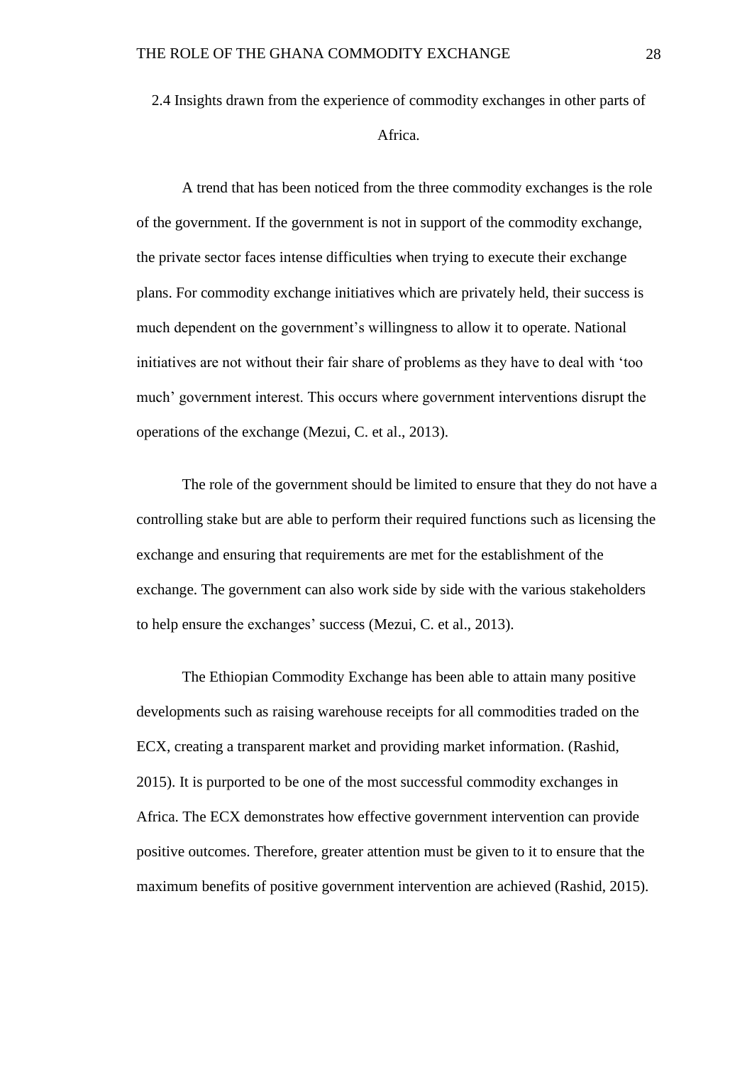## 2.4 Insights drawn from the experience of commodity exchanges in other parts of Africa.

A trend that has been noticed from the three commodity exchanges is the role of the government. If the government is not in support of the commodity exchange, the private sector faces intense difficulties when trying to execute their exchange plans. For commodity exchange initiatives which are privately held, their success is much dependent on the government's willingness to allow it to operate. National initiatives are not without their fair share of problems as they have to deal with 'too much' government interest. This occurs where government interventions disrupt the operations of the exchange (Mezui, C. et al., 2013).

The role of the government should be limited to ensure that they do not have a controlling stake but are able to perform their required functions such as licensing the exchange and ensuring that requirements are met for the establishment of the exchange. The government can also work side by side with the various stakeholders to help ensure the exchanges' success (Mezui, C. et al., 2013).

The Ethiopian Commodity Exchange has been able to attain many positive developments such as raising warehouse receipts for all commodities traded on the ECX, creating a transparent market and providing market information. (Rashid, 2015). It is purported to be one of the most successful commodity exchanges in Africa. The ECX demonstrates how effective government intervention can provide positive outcomes. Therefore, greater attention must be given to it to ensure that the maximum benefits of positive government intervention are achieved (Rashid, 2015).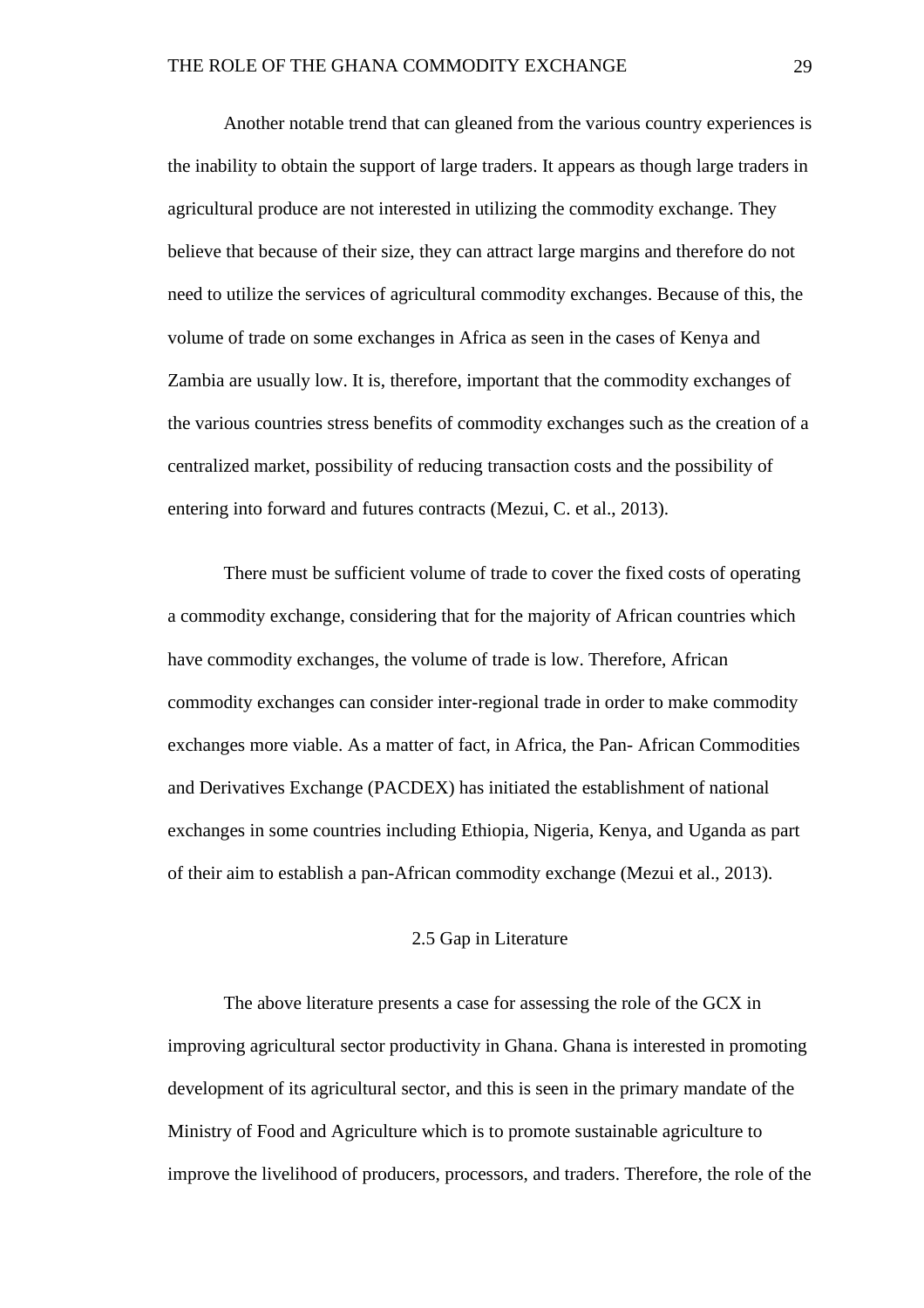Another notable trend that can gleaned from the various country experiences is the inability to obtain the support of large traders. It appears as though large traders in agricultural produce are not interested in utilizing the commodity exchange. They believe that because of their size, they can attract large margins and therefore do not need to utilize the services of agricultural commodity exchanges. Because of this, the volume of trade on some exchanges in Africa as seen in the cases of Kenya and Zambia are usually low. It is, therefore, important that the commodity exchanges of the various countries stress benefits of commodity exchanges such as the creation of a centralized market, possibility of reducing transaction costs and the possibility of entering into forward and futures contracts (Mezui, C. et al., 2013).

There must be sufficient volume of trade to cover the fixed costs of operating a commodity exchange, considering that for the majority of African countries which have commodity exchanges, the volume of trade is low. Therefore, African commodity exchanges can consider inter-regional trade in order to make commodity exchanges more viable. As a matter of fact, in Africa, the Pan- African Commodities and Derivatives Exchange (PACDEX) has initiated the establishment of national exchanges in some countries including Ethiopia, Nigeria, Kenya, and Uganda as part of their aim to establish a pan-African commodity exchange (Mezui et al., 2013).

## 2.5 Gap in Literature

The above literature presents a case for assessing the role of the GCX in improving agricultural sector productivity in Ghana. Ghana is interested in promoting development of its agricultural sector, and this is seen in the primary mandate of the Ministry of Food and Agriculture which is to promote sustainable agriculture to improve the livelihood of producers, processors, and traders. Therefore, the role of the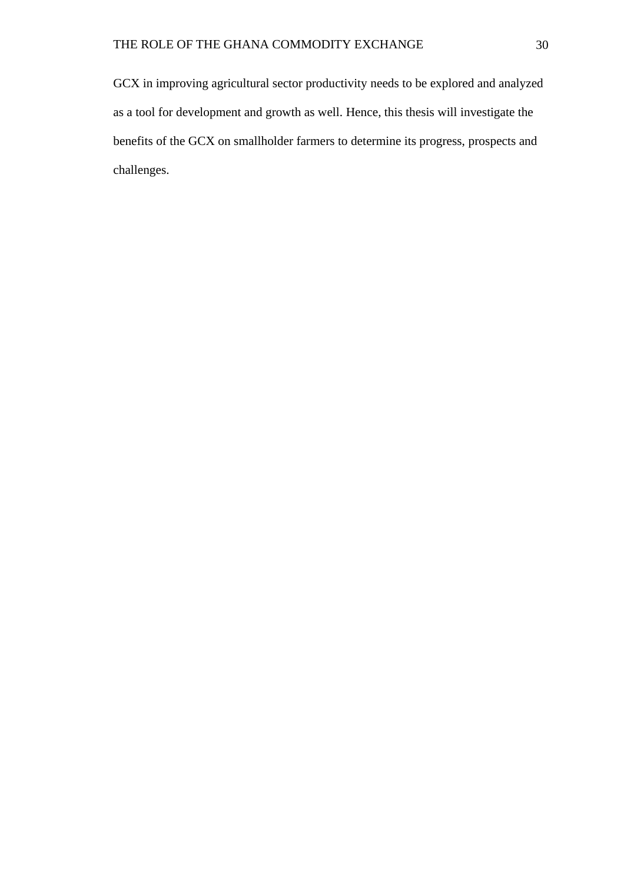GCX in improving agricultural sector productivity needs to be explored and analyzed as a tool for development and growth as well. Hence, this thesis will investigate the benefits of the GCX on smallholder farmers to determine its progress, prospects and challenges.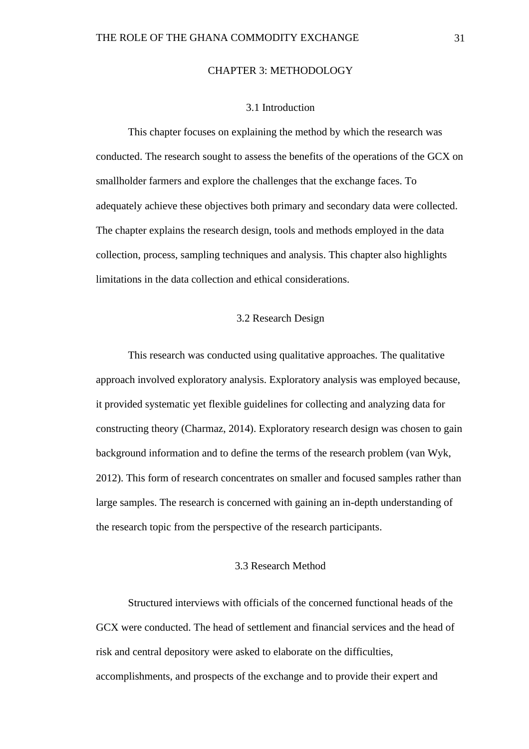# CHAPTER 3: METHODOLOGY

## 3.1 Introduction

This chapter focuses on explaining the method by which the research was conducted. The research sought to assess the benefits of the operations of the GCX on smallholder farmers and explore the challenges that the exchange faces. To adequately achieve these objectives both primary and secondary data were collected. The chapter explains the research design, tools and methods employed in the data collection, process, sampling techniques and analysis. This chapter also highlights limitations in the data collection and ethical considerations.

## 3.2 Research Design

This research was conducted using qualitative approaches. The qualitative approach involved exploratory analysis. Exploratory analysis was employed because, it provided systematic yet flexible guidelines for collecting and analyzing data for constructing theory (Charmaz, 2014). Exploratory research design was chosen to gain background information and to define the terms of the research problem (van Wyk, 2012). This form of research concentrates on smaller and focused samples rather than large samples. The research is concerned with gaining an in-depth understanding of the research topic from the perspective of the research participants.

## 3.3 Research Method

Structured interviews with officials of the concerned functional heads of the GCX were conducted. The head of settlement and financial services and the head of risk and central depository were asked to elaborate on the difficulties, accomplishments, and prospects of the exchange and to provide their expert and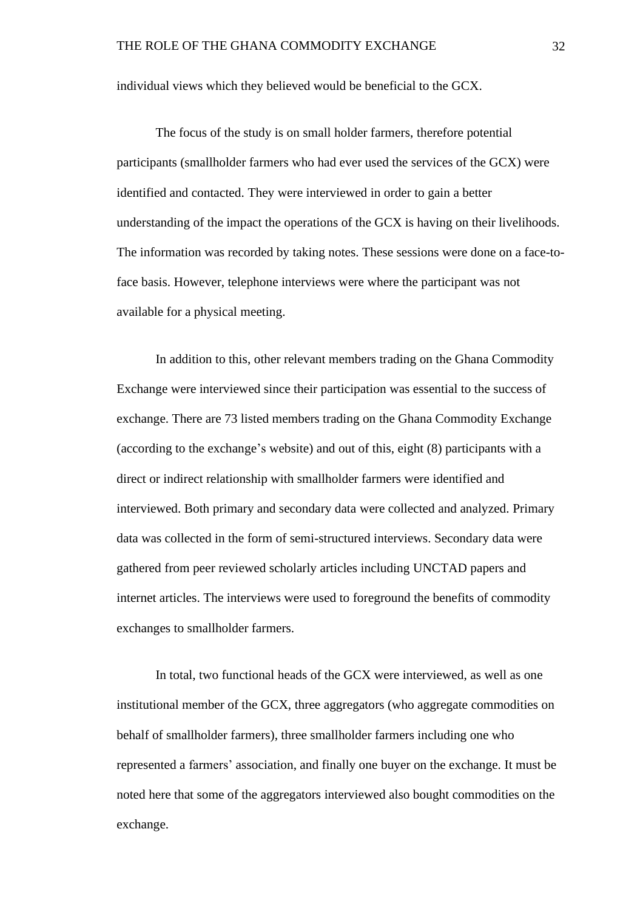individual views which they believed would be beneficial to the GCX.

The focus of the study is on small holder farmers, therefore potential participants (smallholder farmers who had ever used the services of the GCX) were identified and contacted. They were interviewed in order to gain a better understanding of the impact the operations of the GCX is having on their livelihoods. The information was recorded by taking notes. These sessions were done on a face-to-face basis. However, telephone interviews were where the participant was not available for a physical meeting.

In addition to this, other relevant members trading on the Ghana Commodity Exchange were interviewed since their participation was essential to the success of exchange. There are 73 listed members trading on the Ghana Commodity Exchange (according to the exchange's website) and out of this, eight (8) participants with a direct or indirect relationship with smallholder farmers were identified and interviewed. Both primary and secondary data were collected and analyzed. Primary data was collected in the form of semi-structured interviews. Secondary data were gathered from peer reviewed scholarly articles including UNCTAD papers and internet articles. The interviews were used to foreground the benefits of commodity exchanges to smallholder farmers.

In total, two functional heads of the GCX were interviewed, as well as one institutional member of the GCX, three aggregators (who aggregate commodities on behalf of smallholder farmers), three smallholder farmers including one who represented a farmers' association, and finally one buyer on the exchange. It must be noted here that some of the aggregators interviewed also bought commodities on the exchange.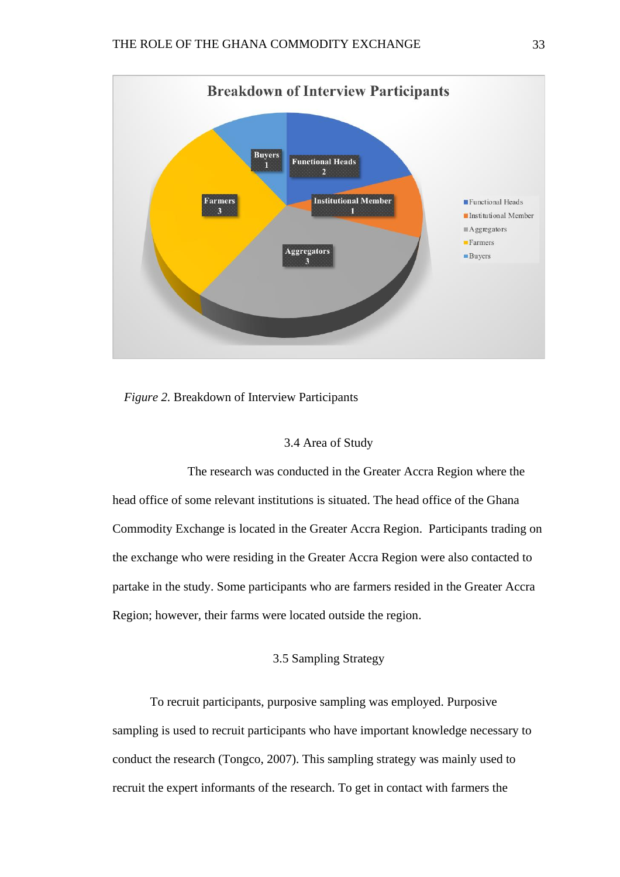*Figure 2.* Breakdown of Interview Participants

## 3.4 Area of Study

The research was conducted in the Greater Accra Region where the head office of some relevant institutions is situated. The head office of the Ghana Commodity Exchange is located in the Greater Accra Region. Participants trading on the exchange who were residing in the Greater Accra Region were also contacted to partake in the study. Some participants who are farmers resided in the Greater Accra Region; however, their farms were located outside the region.

## 3.5 Sampling Strategy

To recruit participants, purposive sampling was employed. Purposive sampling is used to recruit participants who have important knowledge necessary to conduct the research (Tongco, 2007). This sampling strategy was mainly used to recruit the expert informants of the research. To get in contact with farmers the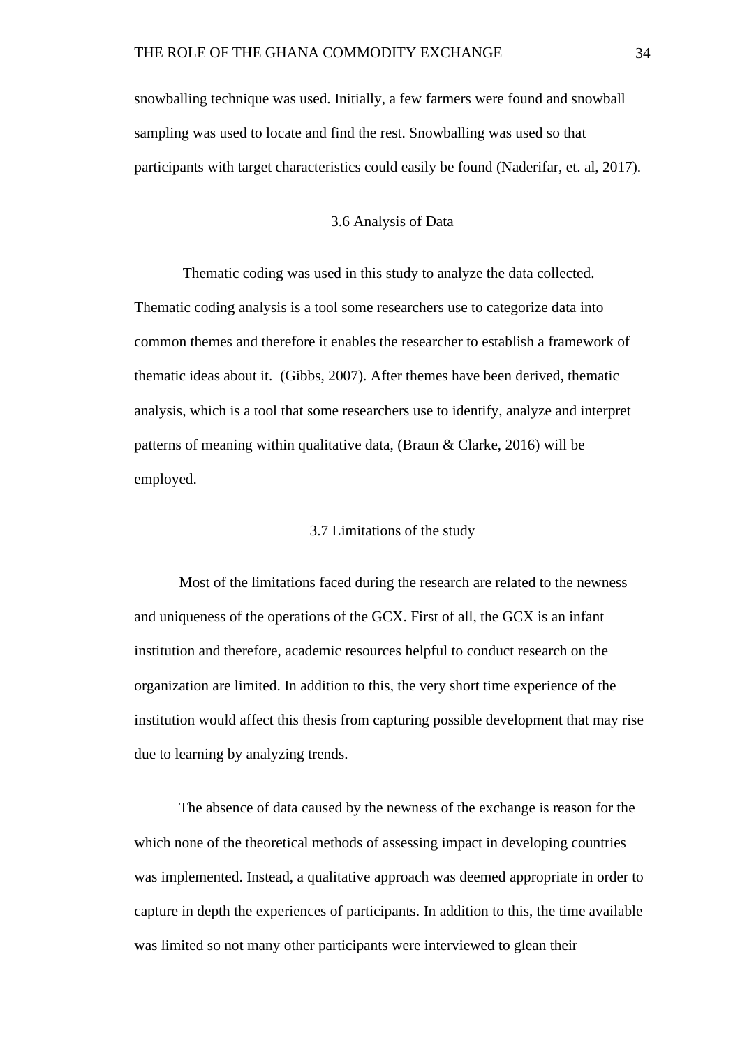snowballing technique was used. Initially, a few farmers were found and snowball sampling was used to locate and find the rest. Snowballing was used so that participants with target characteristics could easily be found (Naderifar, et. al, 2017).

### 3.6 Analysis of Data

Thematic coding was used in this study to analyze the data collected. Thematic coding analysis is a tool some researchers use to categorize data into common themes and therefore it enables the researcher to establish a framework of thematic ideas about it. (Gibbs, 2007). After themes have been derived, thematic analysis, which is a tool that some researchers use to identify, analyze and interpret patterns of meaning within qualitative data, (Braun & Clarke, 2016) will be employed.

### 3.7 Limitations of the study

Most of the limitations faced during the research are related to the newness and uniqueness of the operations of the GCX. First of all, the GCX is an infant institution and therefore, academic resources helpful to conduct research on the organization are limited. In addition to this, the very short time experience of the institution would affect this thesis from capturing possible development that may rise due to learning by analyzing trends.

The absence of data caused by the newness of the exchange is reason for the which none of the theoretical methods of assessing impact in developing countries was implemented. Instead, a qualitative approach was deemed appropriate in order to capture in depth the experiences of participants. In addition to this, the time available was limited so not many other participants were interviewed to glean their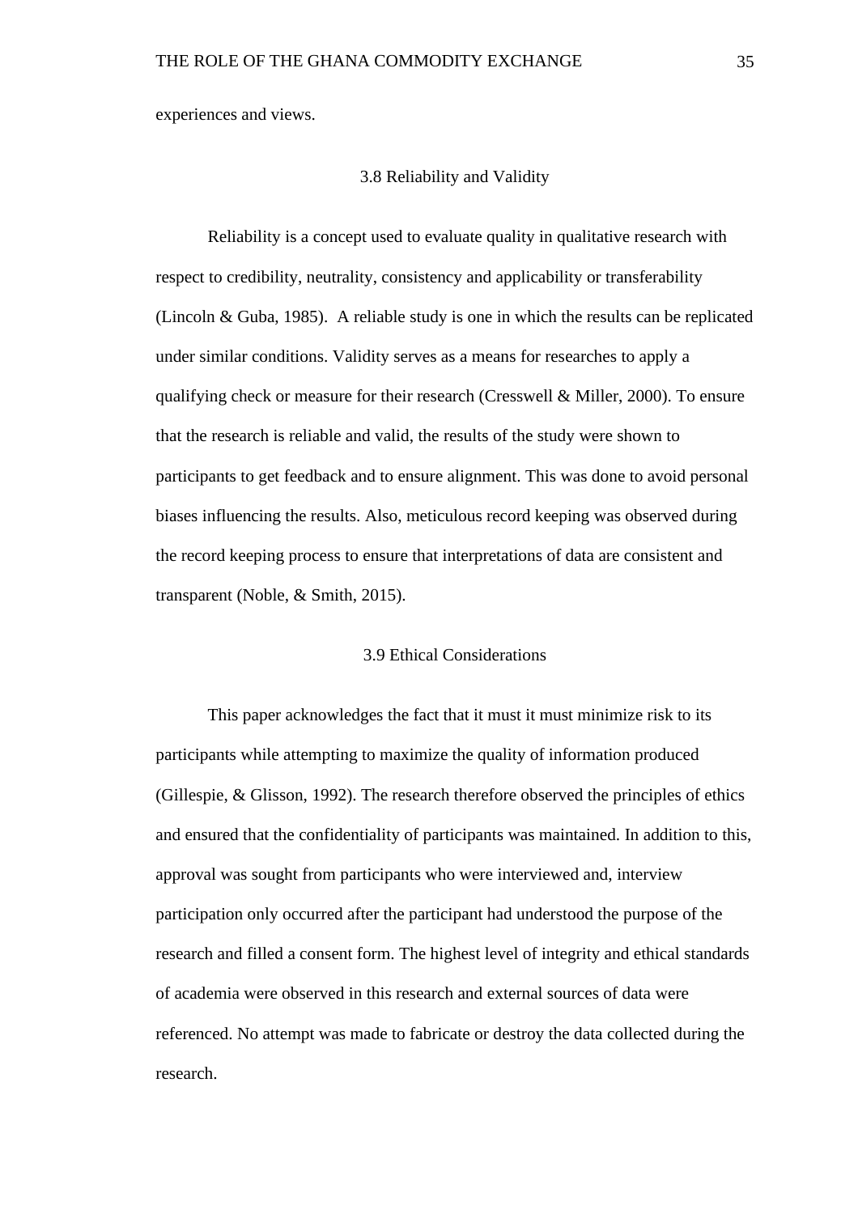experiences and views.

## 3.8 Reliability and Validity

Reliability is a concept used to evaluate quality in qualitative research with respect to credibility, neutrality, consistency and applicability or transferability (Lincoln & Guba, 1985). A reliable study is one in which the results can be replicated under similar conditions. Validity serves as a means for researches to apply a qualifying check or measure for their research (Cresswell & Miller, 2000). To ensure that the research is reliable and valid, the results of the study were shown to participants to get feedback and to ensure alignment. This was done to avoid personal biases influencing the results. Also, meticulous record keeping was observed during the record keeping process to ensure that interpretations of data are consistent and transparent (Noble, & Smith, 2015).

## 3.9 Ethical Considerations

This paper acknowledges the fact that it must it must minimize risk to its participants while attempting to maximize the quality of information produced (Gillespie, & Glisson, 1992). The research therefore observed the principles of ethics and ensured that the confidentiality of participants was maintained. In addition to this, approval was sought from participants who were interviewed and, interview participation only occurred after the participant had understood the purpose of the research and filled a consent form. The highest level of integrity and ethical standards of academia were observed in this research and external sources of data were referenced. No attempt was made to fabricate or destroy the data collected during the research.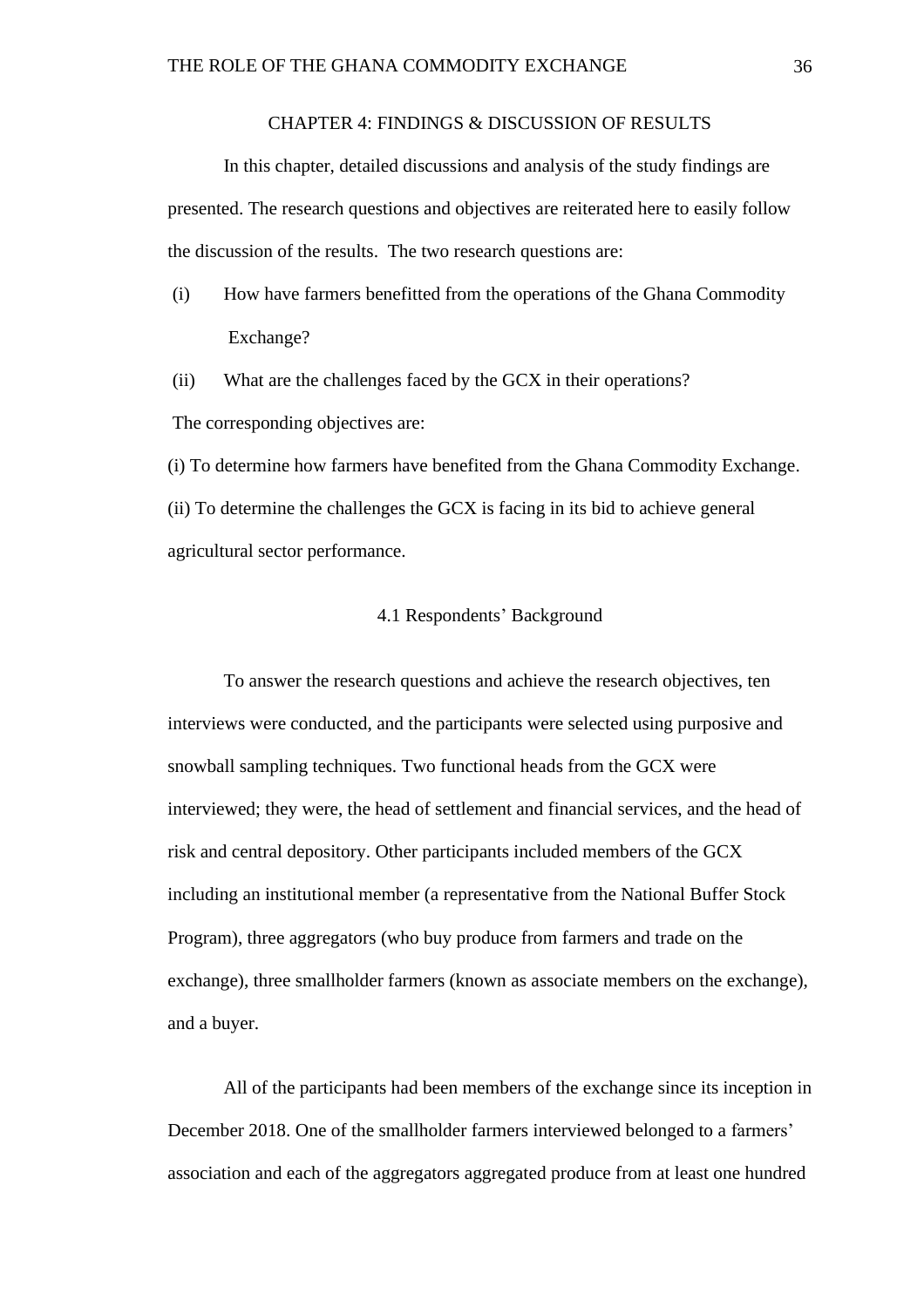# CHAPTER 4: FINDINGS & DISCUSSION OF RESULTS

In this chapter, detailed discussions and analysis of the study findings are presented. The research questions and objectives are reiterated here to easily follow the discussion of the results. The two research questions are:

(i) How have farmers benefitted from the operations of the Ghana Commodity Exchange?

(ii) What are the challenges faced by the GCX in their operations?

The corresponding objectives are:

(i) To determine how farmers have benefited from the Ghana Commodity Exchange.

(ii) To determine the challenges the GCX is facing in its bid to achieve general agricultural sector performance.

## 4.1 Respondents' Background

To answer the research questions and achieve the research objectives, ten interviews were conducted, and the participants were selected using purposive and snowball sampling techniques. Two functional heads from the GCX were interviewed; they were, the head of settlement and financial services, and the head of risk and central depository. Other participants included members of the GCX including an institutional member (a representative from the National Buffer Stock Program), three aggregators (who buy produce from farmers and trade on the exchange), three smallholder farmers (known as associate members on the exchange), and a buyer.

All of the participants had been members of the exchange since its inception in December 2018. One of the smallholder farmers interviewed belonged to a farmers' association and each of the aggregators aggregated produce from at least one hundred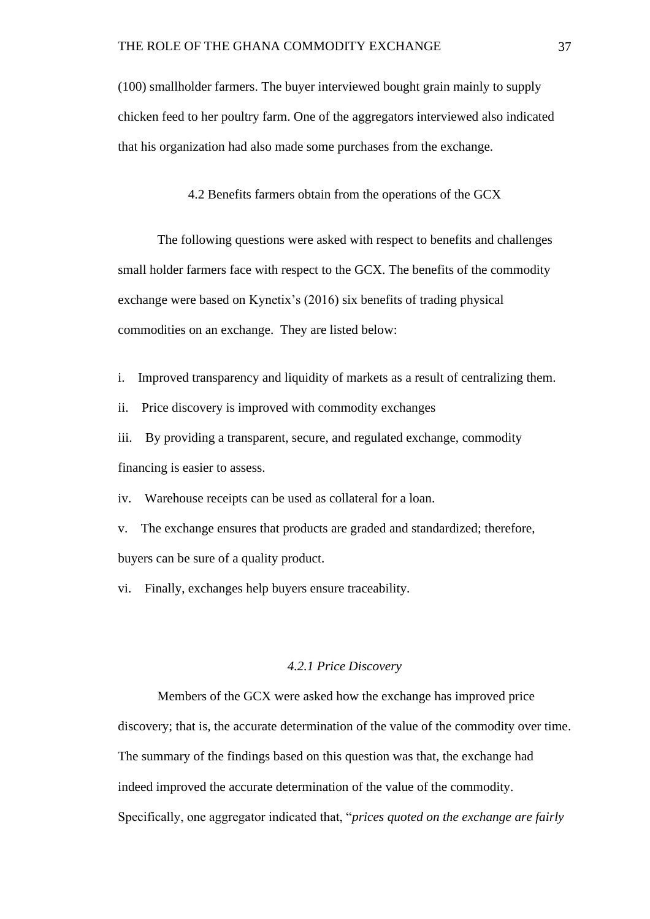(100) smallholder farmers. The buyer interviewed bought grain mainly to supply chicken feed to her poultry farm. One of the aggregators interviewed also indicated that his organization had also made some purchases from the exchange.

## 4.2 Benefits farmers obtain from the operations of the GCX

The following questions were asked with respect to benefits and challenges small holder farmers face with respect to the GCX. The benefits of the commodity exchange were based on Kynetix's (2016) six benefits of trading physical commodities on an exchange. They are listed below:

i. Improved transparency and liquidity of markets as a result of centralizing them.

ii. Price discovery is improved with commodity exchanges

iii. By providing a transparent, secure, and regulated exchange, commodity financing is easier to assess.

iv. Warehouse receipts can be used as collateral for a loan.

v. The exchange ensures that products are graded and standardized; therefore, buyers can be sure of a quality product.

vi. Finally, exchanges help buyers ensure traceability.

### *4.2.1 Price Discovery*

Members of the GCX were asked how the exchange has improved price discovery; that is, the accurate determination of the value of the commodity over time. The summary of the findings based on this question was that, the exchange had indeed improved the accurate determination of the value of the commodity. Specifically, one aggregator indicated that, "*prices quoted on the exchange are fairly*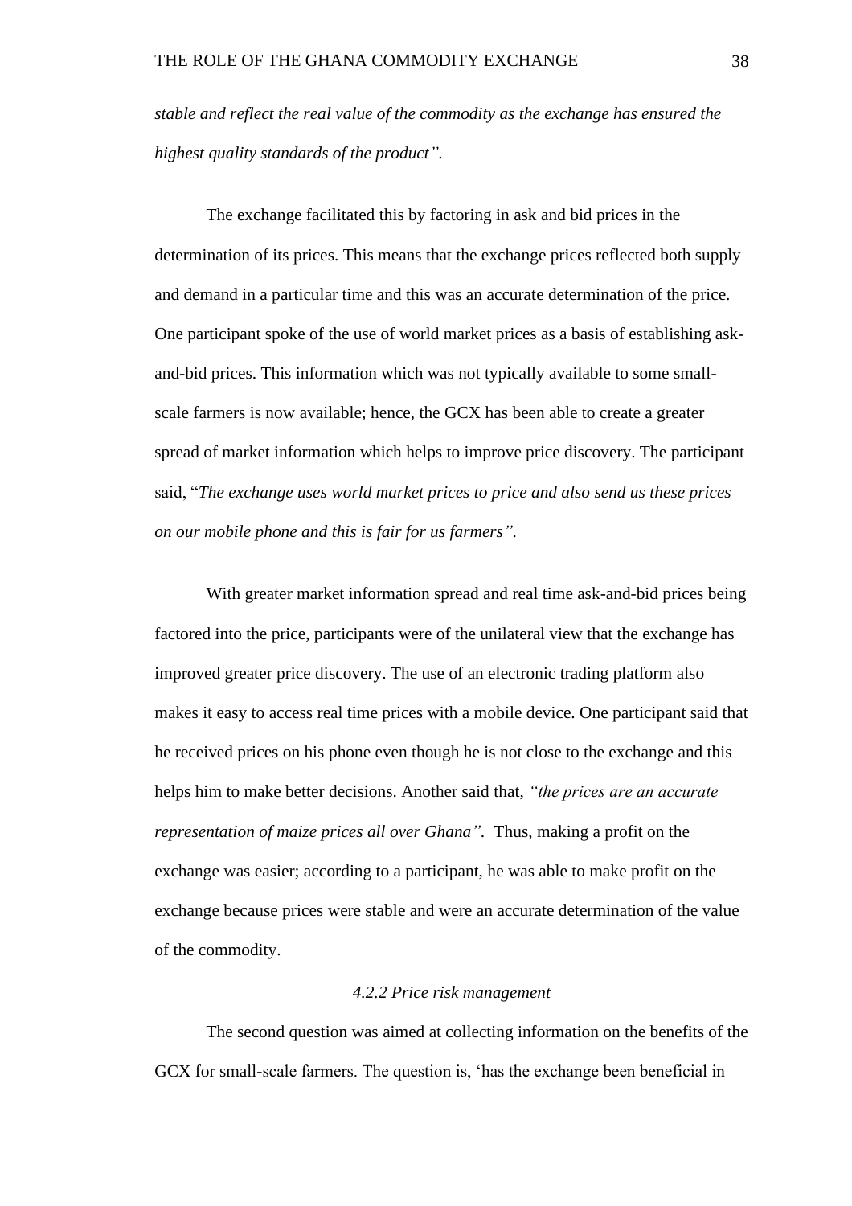*stable and reflect the real value of the commodity as the exchange has ensured the highest quality standards of the product".*

The exchange facilitated this by factoring in ask and bid prices in the determination of its prices. This means that the exchange prices reflected both supply and demand in a particular time and this was an accurate determination of the price. One participant spoke of the use of world market prices as a basis of establishing ask-and-bid prices. This information which was not typically available to some small-scale farmers is now available; hence, the GCX has been able to create a greater spread of market information which helps to improve price discovery. The participant said, "*The exchange uses world market prices to price and also send us these prices on our mobile phone and this is fair for us farmers".*

With greater market information spread and real time ask-and-bid prices being factored into the price, participants were of the unilateral view that the exchange has improved greater price discovery. The use of an electronic trading platform also makes it easy to access real time prices with a mobile device. One participant said that he received prices on his phone even though he is not close to the exchange and this helps him to make better decisions. Another said that, *"the prices are an accurate representation of maize prices all over Ghana".* Thus, making a profit on the exchange was easier; according to a participant, he was able to make profit on the exchange because prices were stable and were an accurate determination of the value of the commodity.

#### *4.2.2 Price risk management*

The second question was aimed at collecting information on the benefits of the GCX for small-scale farmers. The question is, 'has the exchange been beneficial in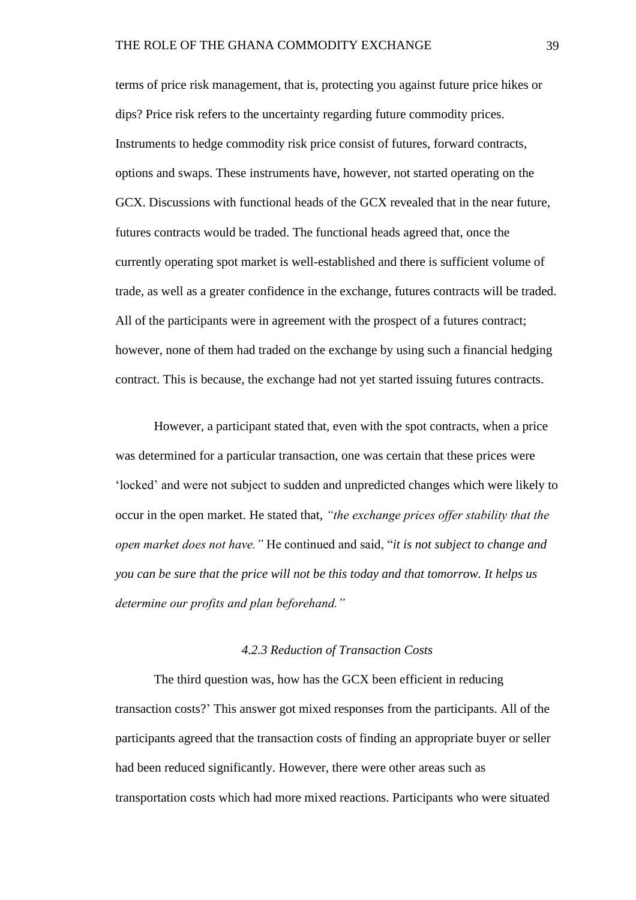terms of price risk management, that is, protecting you against future price hikes or dips? Price risk refers to the uncertainty regarding future commodity prices. Instruments to hedge commodity risk price consist of futures, forward contracts, options and swaps. These instruments have, however, not started operating on the GCX. Discussions with functional heads of the GCX revealed that in the near future, futures contracts would be traded. The functional heads agreed that, once the currently operating spot market is well-established and there is sufficient volume of trade, as well as a greater confidence in the exchange, futures contracts will be traded. All of the participants were in agreement with the prospect of a futures contract; however, none of them had traded on the exchange by using such a financial hedging contract. This is because, the exchange had not yet started issuing futures contracts.

However, a participant stated that, even with the spot contracts, when a price was determined for a particular transaction, one was certain that these prices were 'locked' and were not subject to sudden and unpredicted changes which were likely to occur in the open market. He stated that, *"the exchange prices offer stability that the open market does not have."* He continued and said, "*it is not subject to change and you can be sure that the price will not be this today and that tomorrow. It helps us determine our profits and plan beforehand."*

#### *4.2.3 Reduction of Transaction Costs*

The third question was, how has the GCX been efficient in reducing transaction costs?' This answer got mixed responses from the participants. All of the participants agreed that the transaction costs of finding an appropriate buyer or seller had been reduced significantly. However, there were other areas such as transportation costs which had more mixed reactions. Participants who were situated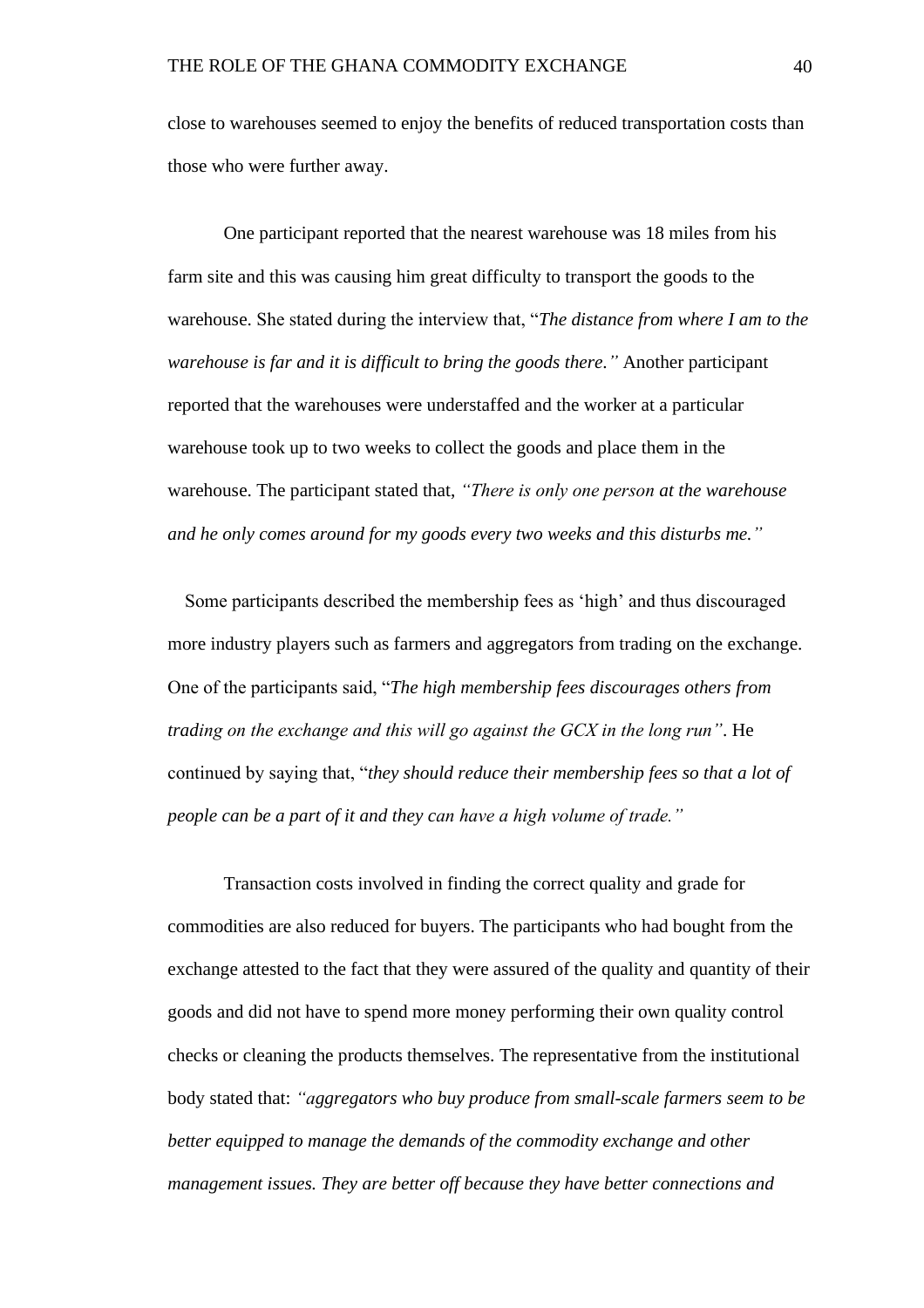close to warehouses seemed to enjoy the benefits of reduced transportation costs than those who were further away.

One participant reported that the nearest warehouse was 18 miles from his farm site and this was causing him great difficulty to transport the goods to the warehouse. She stated during the interview that, "*The distance from where I am to the warehouse is far and it is difficult to bring the goods there."* Another participant reported that the warehouses were understaffed and the worker at a particular warehouse took up to two weeks to collect the goods and place them in the warehouse. The participant stated that, *"There is only one person at the warehouse and he only comes around for my goods every two weeks and this disturbs me."*

Some participants described the membership fees as 'high' and thus discouraged more industry players such as farmers and aggregators from trading on the exchange. One of the participants said, "*The high membership fees discourages others from trading on the exchange and this will go against the GCX in the long run"*. He continued by saying that, "*they should reduce their membership fees so that a lot of people can be a part of it and they can have a high volume of trade."*

Transaction costs involved in finding the correct quality and grade for commodities are also reduced for buyers. The participants who had bought from the exchange attested to the fact that they were assured of the quality and quantity of their goods and did not have to spend more money performing their own quality control checks or cleaning the products themselves. The representative from the institutional body stated that: *"aggregators who buy produce from small-scale farmers seem to be better equipped to manage the demands of the commodity exchange and other management issues. They are better off because they have better connections and*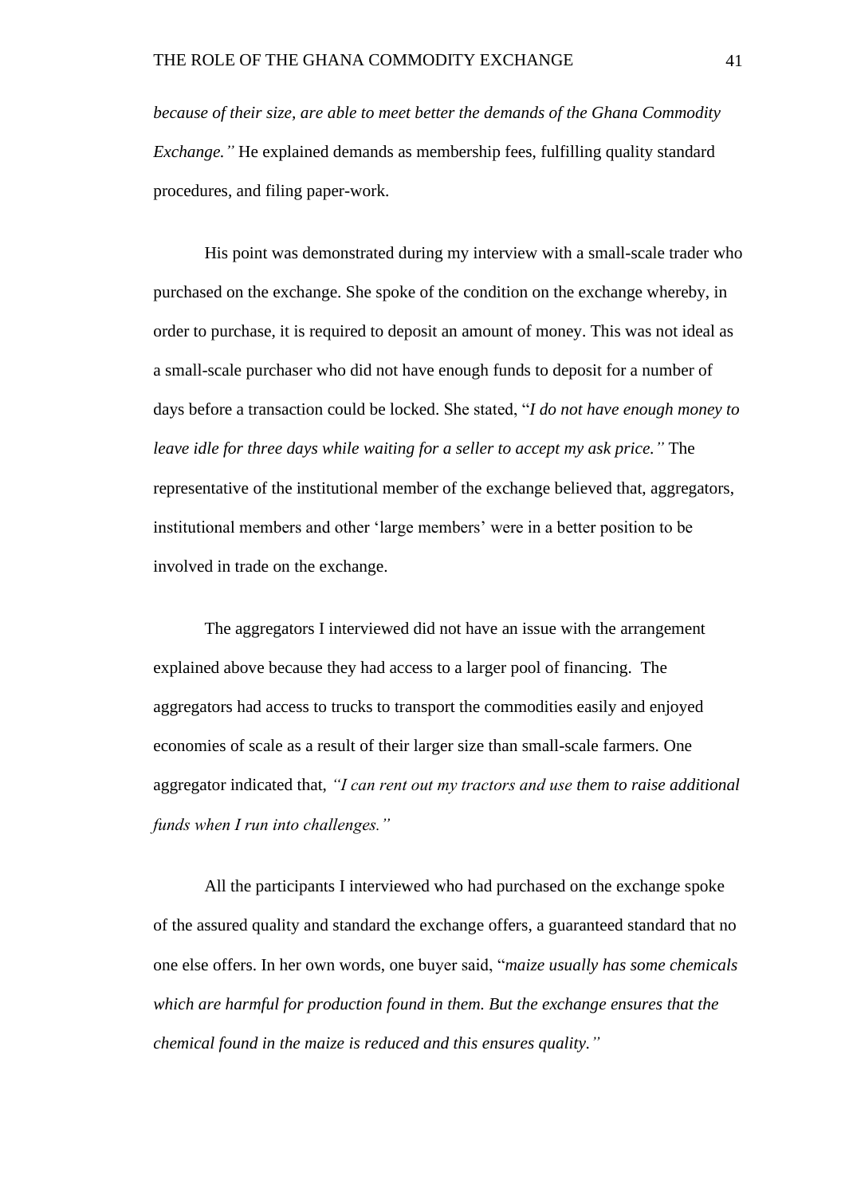*because of their size, are able to meet better the demands of the Ghana Commodity Exchange."* He explained demands as membership fees, fulfilling quality standard procedures, and filing paper-work.

His point was demonstrated during my interview with a small-scale trader who purchased on the exchange. She spoke of the condition on the exchange whereby, in order to purchase, it is required to deposit an amount of money. This was not ideal as a small-scale purchaser who did not have enough funds to deposit for a number of days before a transaction could be locked. She stated, "*I do not have enough money to leave idle for three days while waiting for a seller to accept my ask price."* The representative of the institutional member of the exchange believed that, aggregators, institutional members and other 'large members' were in a better position to be involved in trade on the exchange.

The aggregators I interviewed did not have an issue with the arrangement explained above because they had access to a larger pool of financing. The aggregators had access to trucks to transport the commodities easily and enjoyed economies of scale as a result of their larger size than small-scale farmers. One aggregator indicated that, *"I can rent out my tractors and use them to raise additional funds when I run into challenges."*

All the participants I interviewed who had purchased on the exchange spoke of the assured quality and standard the exchange offers, a guaranteed standard that no one else offers. In her own words, one buyer said, "*maize usually has some chemicals which are harmful for production found in them. But the exchange ensures that the chemical found in the maize is reduced and this ensures quality."*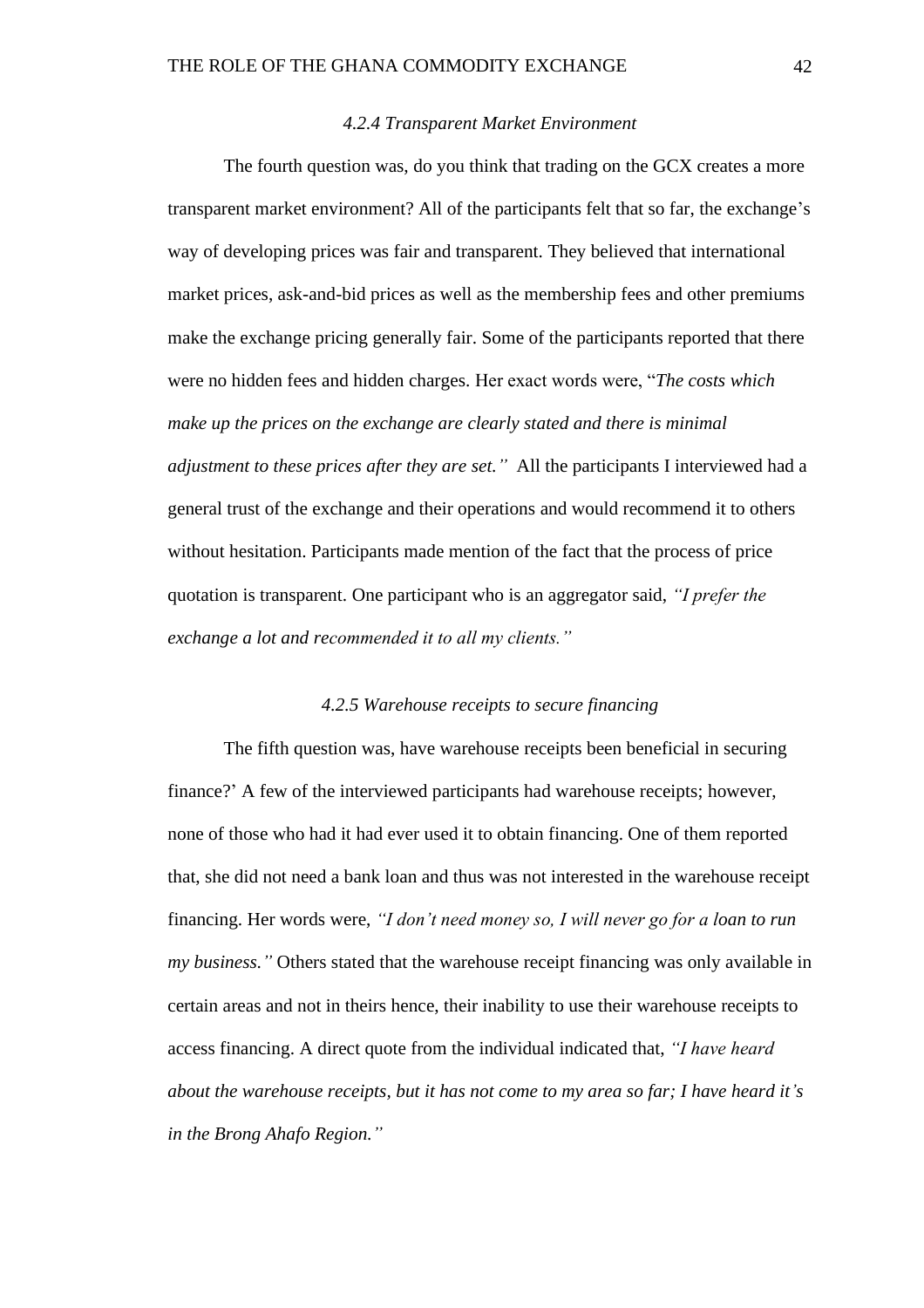### *4.2.4 Transparent Market Environment*

The fourth question was, do you think that trading on the GCX creates a more transparent market environment? All of the participants felt that so far, the exchange's way of developing prices was fair and transparent. They believed that international market prices, ask-and-bid prices as well as the membership fees and other premiums make the exchange pricing generally fair. Some of the participants reported that there were no hidden fees and hidden charges. Her exact words were, "*The costs which make up the prices on the exchange are clearly stated and there is minimal adjustment to these prices after they are set."* All the participants I interviewed had a general trust of the exchange and their operations and would recommend it to others without hesitation. Participants made mention of the fact that the process of price quotation is transparent. One participant who is an aggregator said, *"I prefer the exchange a lot and recommended it to all my clients."*

### *4.2.5 Warehouse receipts to secure financing*

The fifth question was, have warehouse receipts been beneficial in securing finance?' A few of the interviewed participants had warehouse receipts; however, none of those who had it had ever used it to obtain financing. One of them reported that, she did not need a bank loan and thus was not interested in the warehouse receipt financing. Her words were, *"I don't need money so, I will never go for a loan to run my business."* Others stated that the warehouse receipt financing was only available in certain areas and not in theirs hence, their inability to use their warehouse receipts to access financing. A direct quote from the individual indicated that, *"I have heard about the warehouse receipts, but it has not come to my area so far; I have heard it's in the Brong Ahafo Region."*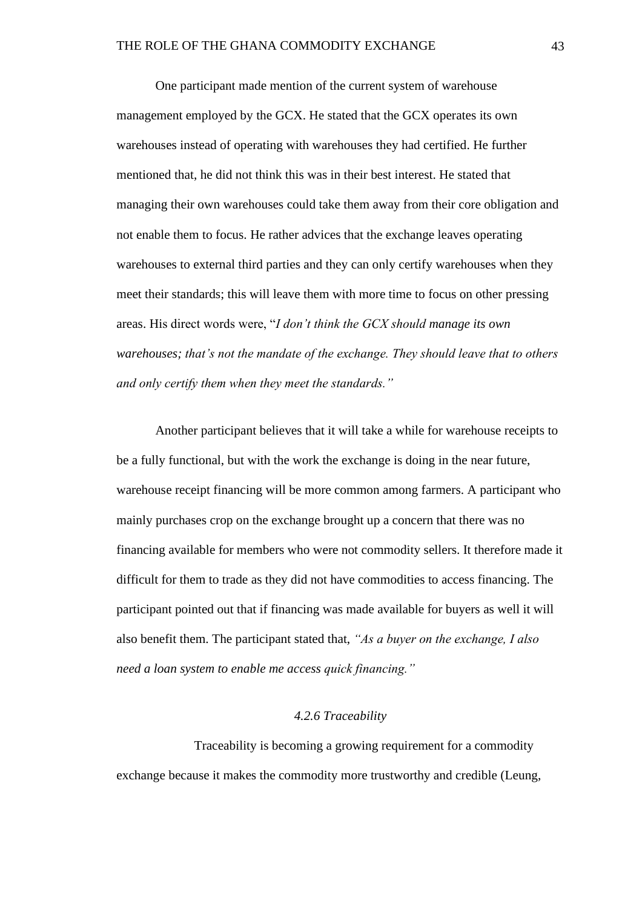One participant made mention of the current system of warehouse management employed by the GCX. He stated that the GCX operates its own warehouses instead of operating with warehouses they had certified. He further mentioned that, he did not think this was in their best interest. He stated that managing their own warehouses could take them away from their core obligation and not enable them to focus. He rather advices that the exchange leaves operating warehouses to external third parties and they can only certify warehouses when they meet their standards; this will leave them with more time to focus on other pressing areas. His direct words were, "*I don't think the GCX should manage its own warehouses; that's not the mandate of the exchange. They should leave that to others and only certify them when they meet the standards."*

Another participant believes that it will take a while for warehouse receipts to be a fully functional, but with the work the exchange is doing in the near future, warehouse receipt financing will be more common among farmers. A participant who mainly purchases crop on the exchange brought up a concern that there was no financing available for members who were not commodity sellers. It therefore made it difficult for them to trade as they did not have commodities to access financing. The participant pointed out that if financing was made available for buyers as well it will also benefit them. The participant stated that, *"As a buyer on the exchange, I also need a loan system to enable me access quick financing."*

### *4.2.6 Traceability*

Traceability is becoming a growing requirement for a commodity exchange because it makes the commodity more trustworthy and credible (Leung,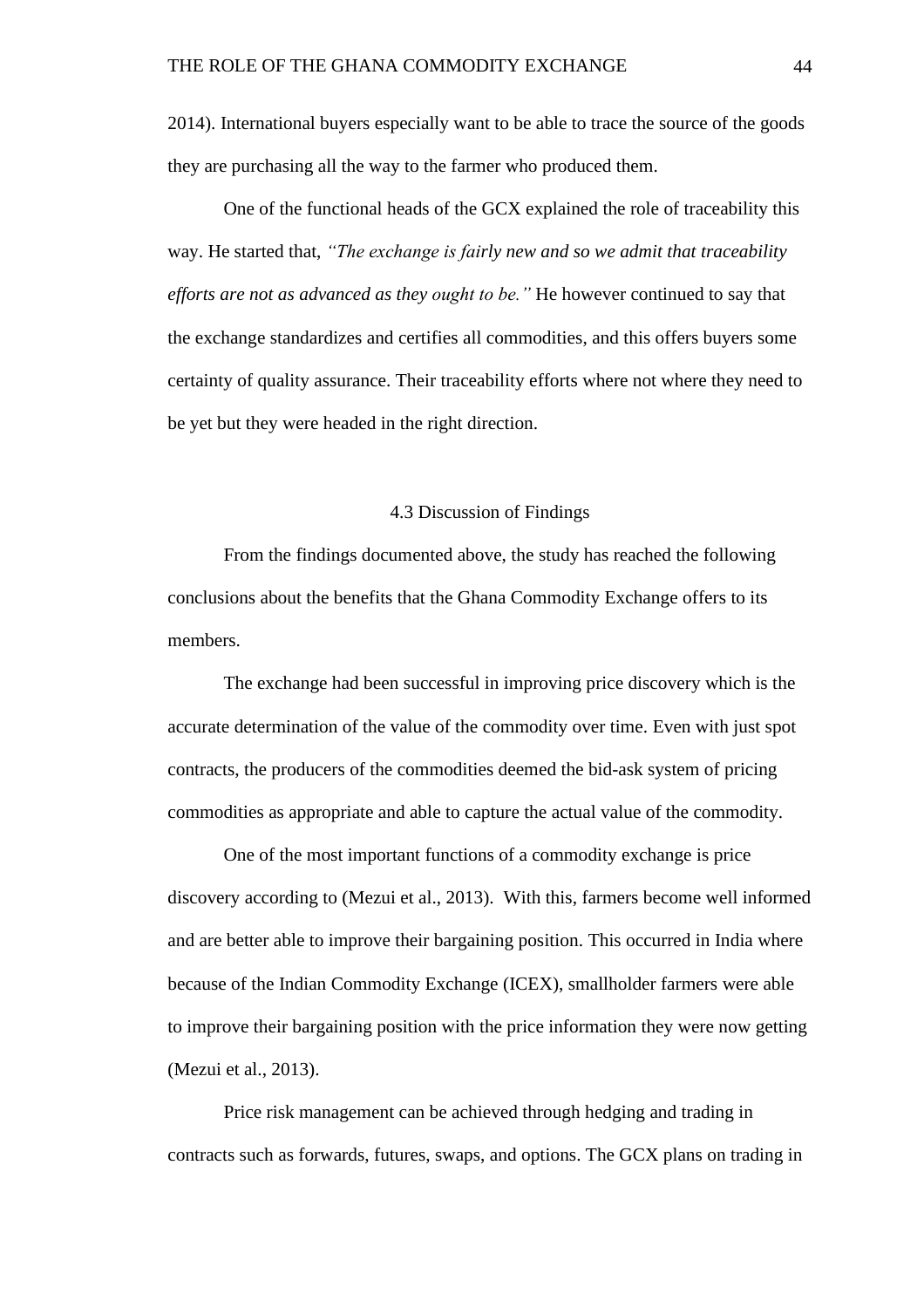2014). International buyers especially want to be able to trace the source of the goods they are purchasing all the way to the farmer who produced them.

One of the functional heads of the GCX explained the role of traceability this way. He started that, *"The exchange is fairly new and so we admit that traceability efforts are not as advanced as they ought to be."* He however continued to say that the exchange standardizes and certifies all commodities, and this offers buyers some certainty of quality assurance. Their traceability efforts where not where they need to be yet but they were headed in the right direction.

## 4.3 Discussion of Findings

From the findings documented above, the study has reached the following conclusions about the benefits that the Ghana Commodity Exchange offers to its members.

The exchange had been successful in improving price discovery which is the accurate determination of the value of the commodity over time. Even with just spot contracts, the producers of the commodities deemed the bid-ask system of pricing commodities as appropriate and able to capture the actual value of the commodity.

One of the most important functions of a commodity exchange is price discovery according to (Mezui et al., 2013). With this, farmers become well informed and are better able to improve their bargaining position. This occurred in India where because of the Indian Commodity Exchange (ICEX), smallholder farmers were able to improve their bargaining position with the price information they were now getting (Mezui et al., 2013).

Price risk management can be achieved through hedging and trading in contracts such as forwards, futures, swaps, and options. The GCX plans on trading in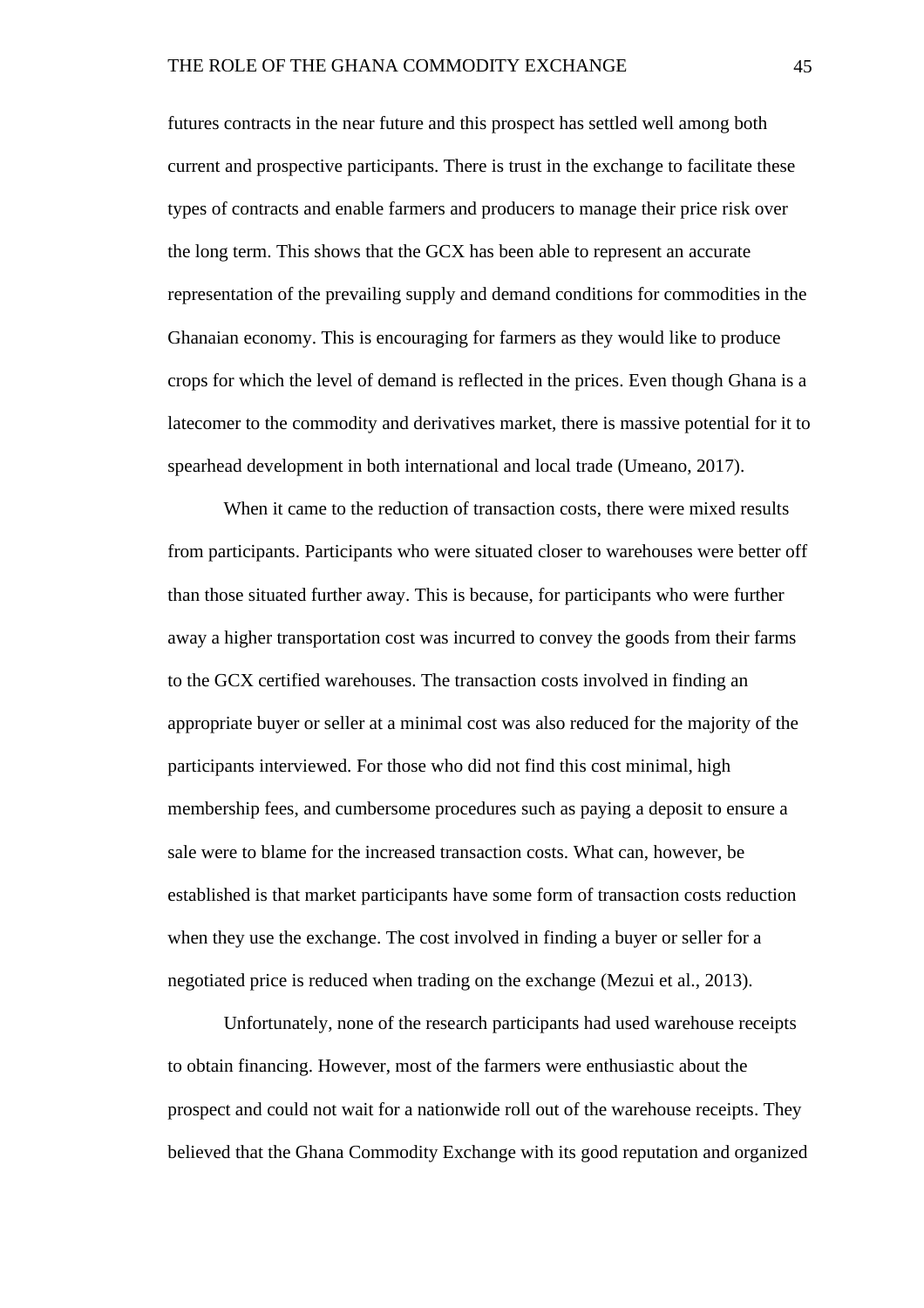futures contracts in the near future and this prospect has settled well among both current and prospective participants. There is trust in the exchange to facilitate these types of contracts and enable farmers and producers to manage their price risk over the long term. This shows that the GCX has been able to represent an accurate representation of the prevailing supply and demand conditions for commodities in the Ghanaian economy. This is encouraging for farmers as they would like to produce crops for which the level of demand is reflected in the prices. Even though Ghana is a latecomer to the commodity and derivatives market, there is massive potential for it to spearhead development in both international and local trade (Umeano, 2017).

When it came to the reduction of transaction costs, there were mixed results from participants. Participants who were situated closer to warehouses were better off than those situated further away. This is because, for participants who were further away a higher transportation cost was incurred to convey the goods from their farms to the GCX certified warehouses. The transaction costs involved in finding an appropriate buyer or seller at a minimal cost was also reduced for the majority of the participants interviewed. For those who did not find this cost minimal, high membership fees, and cumbersome procedures such as paying a deposit to ensure a sale were to blame for the increased transaction costs. What can, however, be established is that market participants have some form of transaction costs reduction when they use the exchange. The cost involved in finding a buyer or seller for a negotiated price is reduced when trading on the exchange (Mezui et al., 2013).

Unfortunately, none of the research participants had used warehouse receipts to obtain financing. However, most of the farmers were enthusiastic about the prospect and could not wait for a nationwide roll out of the warehouse receipts. They believed that the Ghana Commodity Exchange with its good reputation and organized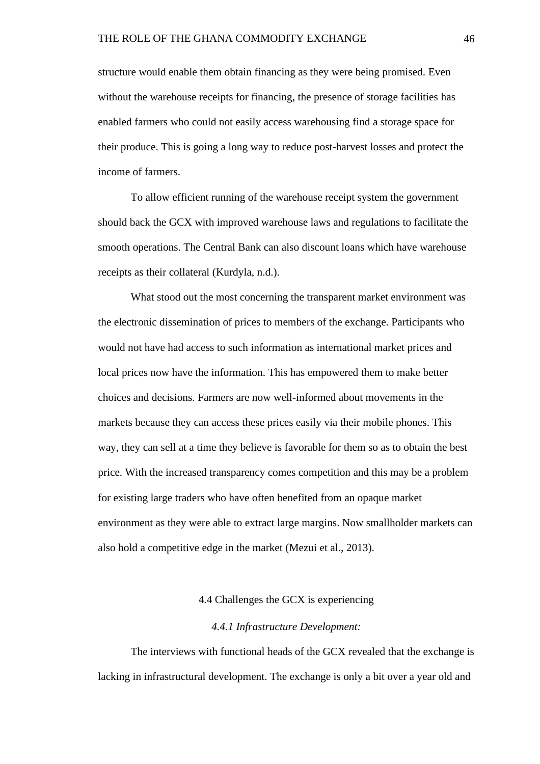structure would enable them obtain financing as they were being promised. Even without the warehouse receipts for financing, the presence of storage facilities has enabled farmers who could not easily access warehousing find a storage space for their produce. This is going a long way to reduce post-harvest losses and protect the income of farmers.

To allow efficient running of the warehouse receipt system the government should back the GCX with improved warehouse laws and regulations to facilitate the smooth operations. The Central Bank can also discount loans which have warehouse receipts as their collateral (Kurdyla, n.d.).

What stood out the most concerning the transparent market environment was the electronic dissemination of prices to members of the exchange. Participants who would not have had access to such information as international market prices and local prices now have the information. This has empowered them to make better choices and decisions. Farmers are now well-informed about movements in the markets because they can access these prices easily via their mobile phones. This way, they can sell at a time they believe is favorable for them so as to obtain the best price. With the increased transparency comes competition and this may be a problem for existing large traders who have often benefited from an opaque market environment as they were able to extract large margins. Now smallholder markets can also hold a competitive edge in the market (Mezui et al., 2013).

## 4.4 Challenges the GCX is experiencing

### *4.4.1 Infrastructure Development:*

The interviews with functional heads of the GCX revealed that the exchange is lacking in infrastructural development. The exchange is only a bit over a year old and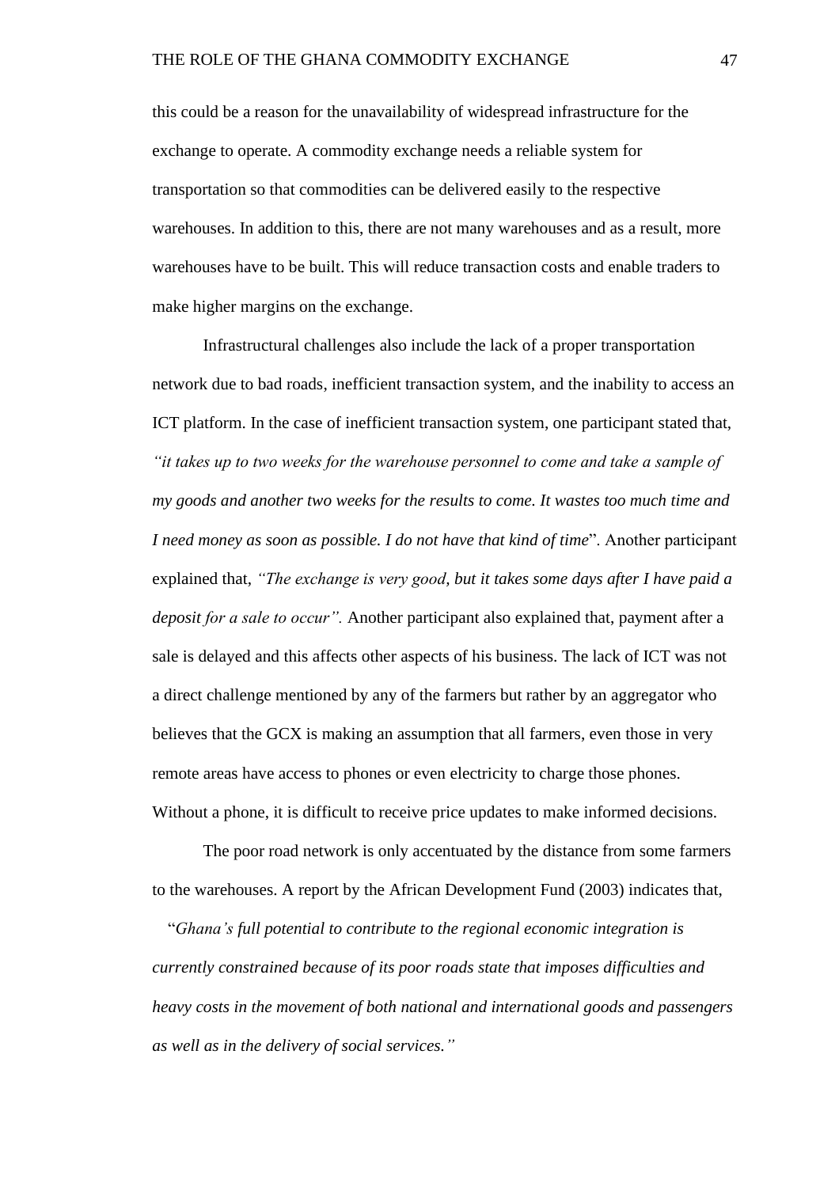this could be a reason for the unavailability of widespread infrastructure for the exchange to operate. A commodity exchange needs a reliable system for transportation so that commodities can be delivered easily to the respective warehouses. In addition to this, there are not many warehouses and as a result, more warehouses have to be built. This will reduce transaction costs and enable traders to make higher margins on the exchange.

Infrastructural challenges also include the lack of a proper transportation network due to bad roads, inefficient transaction system, and the inability to access an ICT platform. In the case of inefficient transaction system, one participant stated that, *"it takes up to two weeks for the warehouse personnel to come and take a sample of my goods and another two weeks for the results to come. It wastes too much time and I need money as soon as possible. I do not have that kind of time*". Another participant explained that, *"The exchange is very good, but it takes some days after I have paid a deposit for a sale to occur".* Another participant also explained that, payment after a sale is delayed and this affects other aspects of his business. The lack of ICT was not a direct challenge mentioned by any of the farmers but rather by an aggregator who believes that the GCX is making an assumption that all farmers, even those in very remote areas have access to phones or even electricity to charge those phones. Without a phone, it is difficult to receive price updates to make informed decisions.

The poor road network is only accentuated by the distance from some farmers to the warehouses. A report by the African Development Fund (2003) indicates that,

> "*Ghana's full potential to contribute to the regional economic integration is currently constrained because of its poor roads state that imposes difficulties and heavy costs in the movement of both national and international goods and passengers as well as in the delivery of social services."*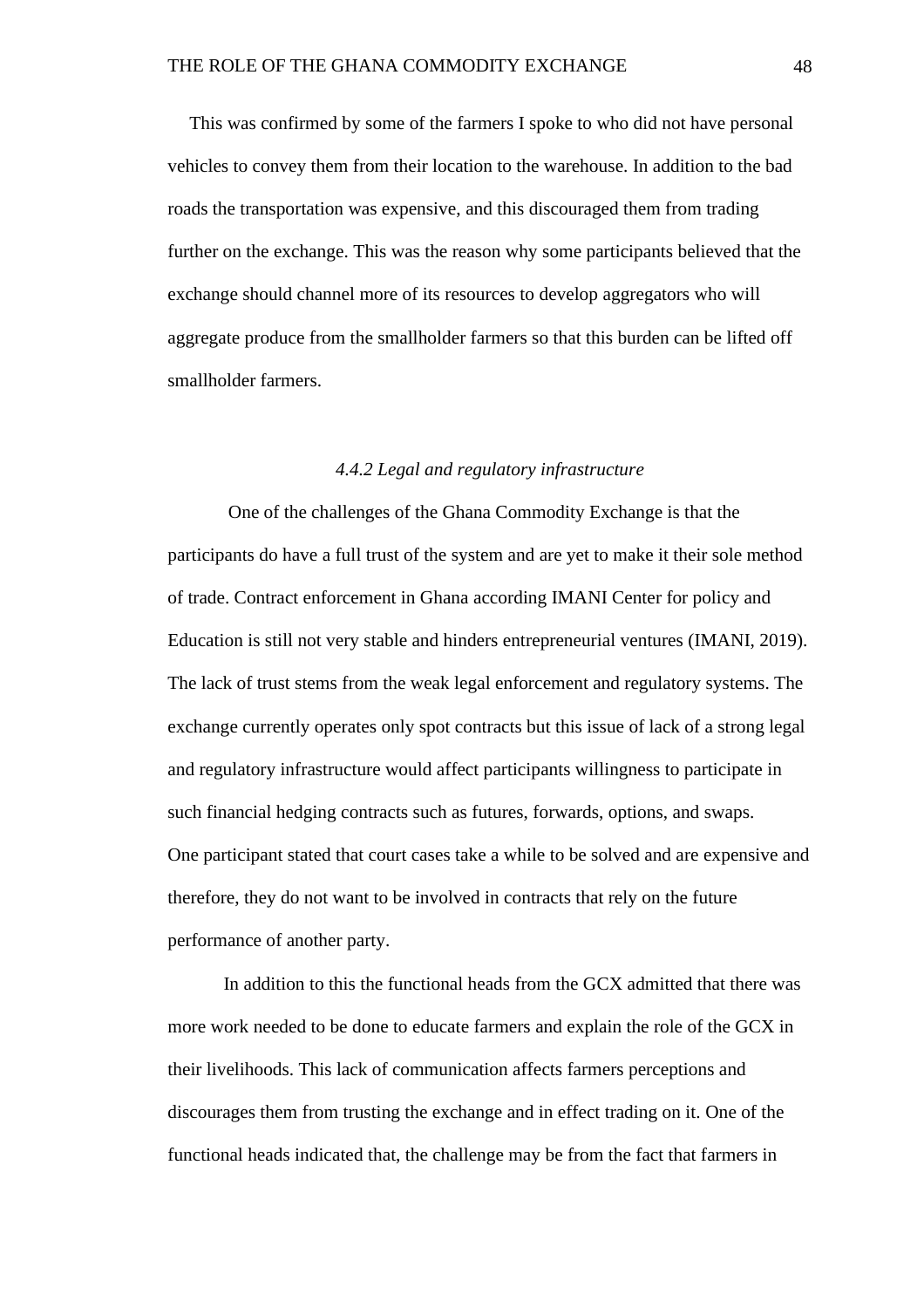This was confirmed by some of the farmers I spoke to who did not have personal vehicles to convey them from their location to the warehouse. In addition to the bad roads the transportation was expensive, and this discouraged them from trading further on the exchange. This was the reason why some participants believed that the exchange should channel more of its resources to develop aggregators who will aggregate produce from the smallholder farmers so that this burden can be lifted off smallholder farmers.

#### *4.4.2 Legal and regulatory infrastructure*

One of the challenges of the Ghana Commodity Exchange is that the participants do have a full trust of the system and are yet to make it their sole method of trade. Contract enforcement in Ghana according IMANI Center for policy and Education is still not very stable and hinders entrepreneurial ventures (IMANI, 2019). The lack of trust stems from the weak legal enforcement and regulatory systems. The exchange currently operates only spot contracts but this issue of lack of a strong legal and regulatory infrastructure would affect participants willingness to participate in such financial hedging contracts such as futures, forwards, options, and swaps. One participant stated that court cases take a while to be solved and are expensive and therefore, they do not want to be involved in contracts that rely on the future performance of another party.

In addition to this the functional heads from the GCX admitted that there was more work needed to be done to educate farmers and explain the role of the GCX in their livelihoods. This lack of communication affects farmers perceptions and discourages them from trusting the exchange and in effect trading on it. One of the functional heads indicated that, the challenge may be from the fact that farmers in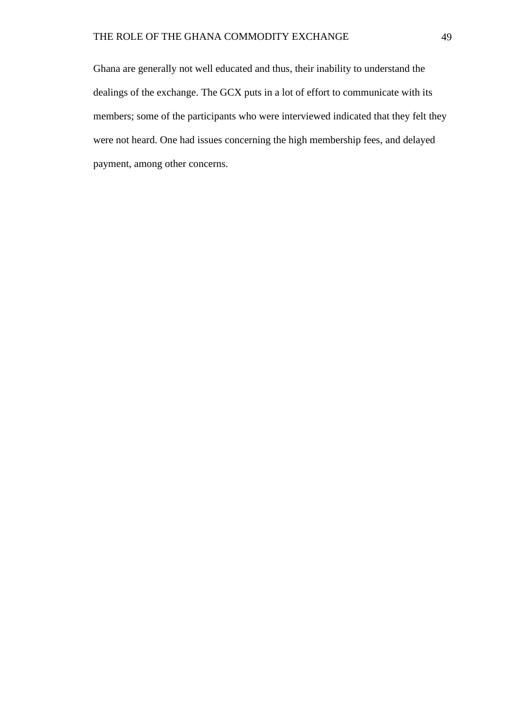Ghana are generally not well educated and thus, their inability to understand the dealings of the exchange. The GCX puts in a lot of effort to communicate with its members; some of the participants who were interviewed indicated that they felt they were not heard. One had issues concerning the high membership fees, and delayed payment, among other concerns.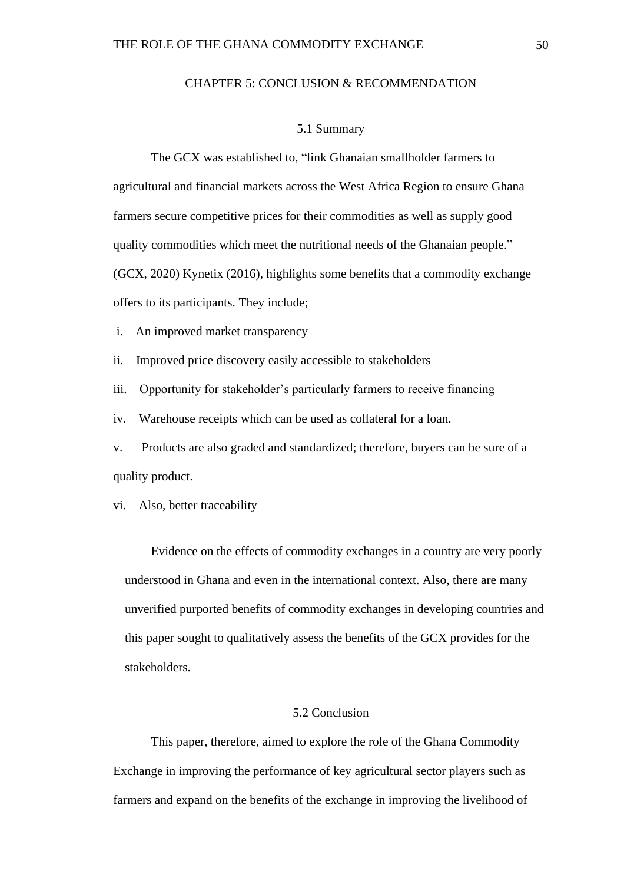# CHAPTER 5: CONCLUSION & RECOMMENDATION

## 5.1 Summary

The GCX was established to, "link Ghanaian smallholder farmers to agricultural and financial markets across the West Africa Region to ensure Ghana farmers secure competitive prices for their commodities as well as supply good quality commodities which meet the nutritional needs of the Ghanaian people." (GCX, 2020) Kynetix (2016), highlights some benefits that a commodity exchange offers to its participants. They include;

i. An improved market transparency

ii. Improved price discovery easily accessible to stakeholders

iii. Opportunity for stakeholder's particularly farmers to receive financing

iv. Warehouse receipts which can be used as collateral for a loan.

v. Products are also graded and standardized; therefore, buyers can be sure of a quality product.

vi. Also, better traceability

Evidence on the effects of commodity exchanges in a country are very poorly understood in Ghana and even in the international context. Also, there are many unverified purported benefits of commodity exchanges in developing countries and this paper sought to qualitatively assess the benefits of the GCX provides for the stakeholders.

## 5.2 Conclusion

This paper, therefore, aimed to explore the role of the Ghana Commodity Exchange in improving the performance of key agricultural sector players such as farmers and expand on the benefits of the exchange in improving the livelihood of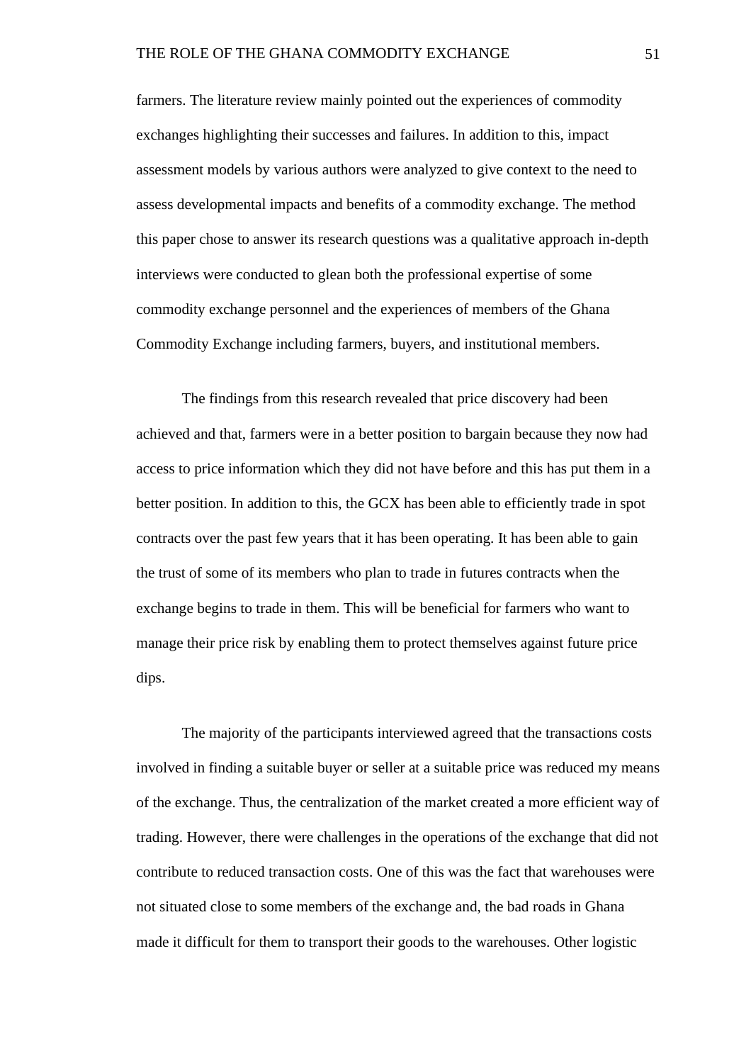farmers. The literature review mainly pointed out the experiences of commodity exchanges highlighting their successes and failures. In addition to this, impact assessment models by various authors were analyzed to give context to the need to assess developmental impacts and benefits of a commodity exchange. The method this paper chose to answer its research questions was a qualitative approach in-depth interviews were conducted to glean both the professional expertise of some commodity exchange personnel and the experiences of members of the Ghana Commodity Exchange including farmers, buyers, and institutional members.

The findings from this research revealed that price discovery had been achieved and that, farmers were in a better position to bargain because they now had access to price information which they did not have before and this has put them in a better position. In addition to this, the GCX has been able to efficiently trade in spot contracts over the past few years that it has been operating. It has been able to gain the trust of some of its members who plan to trade in futures contracts when the exchange begins to trade in them. This will be beneficial for farmers who want to manage their price risk by enabling them to protect themselves against future price dips.

The majority of the participants interviewed agreed that the transactions costs involved in finding a suitable buyer or seller at a suitable price was reduced my means of the exchange. Thus, the centralization of the market created a more efficient way of trading. However, there were challenges in the operations of the exchange that did not contribute to reduced transaction costs. One of this was the fact that warehouses were not situated close to some members of the exchange and, the bad roads in Ghana made it difficult for them to transport their goods to the warehouses. Other logistic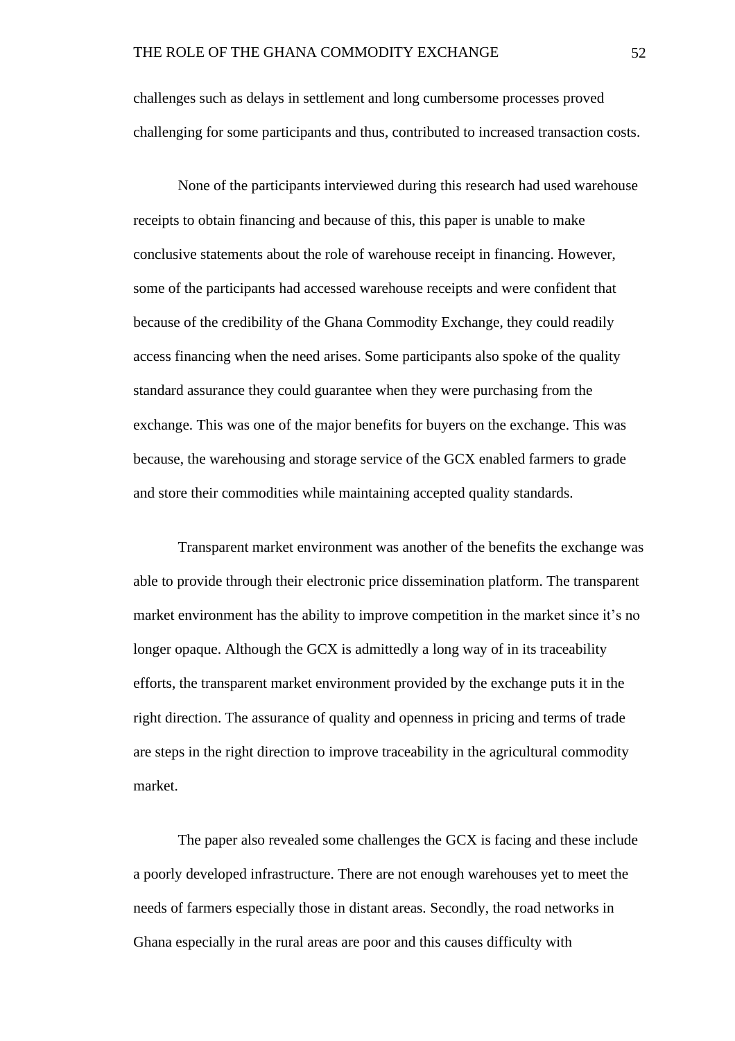challenges such as delays in settlement and long cumbersome processes proved challenging for some participants and thus, contributed to increased transaction costs.

None of the participants interviewed during this research had used warehouse receipts to obtain financing and because of this, this paper is unable to make conclusive statements about the role of warehouse receipt in financing. However, some of the participants had accessed warehouse receipts and were confident that because of the credibility of the Ghana Commodity Exchange, they could readily access financing when the need arises. Some participants also spoke of the quality standard assurance they could guarantee when they were purchasing from the exchange. This was one of the major benefits for buyers on the exchange. This was because, the warehousing and storage service of the GCX enabled farmers to grade and store their commodities while maintaining accepted quality standards.

Transparent market environment was another of the benefits the exchange was able to provide through their electronic price dissemination platform. The transparent market environment has the ability to improve competition in the market since it's no longer opaque. Although the GCX is admittedly a long way of in its traceability efforts, the transparent market environment provided by the exchange puts it in the right direction. The assurance of quality and openness in pricing and terms of trade are steps in the right direction to improve traceability in the agricultural commodity market.

The paper also revealed some challenges the GCX is facing and these include a poorly developed infrastructure. There are not enough warehouses yet to meet the needs of farmers especially those in distant areas. Secondly, the road networks in Ghana especially in the rural areas are poor and this causes difficulty with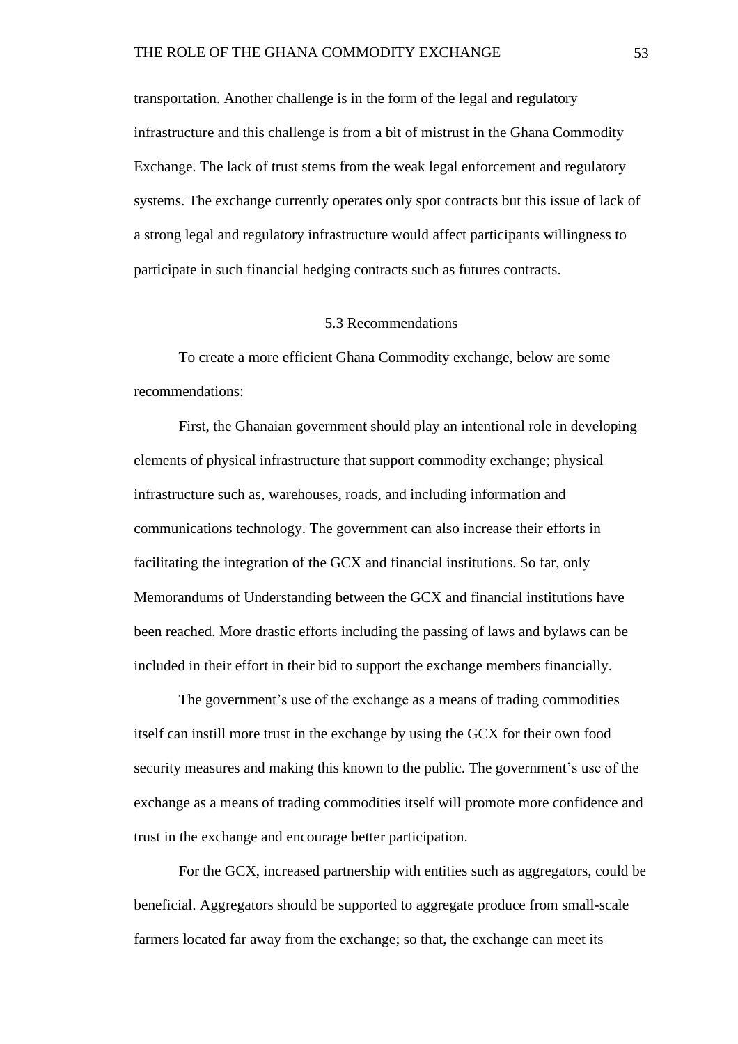transportation. Another challenge is in the form of the legal and regulatory infrastructure and this challenge is from a bit of mistrust in the Ghana Commodity Exchange. The lack of trust stems from the weak legal enforcement and regulatory systems. The exchange currently operates only spot contracts but this issue of lack of a strong legal and regulatory infrastructure would affect participants willingness to participate in such financial hedging contracts such as futures contracts.

## 5.3 Recommendations

To create a more efficient Ghana Commodity exchange, below are some recommendations:

First, the Ghanaian government should play an intentional role in developing elements of physical infrastructure that support commodity exchange; physical infrastructure such as, warehouses, roads, and including information and communications technology. The government can also increase their efforts in facilitating the integration of the GCX and financial institutions. So far, only Memorandums of Understanding between the GCX and financial institutions have been reached. More drastic efforts including the passing of laws and bylaws can be included in their effort in their bid to support the exchange members financially.

The government's use of the exchange as a means of trading commodities itself can instill more trust in the exchange by using the GCX for their own food security measures and making this known to the public. The government's use of the exchange as a means of trading commodities itself will promote more confidence and trust in the exchange and encourage better participation.

For the GCX, increased partnership with entities such as aggregators, could be beneficial. Aggregators should be supported to aggregate produce from small-scale farmers located far away from the exchange; so that, the exchange can meet its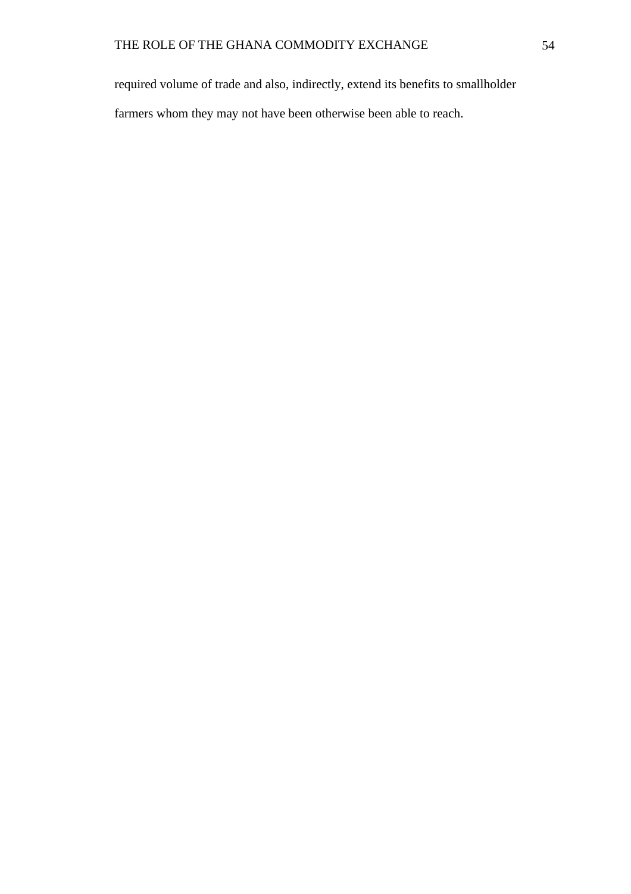required volume of trade and also, indirectly, extend its benefits to smallholder farmers whom they may not have been otherwise been able to reach.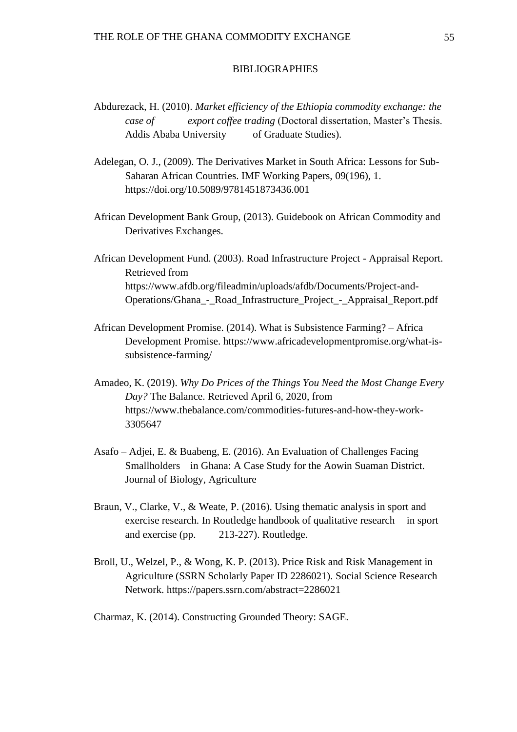# BIBLIOGRAPHIES

Abdurezack, H. (2010). *Market efficiency of the Ethiopia commodity exchange: the case of export coffee trading* (Doctoral dissertation, Master's Thesis. Addis Ababa University of Graduate Studies).

Adelegan, O. J., (2009). The Derivatives Market in South Africa: Lessons for Sub-Saharan African Countries. IMF Working Papers, 09(196), 1. https://doi.org/10.5089/9781451873436.001

African Development Bank Group, (2013). Guidebook on African Commodity and Derivatives Exchanges.

African Development Fund. (2003). Road Infrastructure Project - Appraisal Report. Retrieved from https://www.afdb.org/fileadmin/uploads/afdb/Documents/Project-and-Operations/Ghana_-_Road_Infrastructure_Project_-_Appraisal_Report.pdf

African Development Promise. (2014). What is Subsistence Farming? – Africa Development Promise. https://www.africadevelopmentpromise.org/what-is-subsistence-farming/

Amadeo, K. (2019). *Why Do Prices of the Things You Need the Most Change Every Day?* The Balance. Retrieved April 6, 2020, from https://www.thebalance.com/commodities-futures-and-how-they-work-3305647

Asafo – Adjei, E. & Buabeng, E. (2016). An Evaluation of Challenges Facing Smallholders in Ghana: A Case Study for the Aowin Suaman District. Journal of Biology, Agriculture

Braun, V., Clarke, V., & Weate, P. (2016). Using thematic analysis in sport and exercise research. In Routledge handbook of qualitative research in sport and exercise (pp. 213-227). Routledge.

Broll, U., Welzel, P., & Wong, K. P. (2013). Price Risk and Risk Management in Agriculture (SSRN Scholarly Paper ID 2286021). Social Science Research Network. https://papers.ssrn.com/abstract=2286021

Charmaz, K. (2014). Constructing Grounded Theory: SAGE.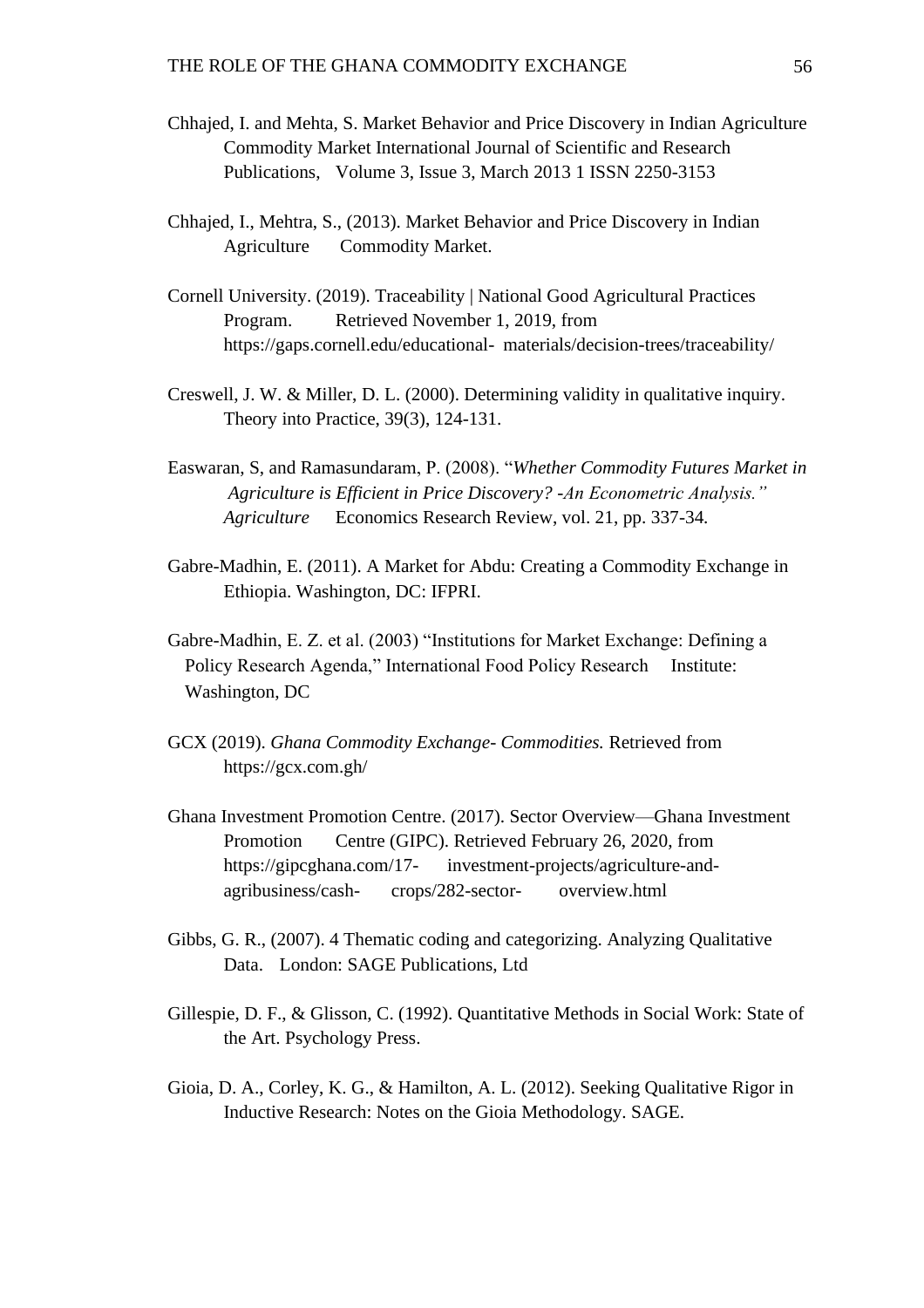Chhajed, I. and Mehta, S. Market Behavior and Price Discovery in Indian Agriculture Commodity Market International Journal of Scientific and Research Publications, Volume 3, Issue 3, March 2013 1 ISSN 2250-3153

Chhajed, I., Mehtra, S., (2013). Market Behavior and Price Discovery in Indian Agriculture Commodity Market.

Cornell University. (2019). Traceability | National Good Agricultural Practices Program. Retrieved November 1, 2019, from https://gaps.cornell.edu/educational- materials/decision-trees/traceability/

Creswell, J. W. & Miller, D. L. (2000). Determining validity in qualitative inquiry. Theory into Practice, 39(3), 124-131.

Easwaran, S, and Ramasundaram, P. (2008). "*Whether Commodity Futures Market in Agriculture is Efficient in Price Discovery? -An Econometric Analysis." Agriculture* Economics Research Review, vol. 21, pp. 337-34.

Gabre-Madhin, E. (2011). A Market for Abdu: Creating a Commodity Exchange in Ethiopia. Washington, DC: IFPRI.

Gabre-Madhin, E. Z. et al. (2003) "Institutions for Market Exchange: Defining a Policy Research Agenda," International Food Policy Research Institute: Washington, DC

GCX (2019). *Ghana Commodity Exchange- Commodities.* Retrieved from https://gcx.com.gh/

Ghana Investment Promotion Centre. (2017). Sector Overview—Ghana Investment Promotion Centre (GIPC). Retrieved February 26, 2020, from https://gipcghana.com/17- investment-projects/agriculture-and-agribusiness/cash- crops/282-sector- overview.html

Gibbs, G. R., (2007). 4 Thematic coding and categorizing. Analyzing Qualitative Data. London: SAGE Publications, Ltd

Gillespie, D. F., & Glisson, C. (1992). Quantitative Methods in Social Work: State of the Art. Psychology Press.

Gioia, D. A., Corley, K. G., & Hamilton, A. L. (2012). Seeking Qualitative Rigor in Inductive Research: Notes on the Gioia Methodology. SAGE.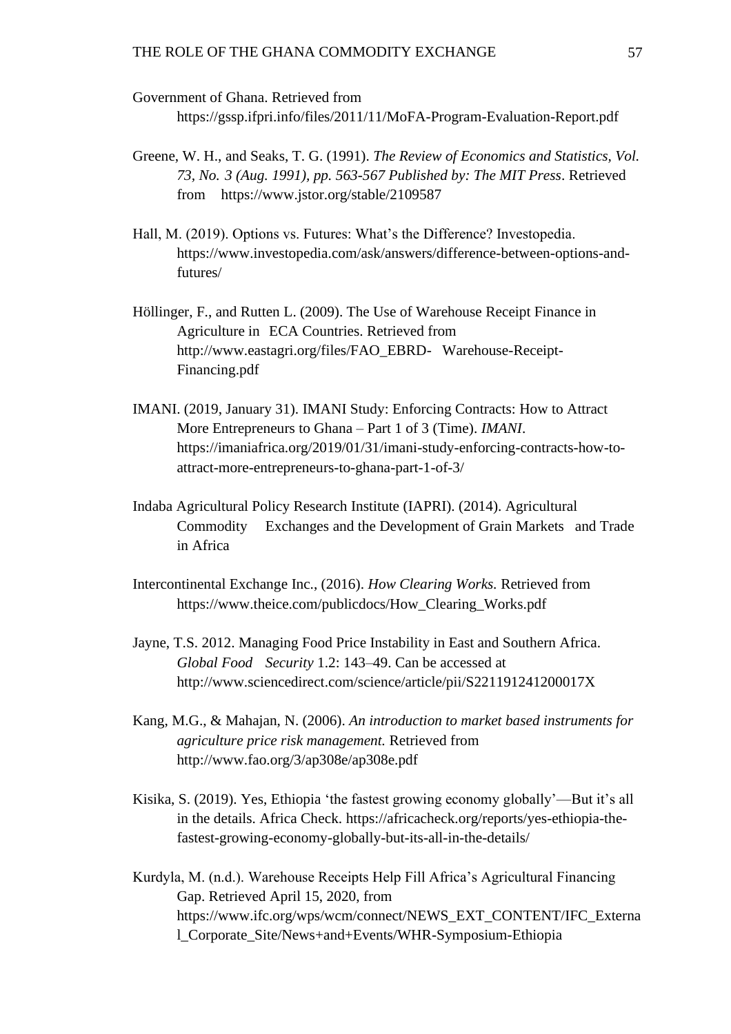Government of Ghana. Retrieved from https://gssp.ifpri.info/files/2011/11/MoFA-Program-Evaluation-Report.pdf

Greene, W. H., and Seaks, T. G. (1991). *The Review of Economics and Statistics, Vol. 73, No. 3 (Aug. 1991), pp. 563-567 Published by: The MIT Press*. Retrieved from https://www.jstor.org/stable/2109587

Hall, M. (2019). Options vs. Futures: What's the Difference? Investopedia. https://www.investopedia.com/ask/answers/difference-between-options-and-futures/

Höllinger, F., and Rutten L. (2009). The Use of Warehouse Receipt Finance in Agriculture in ECA Countries. Retrieved from http://www.eastagri.org/files/FAO_EBRD- Warehouse-Receipt-Financing.pdf

IMANI. (2019, January 31). IMANI Study: Enforcing Contracts: How to Attract More Entrepreneurs to Ghana – Part 1 of 3 (Time). *IMANI*. https://imaniafrica.org/2019/01/31/imani-study-enforcing-contracts-how-to-attract-more-entrepreneurs-to-ghana-part-1-of-3/

Indaba Agricultural Policy Research Institute (IAPRI). (2014). Agricultural Commodity Exchanges and the Development of Grain Markets and Trade in Africa

Intercontinental Exchange Inc., (2016). *How Clearing Works.* Retrieved from https://www.theice.com/publicdocs/How_Clearing_Works.pdf

Jayne, T.S. 2012. Managing Food Price Instability in East and Southern Africa. *Global Food Security* 1.2: 143–49. Can be accessed at http://www.sciencedirect.com/science/article/pii/S221191241200017X

Kang, M.G., & Mahajan, N. (2006). *An introduction to market based instruments for agriculture price risk management.* Retrieved from http://www.fao.org/3/ap308e/ap308e.pdf

Kisika, S. (2019). Yes, Ethiopia 'the fastest growing economy globally'—But it's all in the details. Africa Check. https://africacheck.org/reports/yes-ethiopia-the-fastest-growing-economy-globally-but-its-all-in-the-details/

Kurdyla, M. (n.d.). Warehouse Receipts Help Fill Africa's Agricultural Financing Gap. Retrieved April 15, 2020, from https://www.ifc.org/wps/wcm/connect/NEWS_EXT_CONTENT/IFC_External_Corporate_Site/News+and+Events/WHR-Symposium-Ethiopia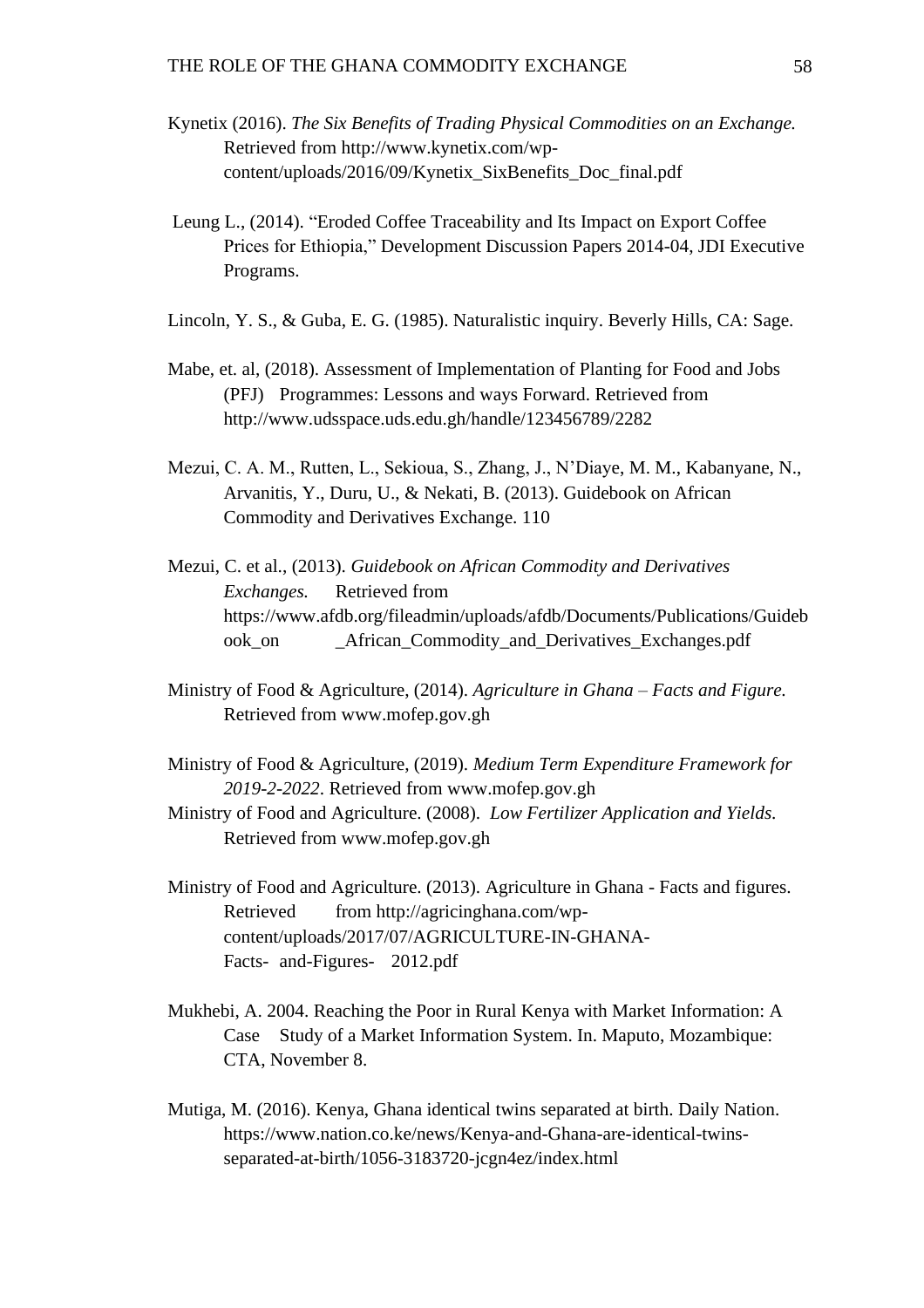Kynetix (2016). *The Six Benefits of Trading Physical Commodities on an Exchange.* Retrieved from http://www.kynetix.com/wp-content/uploads/2016/09/Kynetix_SixBenefits_Doc_final.pdf

Leung L., (2014). "Eroded Coffee Traceability and Its Impact on Export Coffee Prices for Ethiopia," Development Discussion Papers 2014-04, JDI Executive Programs.

Lincoln, Y. S., & Guba, E. G. (1985). Naturalistic inquiry. Beverly Hills, CA: Sage.

Mabe, et. al, (2018). Assessment of Implementation of Planting for Food and Jobs (PFJ) Programmes: Lessons and ways Forward. Retrieved from http://www.udsspace.uds.edu.gh/handle/123456789/2282

Mezui, C. A. M., Rutten, L., Sekioua, S., Zhang, J., N'Diaye, M. M., Kabanyane, N., Arvanitis, Y., Duru, U., & Nekati, B. (2013). Guidebook on African Commodity and Derivatives Exchange. 110

Mezui, C. et al., (2013). *Guidebook on African Commodity and Derivatives Exchanges.* Retrieved from https://www.afdb.org/fileadmin/uploads/afdb/Documents/Publications/Guidebook_on _African_Commodity_and_Derivatives_Exchanges.pdf

Ministry of Food & Agriculture, (2014). *Agriculture in Ghana – Facts and Figure.* Retrieved from www.mofep.gov.gh

Ministry of Food & Agriculture, (2019). *Medium Term Expenditure Framework for 2019-2-2022*. Retrieved from www.mofep.gov.gh

Ministry of Food and Agriculture. (2008). *Low Fertilizer Application and Yields.* Retrieved from www.mofep.gov.gh

Ministry of Food and Agriculture. (2013). Agriculture in Ghana - Facts and figures. Retrieved from http://agricinghana.com/wp-content/uploads/2017/07/AGRICULTURE-IN-GHANA-Facts- and-Figures- 2012.pdf

Mukhebi, A. 2004. Reaching the Poor in Rural Kenya with Market Information: A Case Study of a Market Information System. In. Maputo, Mozambique: CTA, November 8.

Mutiga, M. (2016). Kenya, Ghana identical twins separated at birth. Daily Nation. https://www.nation.co.ke/news/Kenya-and-Ghana-are-identical-twins-separated-at-birth/1056-3183720-jcgn4ez/index.html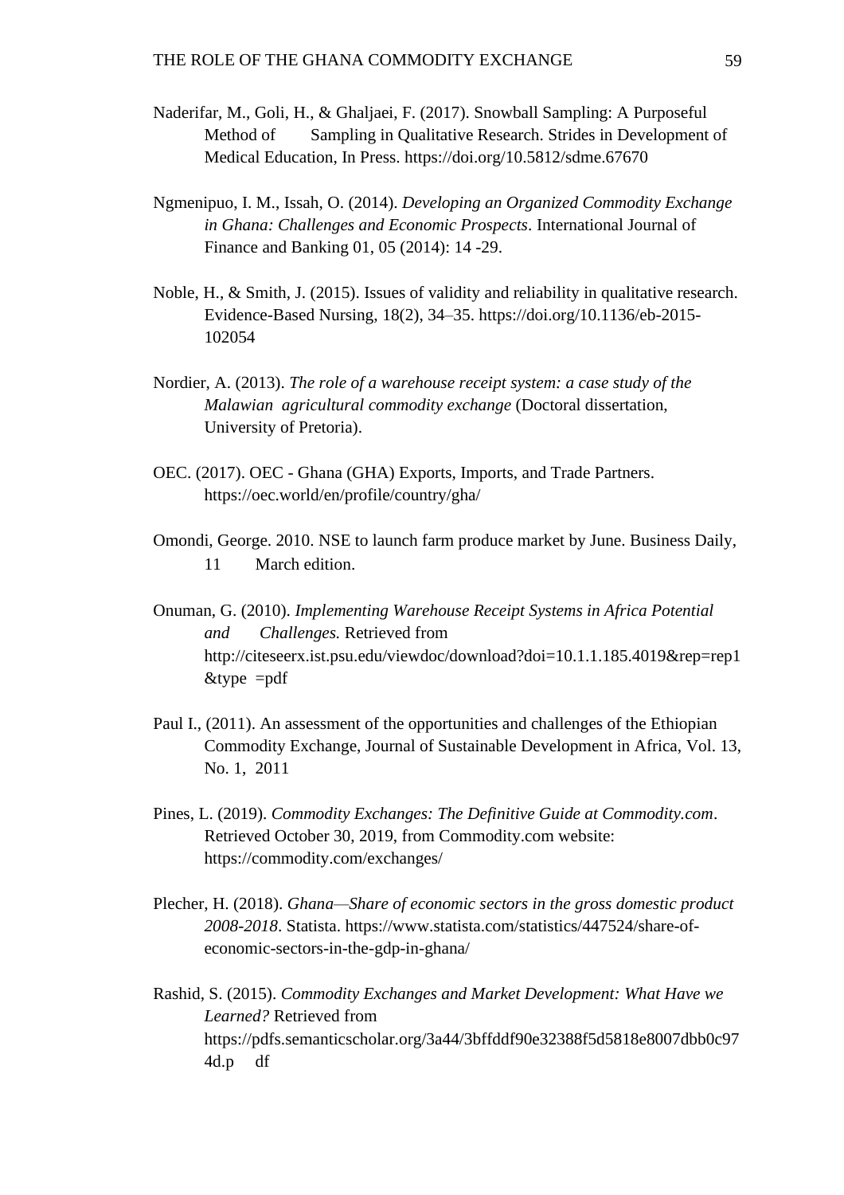Naderifar, M., Goli, H., & Ghaljaei, F. (2017). Snowball Sampling: A Purposeful Method of Sampling in Qualitative Research. Strides in Development of Medical Education, In Press. https://doi.org/10.5812/sdme.67670

Ngmenipuo, I. M., Issah, O. (2014). *Developing an Organized Commodity Exchange in Ghana: Challenges and Economic Prospects*. International Journal of Finance and Banking 01, 05 (2014): 14 -29.

Noble, H., & Smith, J. (2015). Issues of validity and reliability in qualitative research. Evidence-Based Nursing, 18(2), 34–35. https://doi.org/10.1136/eb-2015-102054

Nordier, A. (2013). *The role of a warehouse receipt system: a case study of the Malawian agricultural commodity exchange* (Doctoral dissertation, University of Pretoria).

OEC. (2017). OEC - Ghana (GHA) Exports, Imports, and Trade Partners. https://oec.world/en/profile/country/gha/

Omondi, George. 2010. NSE to launch farm produce market by June. Business Daily, 11 March edition.

Onuman, G. (2010). *Implementing Warehouse Receipt Systems in Africa Potential and Challenges.* Retrieved from http://citeseerx.ist.psu.edu/viewdoc/download?doi=10.1.1.185.4019&rep=rep1&type =pdf

Paul I., (2011). An assessment of the opportunities and challenges of the Ethiopian Commodity Exchange, Journal of Sustainable Development in Africa, Vol. 13, No. 1, 2011

Pines, L. (2019). *Commodity Exchanges: The Definitive Guide at Commodity.com*. Retrieved October 30, 2019, from Commodity.com website: https://commodity.com/exchanges/

Plecher, H. (2018). *Ghana—Share of economic sectors in the gross domestic product 2008-2018*. Statista. https://www.statista.com/statistics/447524/share-of-economic-sectors-in-the-gdp-in-ghana/

Rashid, S. (2015). *Commodity Exchanges and Market Development: What Have we Learned?* Retrieved from https://pdfs.semanticscholar.org/3a44/3bffddf90e32388f5d5818e8007dbb0c974d.p df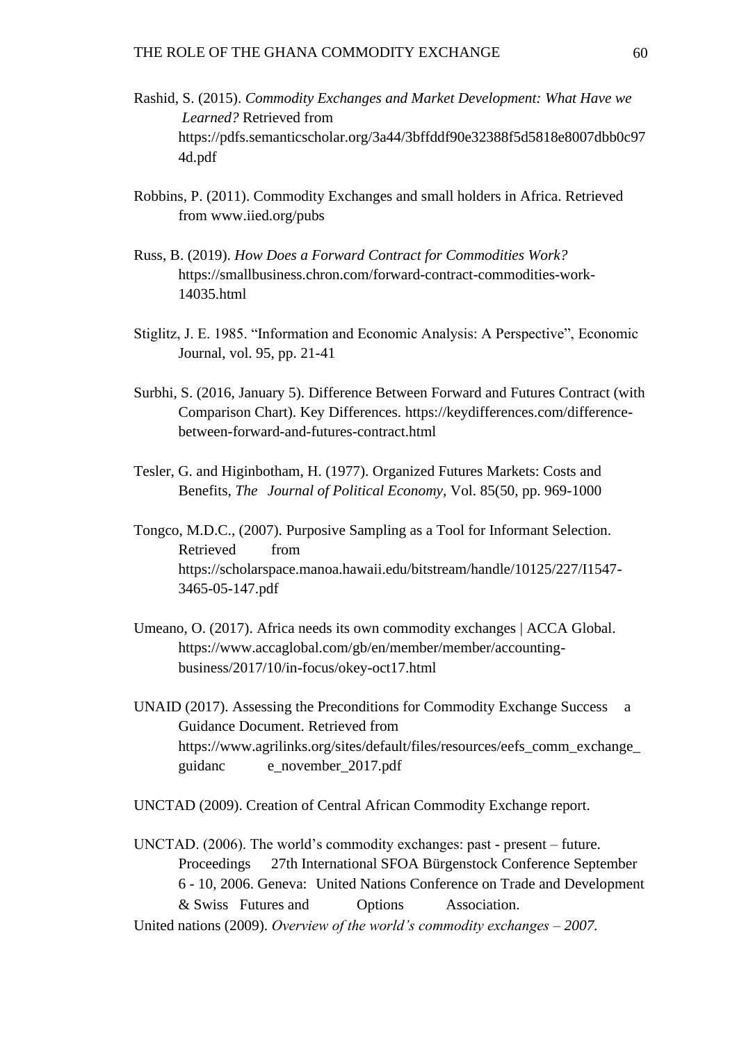Rashid, S. (2015). *Commodity Exchanges and Market Development: What Have we Learned?* Retrieved from https://pdfs.semanticscholar.org/3a44/3bffddf90e32388f5d5818e8007dbb0c974d.pdf

Robbins, P. (2011). Commodity Exchanges and small holders in Africa. Retrieved from www.iied.org/pubs

Russ, B. (2019). *How Does a Forward Contract for Commodities Work?* https://smallbusiness.chron.com/forward-contract-commodities-work-14035.html

Stiglitz, J. E. 1985. "Information and Economic Analysis: A Perspective", Economic Journal, vol. 95, pp. 21-41

Surbhi, S. (2016, January 5). Difference Between Forward and Futures Contract (with Comparison Chart). Key Differences. https://keydifferences.com/difference-between-forward-and-futures-contract.html

Tesler, G. and Higinbotham, H. (1977). Organized Futures Markets: Costs and Benefits, *The Journal of Political Economy*, Vol. 85(50, pp. 969-1000

Tongco, M.D.C., (2007). Purposive Sampling as a Tool for Informant Selection. Retrieved from https://scholarspace.manoa.hawaii.edu/bitstream/handle/10125/227/I1547-3465-05-147.pdf

Umeano, O. (2017). Africa needs its own commodity exchanges | ACCA Global. https://www.accaglobal.com/gb/en/member/member/accounting-business/2017/10/in-focus/okey-oct17.html

UNAID (2017). Assessing the Preconditions for Commodity Exchange Success a Guidance Document. Retrieved from https://www.agrilinks.org/sites/default/files/resources/eefs_comm_exchange_guidanc e_november_2017.pdf

UNCTAD (2009). Creation of Central African Commodity Exchange report.

UNCTAD. (2006). The world's commodity exchanges: past - present – future. Proceedings 27th International SFOA Bürgenstock Conference September 6 - 10, 2006. Geneva: United Nations Conference on Trade and Development & Swiss Futures and Options Association.

United nations (2009). *Overview of the world's commodity exchanges – 2007.*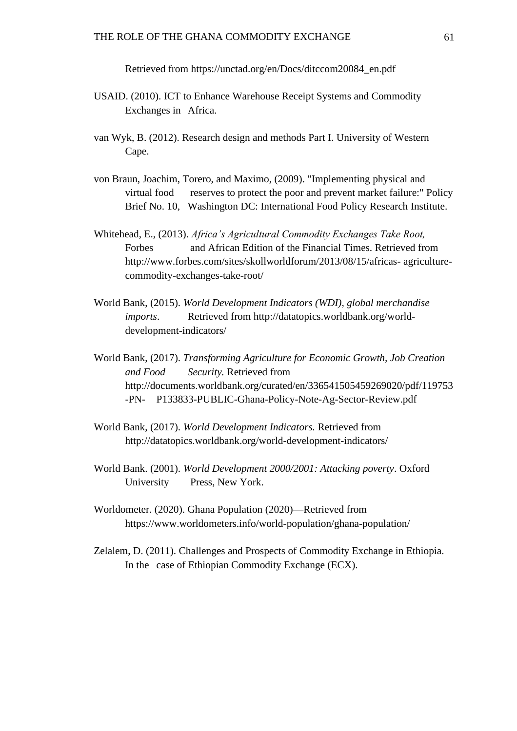Retrieved from https://unctad.org/en/Docs/ditccom20084_en.pdf

USAID. (2010). ICT to Enhance Warehouse Receipt Systems and Commodity Exchanges in Africa.

van Wyk, B. (2012). Research design and methods Part I. University of Western Cape.

von Braun, Joachim, Torero, and Maximo, (2009). "Implementing physical and virtual food reserves to protect the poor and prevent market failure:" Policy Brief No. 10, Washington DC: International Food Policy Research Institute.

Whitehead, E., (2013). *Africa's Agricultural Commodity Exchanges Take Root,* Forbes and African Edition of the Financial Times. Retrieved from http://www.forbes.com/sites/skollworldforum/2013/08/15/africas- agriculture-commodity-exchanges-take-root/

World Bank, (2015). *World Development Indicators (WDI), global merchandise imports*. Retrieved from http://datatopics.worldbank.org/world-development-indicators/

World Bank, (2017). *Transforming Agriculture for Economic Growth, Job Creation and Food Security.* Retrieved from http://documents.worldbank.org/curated/en/336541505459269020/pdf/119753-PN- P133833-PUBLIC-Ghana-Policy-Note-Ag-Sector-Review.pdf

World Bank, (2017). *World Development Indicators.* Retrieved from http://datatopics.worldbank.org/world-development-indicators/

World Bank. (2001). *World Development 2000/2001: Attacking poverty*. Oxford University Press, New York.

Worldometer. (2020). Ghana Population (2020)—Retrieved from https://www.worldometers.info/world-population/ghana-population/

Zelalem, D. (2011). Challenges and Prospects of Commodity Exchange in Ethiopia. In the case of Ethiopian Commodity Exchange (ECX).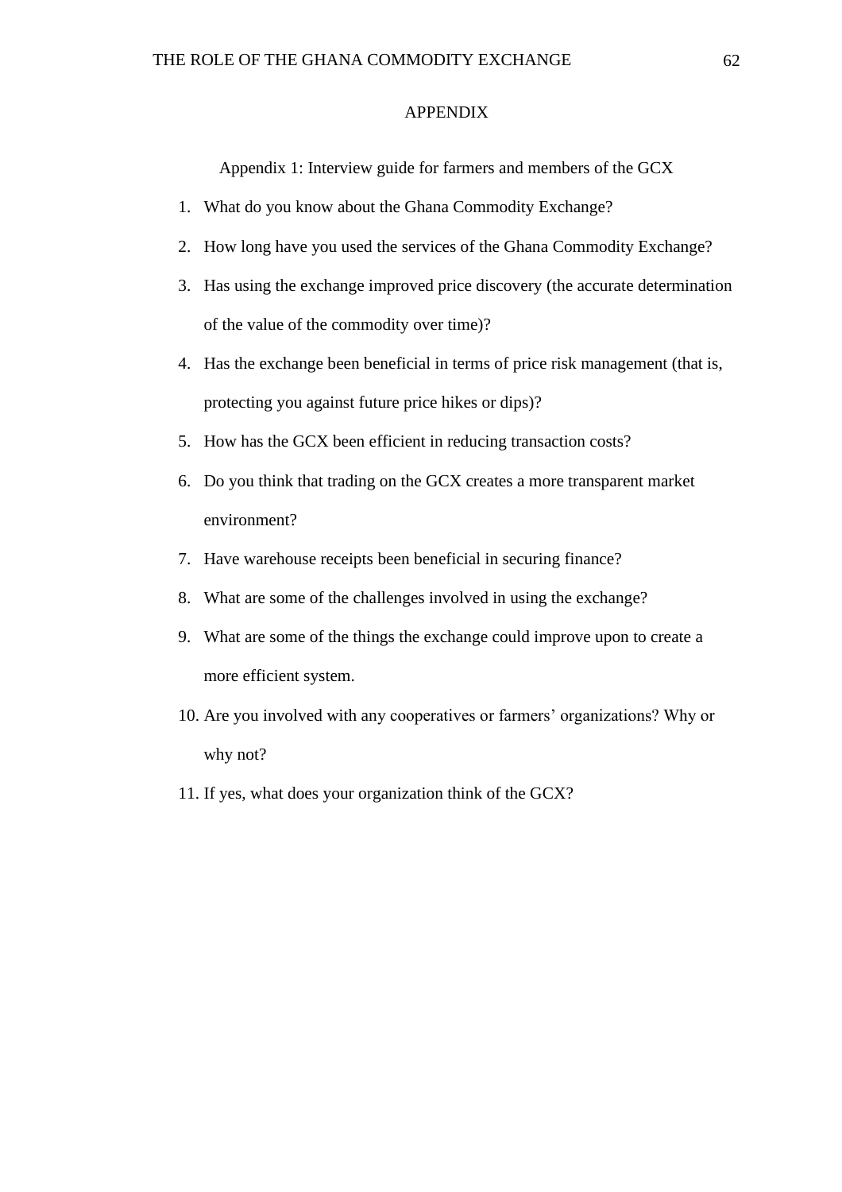# APPENDIX

## Appendix 1: Interview guide for farmers and members of the GCX

1. What do you know about the Ghana Commodity Exchange?
2. How long have you used the services of the Ghana Commodity Exchange?
3. Has using the exchange improved price discovery (the accurate determination of the value of the commodity over time)?
4. Has the exchange been beneficial in terms of price risk management (that is, protecting you against future price hikes or dips)?
5. How has the GCX been efficient in reducing transaction costs?
6. Do you think that trading on the GCX creates a more transparent market environment?
7. Have warehouse receipts been beneficial in securing finance?
8. What are some of the challenges involved in using the exchange?
9. What are some of the things the exchange could improve upon to create a more efficient system.
10. Are you involved with any cooperatives or farmers' organizations? Why or why not?
11. If yes, what does your organization think of the GCX?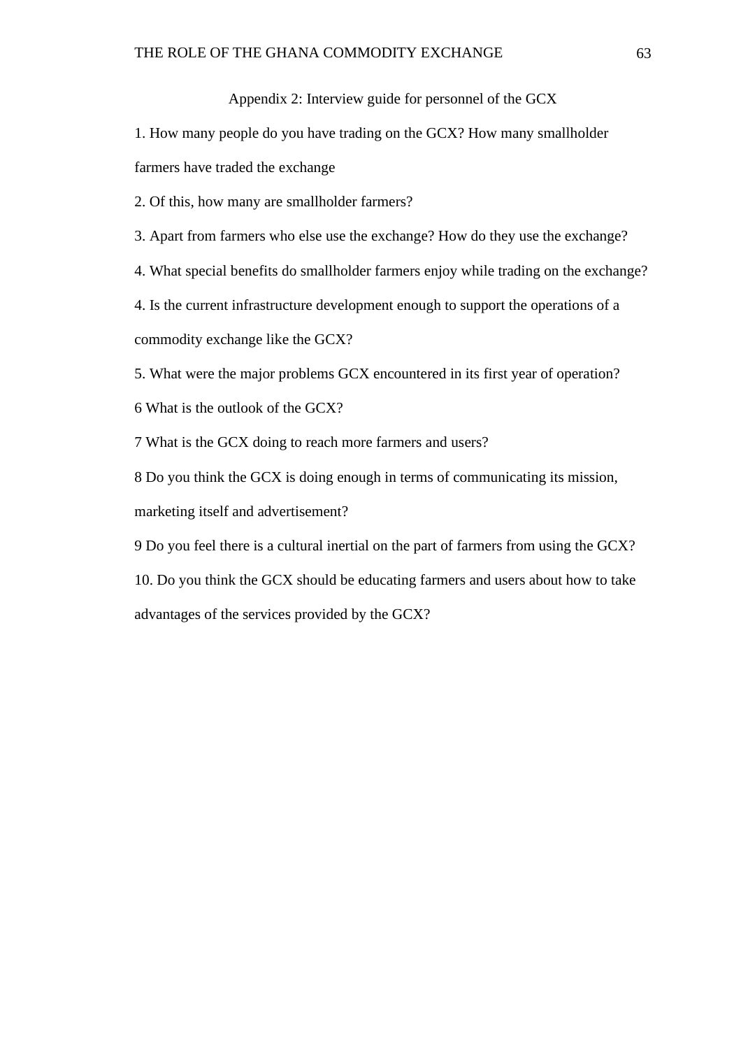Appendix 2: Interview guide for personnel of the GCX

1. How many people do you have trading on the GCX? How many smallholder farmers have traded the exchange

2. Of this, how many are smallholder farmers?

3. Apart from farmers who else use the exchange? How do they use the exchange?

4. What special benefits do smallholder farmers enjoy while trading on the exchange?

4. Is the current infrastructure development enough to support the operations of a commodity exchange like the GCX?

5. What were the major problems GCX encountered in its first year of operation?

6 What is the outlook of the GCX?

7 What is the GCX doing to reach more farmers and users?

8 Do you think the GCX is doing enough in terms of communicating its mission, marketing itself and advertisement?

9 Do you feel there is a cultural inertial on the part of farmers from using the GCX?

10. Do you think the GCX should be educating farmers and users about how to take advantages of the services provided by the GCX?